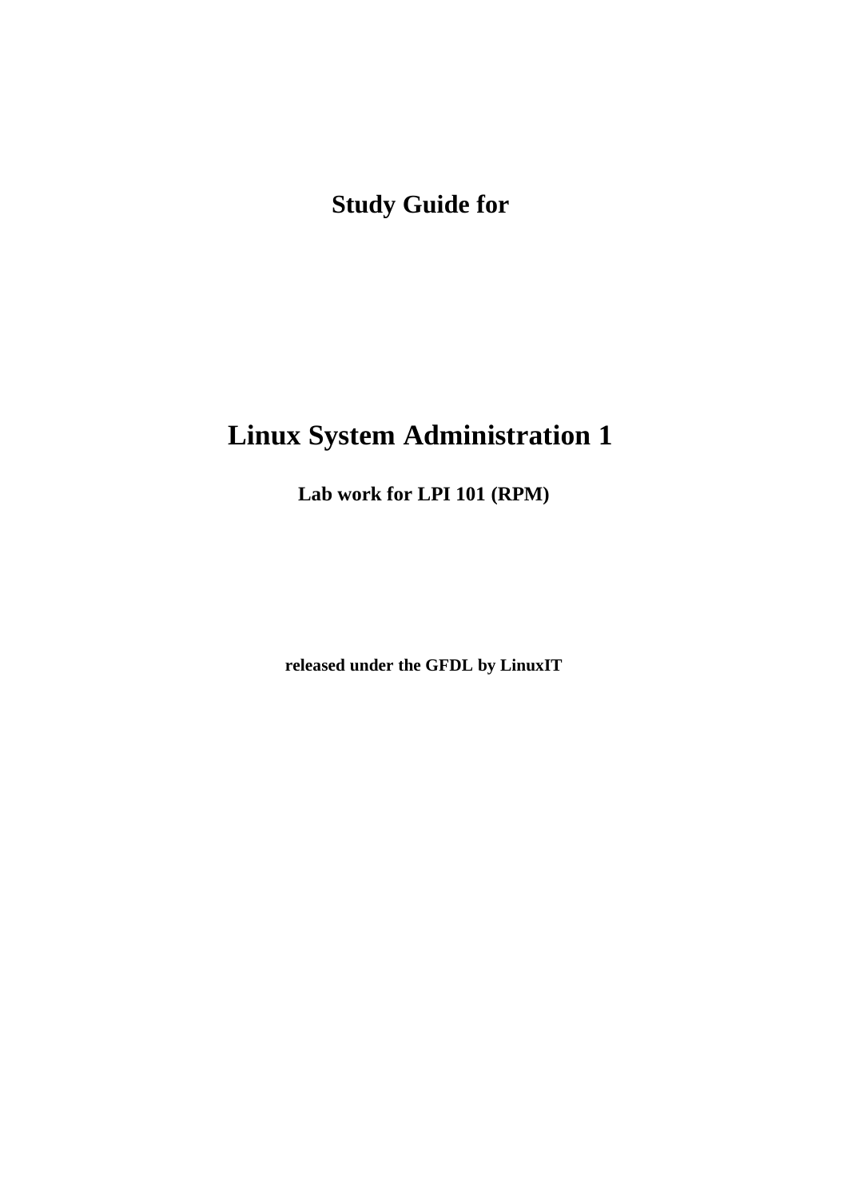# Study Guide for

# Linux System Administration 1

## Lab work for LPI 101 (RPM)

**released under the GFDL by LinuxIT**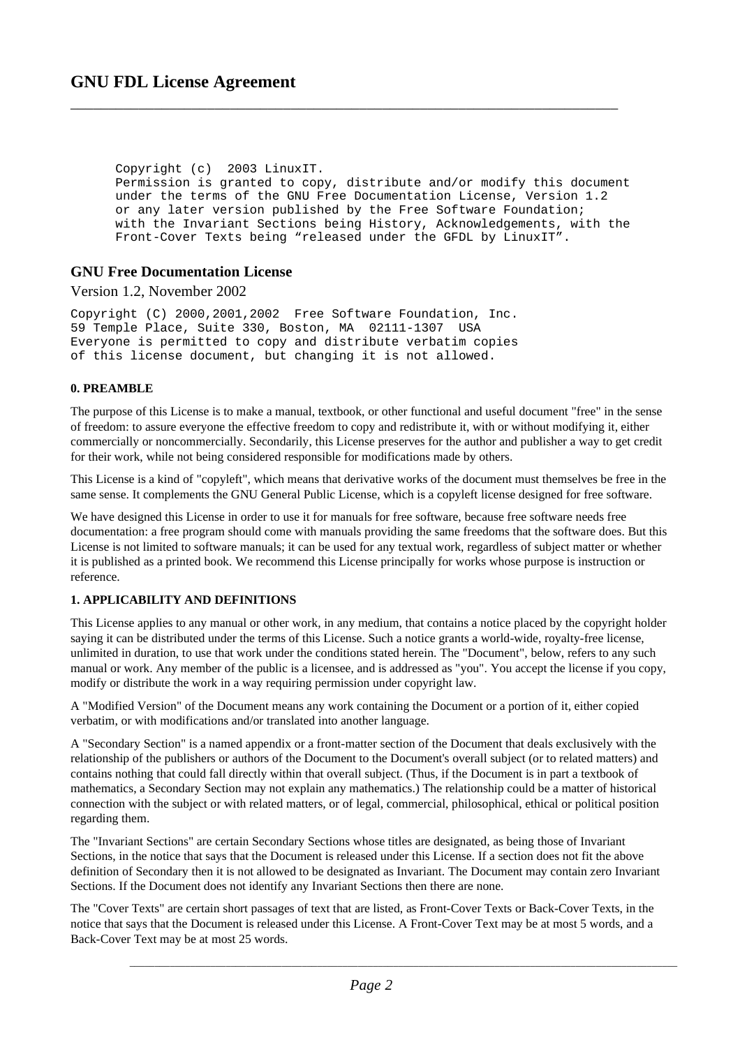# GNU FDL License Agreement

```
Copyright (c)  2003 LinuxIT.
Permission is granted to copy, distribute and/or modify this document
under the terms of the GNU Free Documentation License, Version 1.2
or any later version published by the Free Software Foundation;
with the Invariant Sections being History, Acknowledgements, with the
Front-Cover Texts being “released under the GFDL by LinuxIT”.
```

## GNU Free Documentation License

Version 1.2, November 2002

```
Copyright (C) 2000,2001,2002  Free Software Foundation, Inc.
59 Temple Place, Suite 330, Boston, MA  02111-1307  USA
Everyone is permitted to copy and distribute verbatim copies
of this license document, but changing it is not allowed.
```

#### 0. PREAMBLE

The purpose of this License is to make a manual, textbook, or other functional and useful document "free" in the sense of freedom: to assure everyone the effective freedom to copy and redistribute it, with or without modifying it, either commercially or noncommercially. Secondarily, this License preserves for the author and publisher a way to get credit for their work, while not being considered responsible for modifications made by others.

This License is a kind of "copyleft", which means that derivative works of the document must themselves be free in the same sense. It complements the GNU General Public License, which is a copyleft license designed for free software.

We have designed this License in order to use it for manuals for free software, because free software needs free documentation: a free program should come with manuals providing the same freedoms that the software does. But this License is not limited to software manuals; it can be used for any textual work, regardless of subject matter or whether it is published as a printed book. We recommend this License principally for works whose purpose is instruction or reference.

#### 1. APPLICABILITY AND DEFINITIONS

This License applies to any manual or other work, in any medium, that contains a notice placed by the copyright holder saying it can be distributed under the terms of this License. Such a notice grants a world-wide, royalty-free license, unlimited in duration, to use that work under the conditions stated herein. The "Document", below, refers to any such manual or work. Any member of the public is a licensee, and is addressed as "you". You accept the license if you copy, modify or distribute the work in a way requiring permission under copyright law.

A "Modified Version" of the Document means any work containing the Document or a portion of it, either copied verbatim, or with modifications and/or translated into another language.

A "Secondary Section" is a named appendix or a front-matter section of the Document that deals exclusively with the relationship of the publishers or authors of the Document to the Document's overall subject (or to related matters) and contains nothing that could fall directly within that overall subject. (Thus, if the Document is in part a textbook of mathematics, a Secondary Section may not explain any mathematics.) The relationship could be a matter of historical connection with the subject or with related matters, or of legal, commercial, philosophical, ethical or political position regarding them.

The "Invariant Sections" are certain Secondary Sections whose titles are designated, as being those of Invariant Sections, in the notice that says that the Document is released under this License. If a section does not fit the above definition of Secondary then it is not allowed to be designated as Invariant. The Document may contain zero Invariant Sections. If the Document does not identify any Invariant Sections then there are none.

The "Cover Texts" are certain short passages of text that are listed, as Front-Cover Texts or Back-Cover Texts, in the notice that says that the Document is released under this License. A Front-Cover Text may be at most 5 words, and a Back-Cover Text may be at most 25 words.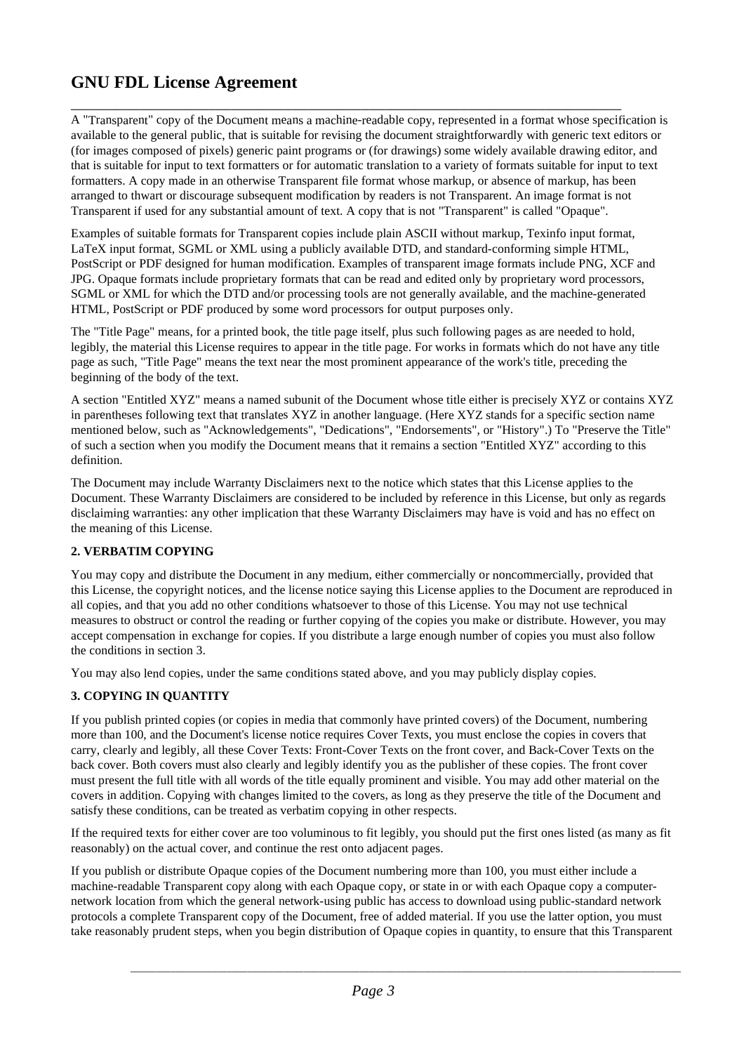# GNU FDL License Agreement

A "Transparent" copy of the Document means a machine-readable copy, represented in a format whose specification is available to the general public, that is suitable for revising the document straightforwardly with generic text editors or (for images composed of pixels) generic paint programs or (for drawings) some widely available drawing editor, and that is suitable for input to text formatters or for automatic translation to a variety of formats suitable for input to text formatters. A copy made in an otherwise Transparent file format whose markup, or absence of markup, has been arranged to thwart or discourage subsequent modification by readers is not Transparent. An image format is not Transparent if used for any substantial amount of text. A copy that is not "Transparent" is called "Opaque".

Examples of suitable formats for Transparent copies include plain ASCII without markup, Texinfo input format, LaTeX input format, SGML or XML using a publicly available DTD, and standard-conforming simple HTML, PostScript or PDF designed for human modification. Examples of transparent image formats include PNG, XCF and JPG. Opaque formats include proprietary formats that can be read and edited only by proprietary word processors, SGML or XML for which the DTD and/or processing tools are not generally available, and the machine-generated HTML, PostScript or PDF produced by some word processors for output purposes only.

The "Title Page" means, for a printed book, the title page itself, plus such following pages as are needed to hold, legibly, the material this License requires to appear in the title page. For works in formats which do not have any title page as such, "Title Page" means the text near the most prominent appearance of the work's title, preceding the beginning of the body of the text.

A section "Entitled XYZ" means a named subunit of the Document whose title either is precisely XYZ or contains XYZ in parentheses following text that translates XYZ in another language. (Here XYZ stands for a specific section name mentioned below, such as "Acknowledgements", "Dedications", "Endorsements", or "History".) To "Preserve the Title" of such a section when you modify the Document means that it remains a section "Entitled XYZ" according to this definition.

The Document may include Warranty Disclaimers next to the notice which states that this License applies to the Document. These Warranty Disclaimers are considered to be included by reference in this License, but only as regards disclaiming warranties: any other implication that these Warranty Disclaimers may have is void and has no effect on the meaning of this License.

**2. VERBATIM COPYING**

You may copy and distribute the Document in any medium, either commercially or noncommercially, provided that this License, the copyright notices, and the license notice saying this License applies to the Document are reproduced in all copies, and that you add no other conditions whatsoever to those of this License. You may not use technical measures to obstruct or control the reading or further copying of the copies you make or distribute. However, you may accept compensation in exchange for copies. If you distribute a large enough number of copies you must also follow the conditions in section 3.

You may also lend copies, under the same conditions stated above, and you may publicly display copies.

**3. COPYING IN QUANTITY**

If you publish printed copies (or copies in media that commonly have printed covers) of the Document, numbering more than 100, and the Document's license notice requires Cover Texts, you must enclose the copies in covers that carry, clearly and legibly, all these Cover Texts: Front-Cover Texts on the front cover, and Back-Cover Texts on the back cover. Both covers must also clearly and legibly identify you as the publisher of these copies. The front cover must present the full title with all words of the title equally prominent and visible. You may add other material on the covers in addition. Copying with changes limited to the covers, as long as they preserve the title of the Document and satisfy these conditions, can be treated as verbatim copying in other respects.

If the required texts for either cover are too voluminous to fit legibly, you should put the first ones listed (as many as fit reasonably) on the actual cover, and continue the rest onto adjacent pages.

If you publish or distribute Opaque copies of the Document numbering more than 100, you must either include a machine-readable Transparent copy along with each Opaque copy, or state in or with each Opaque copy a computer-network location from which the general network-using public has access to download using public-standard network protocols a complete Transparent copy of the Document, free of added material. If you use the latter option, you must take reasonably prudent steps, when you begin distribution of Opaque copies in quantity, to ensure that this Transparent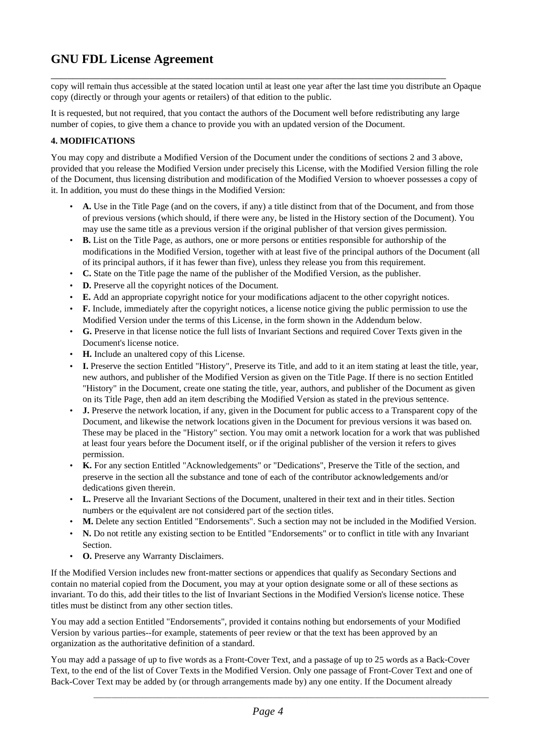copy will remain thus accessible at the stated location until at least one year after the last time you distribute an Opaque copy (directly or through your agents or retailers) of that edition to the public.

It is requested, but not required, that you contact the authors of the Document well before redistributing any large number of copies, to give them a chance to provide you with an updated version of the Document.

**4. MODIFICATIONS**

You may copy and distribute a Modified Version of the Document under the conditions of sections 2 and 3 above, provided that you release the Modified Version under precisely this License, with the Modified Version filling the role of the Document, thus licensing distribution and modification of the Modified Version to whoever possesses a copy of it. In addition, you must do these things in the Modified Version:

- **A.** Use in the Title Page (and on the covers, if any) a title distinct from that of the Document, and from those of previous versions (which should, if there were any, be listed in the History section of the Document). You may use the same title as a previous version if the original publisher of that version gives permission.
- **B.** List on the Title Page, as authors, one or more persons or entities responsible for authorship of the modifications in the Modified Version, together with at least five of the principal authors of the Document (all of its principal authors, if it has fewer than five), unless they release you from this requirement.
- **C.** State on the Title page the name of the publisher of the Modified Version, as the publisher.
- **D.** Preserve all the copyright notices of the Document.
- **E.** Add an appropriate copyright notice for your modifications adjacent to the other copyright notices.
- **F.** Include, immediately after the copyright notices, a license notice giving the public permission to use the Modified Version under the terms of this License, in the form shown in the Addendum below.
- **G.** Preserve in that license notice the full lists of Invariant Sections and required Cover Texts given in the Document's license notice.
- **H.** Include an unaltered copy of this License.
- **I.** Preserve the section Entitled "History", Preserve its Title, and add to it an item stating at least the title, year, new authors, and publisher of the Modified Version as given on the Title Page. If there is no section Entitled "History" in the Document, create one stating the title, year, authors, and publisher of the Document as given on its Title Page, then add an item describing the Modified Version as stated in the previous sentence.
- **J.** Preserve the network location, if any, given in the Document for public access to a Transparent copy of the Document, and likewise the network locations given in the Document for previous versions it was based on. These may be placed in the "History" section. You may omit a network location for a work that was published at least four years before the Document itself, or if the original publisher of the version it refers to gives permission.
- **K.** For any section Entitled "Acknowledgements" or "Dedications", Preserve the Title of the section, and preserve in the section all the substance and tone of each of the contributor acknowledgements and/or dedications given therein.
- **L.** Preserve all the Invariant Sections of the Document, unaltered in their text and in their titles. Section numbers or the equivalent are not considered part of the section titles.
- **M.** Delete any section Entitled "Endorsements". Such a section may not be included in the Modified Version.
- **N.** Do not retitle any existing section to be Entitled "Endorsements" or to conflict in title with any Invariant Section.
- **O.** Preserve any Warranty Disclaimers.

If the Modified Version includes new front-matter sections or appendices that qualify as Secondary Sections and contain no material copied from the Document, you may at your option designate some or all of these sections as invariant. To do this, add their titles to the list of Invariant Sections in the Modified Version's license notice. These titles must be distinct from any other section titles.

You may add a section Entitled "Endorsements", provided it contains nothing but endorsements of your Modified Version by various parties--for example, statements of peer review or that the text has been approved by an organization as the authoritative definition of a standard.

You may add a passage of up to five words as a Front-Cover Text, and a passage of up to 25 words as a Back-Cover Text, to the end of the list of Cover Texts in the Modified Version. Only one passage of Front-Cover Text and one of Back-Cover Text may be added by (or through arrangements made by) any one entity. If the Document already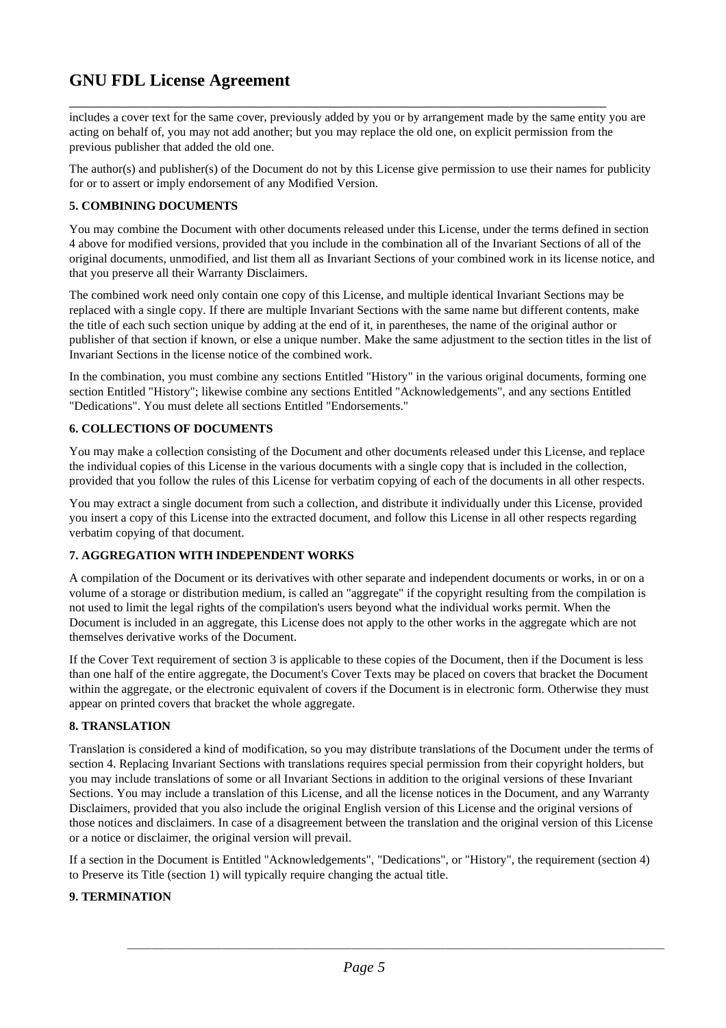includes a cover text for the same cover, previously added by you or by arrangement made by the same entity you are acting on behalf of, you may not add another; but you may replace the old one, on explicit permission from the previous publisher that added the old one.

The author(s) and publisher(s) of the Document do not by this License give permission to use their names for publicity for or to assert or imply endorsement of any Modified Version.

**5. COMBINING DOCUMENTS**

You may combine the Document with other documents released under this License, under the terms defined in section 4 above for modified versions, provided that you include in the combination all of the Invariant Sections of all of the original documents, unmodified, and list them all as Invariant Sections of your combined work in its license notice, and that you preserve all their Warranty Disclaimers.

The combined work need only contain one copy of this License, and multiple identical Invariant Sections may be replaced with a single copy. If there are multiple Invariant Sections with the same name but different contents, make the title of each such section unique by adding at the end of it, in parentheses, the name of the original author or publisher of that section if known, or else a unique number. Make the same adjustment to the section titles in the list of Invariant Sections in the license notice of the combined work.

In the combination, you must combine any sections Entitled "History" in the various original documents, forming one section Entitled "History"; likewise combine any sections Entitled "Acknowledgements", and any sections Entitled "Dedications". You must delete all sections Entitled "Endorsements."

**6. COLLECTIONS OF DOCUMENTS**

You may make a collection consisting of the Document and other documents released under this License, and replace the individual copies of this License in the various documents with a single copy that is included in the collection, provided that you follow the rules of this License for verbatim copying of each of the documents in all other respects.

You may extract a single document from such a collection, and distribute it individually under this License, provided you insert a copy of this License into the extracted document, and follow this License in all other respects regarding verbatim copying of that document.

**7. AGGREGATION WITH INDEPENDENT WORKS**

A compilation of the Document or its derivatives with other separate and independent documents or works, in or on a volume of a storage or distribution medium, is called an "aggregate" if the copyright resulting from the compilation is not used to limit the legal rights of the compilation's users beyond what the individual works permit. When the Document is included in an aggregate, this License does not apply to the other works in the aggregate which are not themselves derivative works of the Document.

If the Cover Text requirement of section 3 is applicable to these copies of the Document, then if the Document is less than one half of the entire aggregate, the Document's Cover Texts may be placed on covers that bracket the Document within the aggregate, or the electronic equivalent of covers if the Document is in electronic form. Otherwise they must appear on printed covers that bracket the whole aggregate.

**8. TRANSLATION**

Translation is considered a kind of modification, so you may distribute translations of the Document under the terms of section 4. Replacing Invariant Sections with translations requires special permission from their copyright holders, but you may include translations of some or all Invariant Sections in addition to the original versions of these Invariant Sections. You may include a translation of this License, and all the license notices in the Document, and any Warranty Disclaimers, provided that you also include the original English version of this License and the original versions of those notices and disclaimers. In case of a disagreement between the translation and the original version of this License or a notice or disclaimer, the original version will prevail.

If a section in the Document is Entitled "Acknowledgements", "Dedications", or "History", the requirement (section 4) to Preserve its Title (section 1) will typically require changing the actual title.

**9. TERMINATION**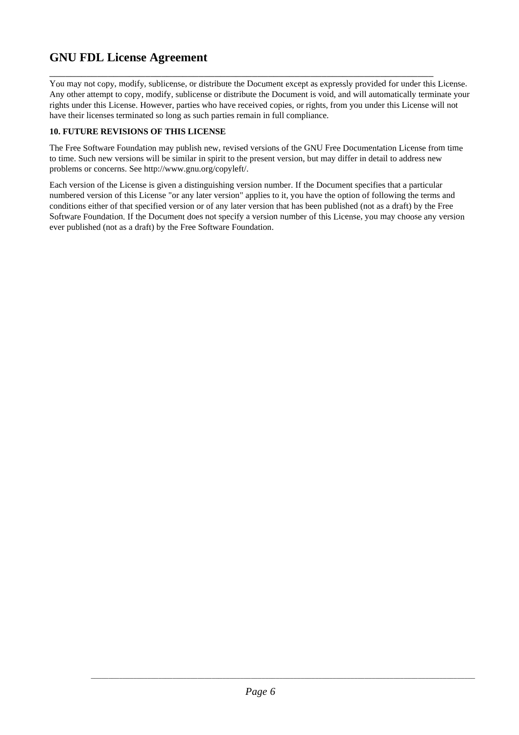# GNU FDL License Agreement

You may not copy, modify, sublicense, or distribute the Document except as expressly provided for under this License. Any other attempt to copy, modify, sublicense or distribute the Document is void, and will automatically terminate your rights under this License. However, parties who have received copies, or rights, from you under this License will not have their licenses terminated so long as such parties remain in full compliance.

**10. FUTURE REVISIONS OF THIS LICENSE**

The Free Software Foundation may publish new, revised versions of the GNU Free Documentation License from time to time. Such new versions will be similar in spirit to the present version, but may differ in detail to address new problems or concerns. See http://www.gnu.org/copyleft/.

Each version of the License is given a distinguishing version number. If the Document specifies that a particular numbered version of this License "or any later version" applies to it, you have the option of following the terms and conditions either of that specified version or of any later version that has been published (not as a draft) by the Free Software Foundation. If the Document does not specify a version number of this License, you may choose any version ever published (not as a draft) by the Free Software Foundation.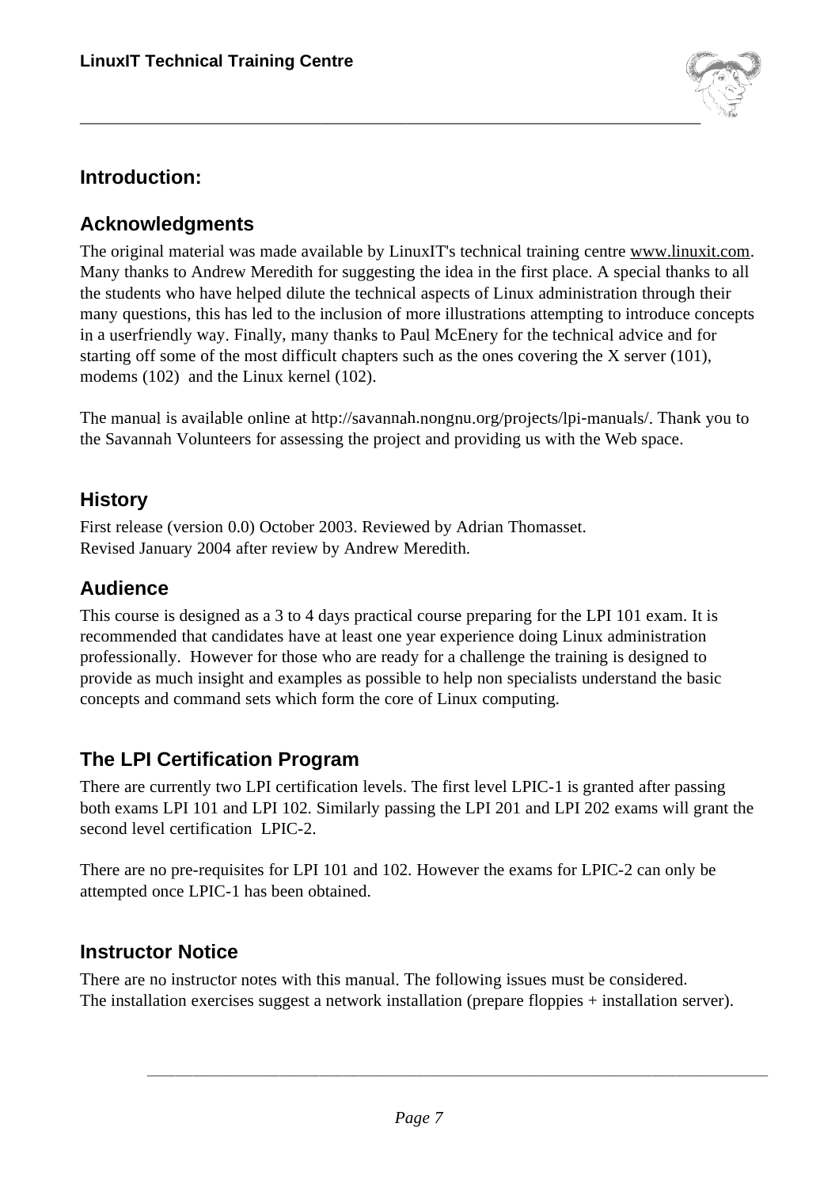## Introduction:

## Acknowledgments

The original material was made available by LinuxIT's technical training centre www.linuxit.com. Many thanks to Andrew Meredith for suggesting the idea in the first place. A special thanks to all the students who have helped dilute the technical aspects of Linux administration through their many questions, this has led to the inclusion of more illustrations attempting to introduce concepts in a userfriendly way. Finally, many thanks to Paul McEnery for the technical advice and for starting off some of the most difficult chapters such as the ones covering the X server (101), modems (102) and the Linux kernel (102).

The manual is available online at http://savannah.nongnu.org/projects/lpi-manuals/. Thank you to the Savannah Volunteers for assessing the project and providing us with the Web space.

## History

First release (version 0.0) October 2003. Reviewed by Adrian Thomasset.
Revised January 2004 after review by Andrew Meredith.

## Audience

This course is designed as a 3 to 4 days practical course preparing for the LPI 101 exam. It is recommended that candidates have at least one year experience doing Linux administration professionally. However for those who are ready for a challenge the training is designed to provide as much insight and examples as possible to help non specialists understand the basic concepts and command sets which form the core of Linux computing.

## The LPI Certification Program

There are currently two LPI certification levels. The first level LPIC-1 is granted after passing both exams LPI 101 and LPI 102. Similarly passing the LPI 201 and LPI 202 exams will grant the second level certification LPIC-2.

There are no pre-requisites for LPI 101 and 102. However the exams for LPIC-2 can only be attempted once LPIC-1 has been obtained.

## Instructor Notice

There are no instructor notes with this manual. The following issues must be considered.
The installation exercises suggest a network installation (prepare floppies + installation server).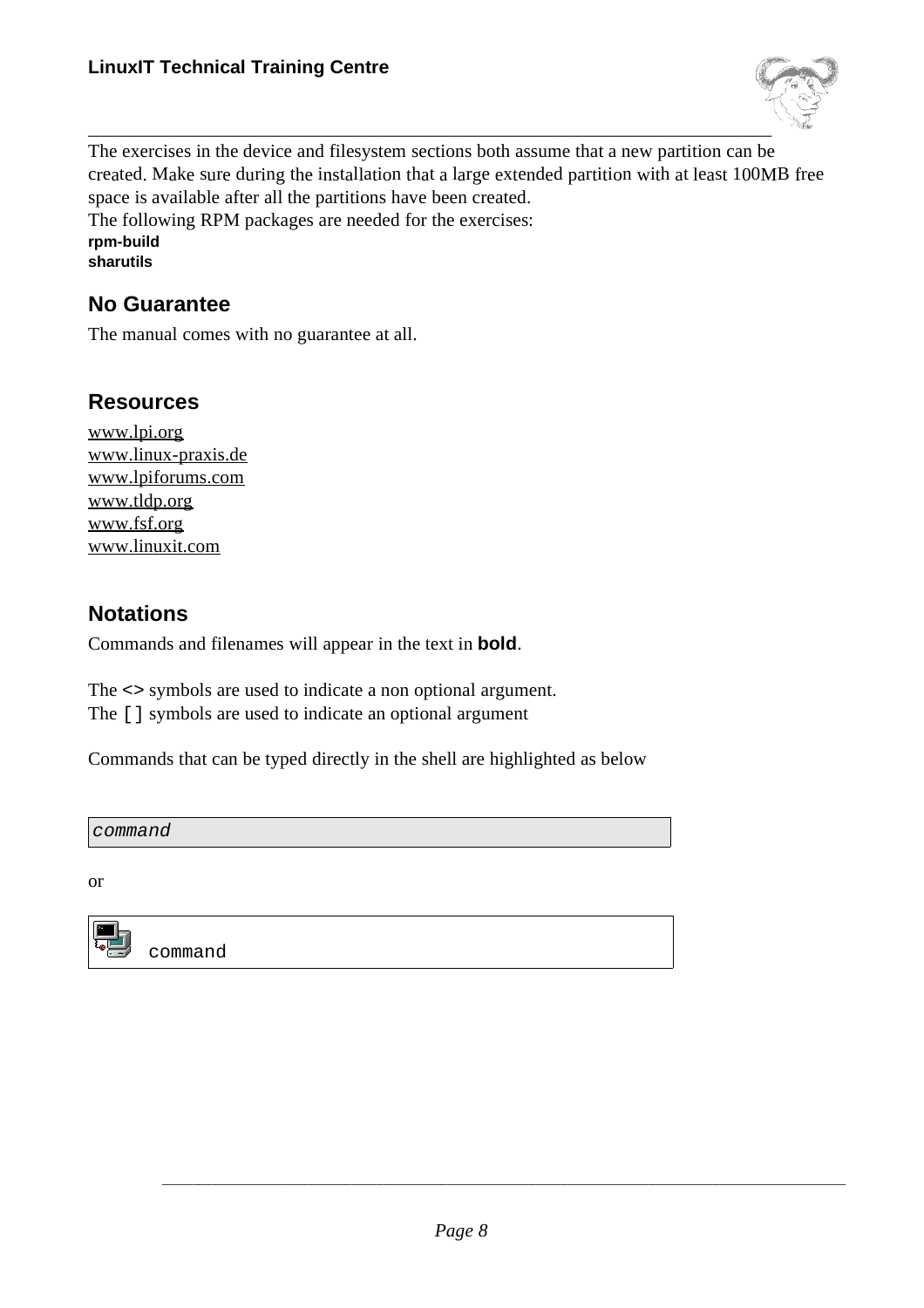The exercises in the device and filesystem sections both assume that a new partition can be created. Make sure during the installation that a large extended partition with at least 100MB free space is available after all the partitions have been created.
The following RPM packages are needed for the exercises:
**rpm-build**
**sharutils**

## No Guarantee

The manual comes with no guarantee at all.

## Resources

www.lpi.org
www.linux-praxis.de
www.lpiforums.com
www.tldp.org
www.fsf.org
www.linuxit.com

## Notations

Commands and filenames will appear in the text in **bold**.

The **<>** symbols are used to indicate a non optional argument.
The [] symbols are used to indicate an optional argument

Commands that can be typed directly in the shell are highlighted as below

```
command
```

or

```
command
```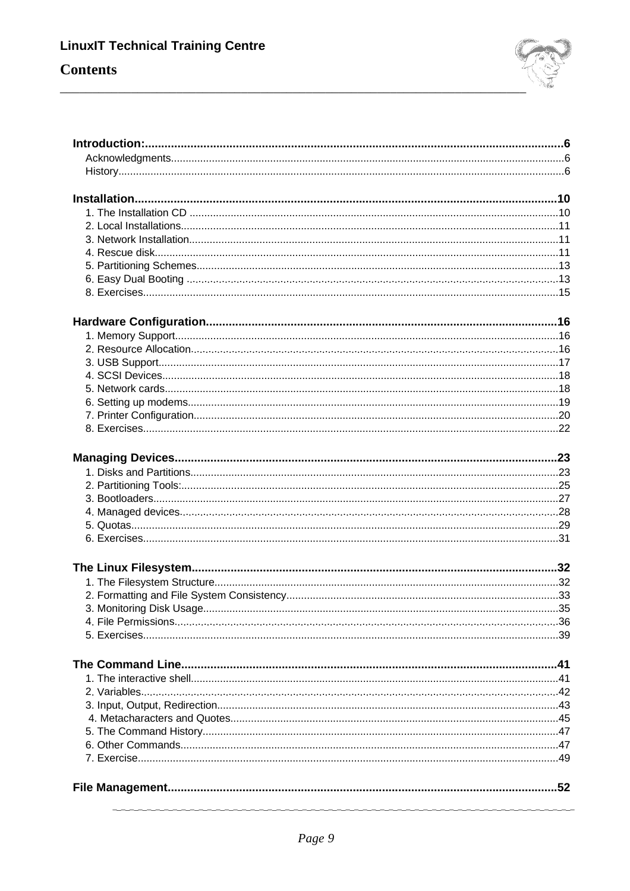# Contents

**Introduction:.....6**
- Acknowledgments.....6
- History.....6

**Installation.....10**
- 1. The Installation CD .....10
- 2. Local Installations.....11
- 3. Network Installation.....11
- 4. Rescue disk.....11
- 5. Partitioning Schemes.....13
- 6. Easy Dual Booting .....13
- 8. Exercises.....15

**Hardware Configuration.....16**
- 1. Memory Support.....16
- 2. Resource Allocation.....16
- 3. USB Support.....17
- 4. SCSI Devices.....18
- 5. Network cards.....18
- 6. Setting up modems.....19
- 7. Printer Configuration.....20
- 8. Exercises.....22

**Managing Devices.....23**
- 1. Disks and Partitions.....23
- 2. Partitioning Tools:.....25
- 3. Bootloaders.....27
- 4. Managed devices.....28
- 5. Quotas.....29
- 6. Exercises.....31

**The Linux Filesystem.....32**
- 1. The Filesystem Structure.....32
- 2. Formatting and File System Consistency.....33
- 3. Monitoring Disk Usage.....35
- 4. File Permissions.....36
- 5. Exercises.....39

**The Command Line.....41**
- 1. The interactive shell.....41
- 2. Variables.....42
- 3. Input, Output, Redirection.....43
- 4. Metacharacters and Quotes.....45
- 5. The Command History.....47
- 6. Other Commands.....47
- 7. Exercise.....49

**File Management.....52**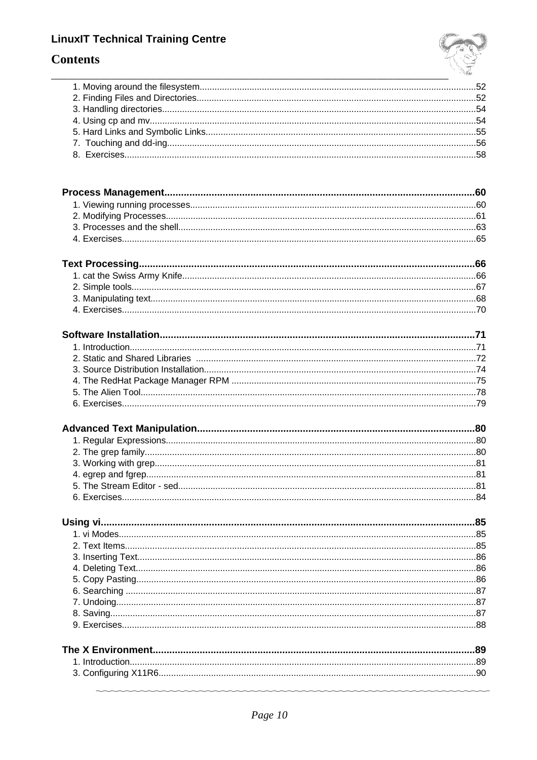# Contents

1. Moving around the filesystem....52
2. Finding Files and Directories....52
3. Handling directories....54
4. Using cp and mv....54
5. Hard Links and Symbolic Links....55
7. Touching and dd-ing....56
8. Exercises....58

**Process Management....60**

1. Viewing running processes....60
2. Modifying Processes....61
3. Processes and the shell....63
4. Exercises....65

**Text Processing....66**

1. cat the Swiss Army Knife....66
2. Simple tools....67
3. Manipulating text....68
4. Exercises....70

**Software Installation....71**

1. Introduction....71
2. Static and Shared Libraries....72
3. Source Distribution Installation....74
4. The RedHat Package Manager RPM....75
5. The Alien Tool....78
6. Exercises....79

**Advanced Text Manipulation....80**

1. Regular Expressions....80
2. The grep family....80
3. Working with grep....81
4. egrep and fgrep....81
5. The Stream Editor - sed....81
6. Exercises....84

**Using vi....85**

1. vi Modes....85
2. Text Items....85
3. Inserting Text....86
4. Deleting Text....86
5. Copy Pasting....86
6. Searching....87
7. Undoing....87
8. Saving....87
9. Exercises....88

**The X Environment....89**

1. Introduction....89
3. Configuring X11R6....90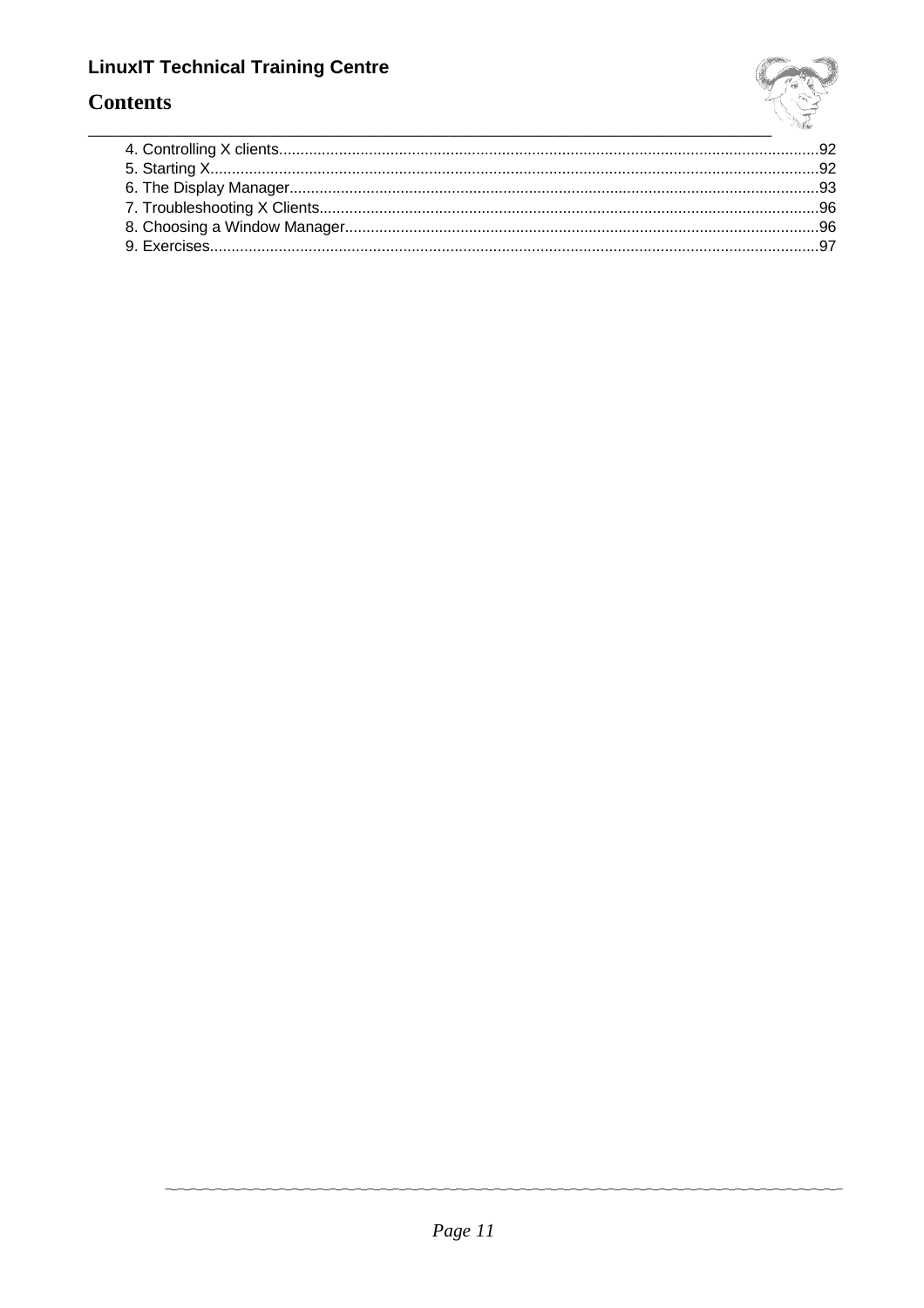# Contents

4. Controlling X clients.....92
5. Starting X.....92
6. The Display Manager.....93
7. Troubleshooting X Clients.....96
8. Choosing a Window Manager.....96
9. Exercises.....97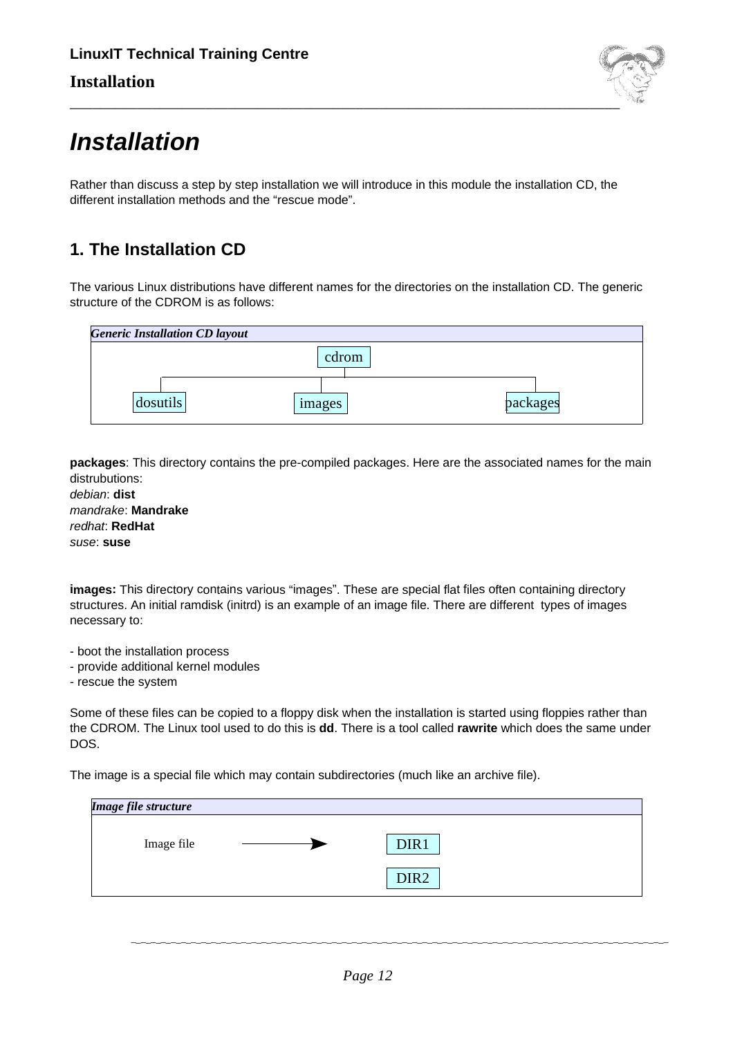# Installation

Rather than discuss a step by step installation we will introduce in this module the installation CD, the different installation methods and the "rescue mode".

## 1. The Installation CD

The various Linux distributions have different names for the directories on the installation CD. The generic structure of the CDROM is as follows:

*Generic Installation CD layout*

```
                 cdrom
                   |
   +---------------+----------------+
   |               |                |
dosutils         images          packages
```

**packages**: This directory contains the pre-compiled packages. Here are the associated names for the main distrubutions:
*debian*: **dist**
*mandrake*: **Mandrake**
*redhat*: **RedHat**
*suse*: **suse**

**images:** This directory contains various "images". These are special flat files often containing directory structures. An initial ramdisk (initrd) is an example of an image file. There are different types of images necessary to:

- boot the installation process
- provide additional kernel modules
- rescue the system

Some of these files can be copied to a floppy disk when the installation is started using floppies rather than the CDROM. The Linux tool used to do this is **dd**. There is a tool called **rawrite** which does the same under DOS.

The image is a special file which may contain subdirectories (much like an archive file).

*Image file structure*

```
Image file  ------->  DIR1
                      DIR2
```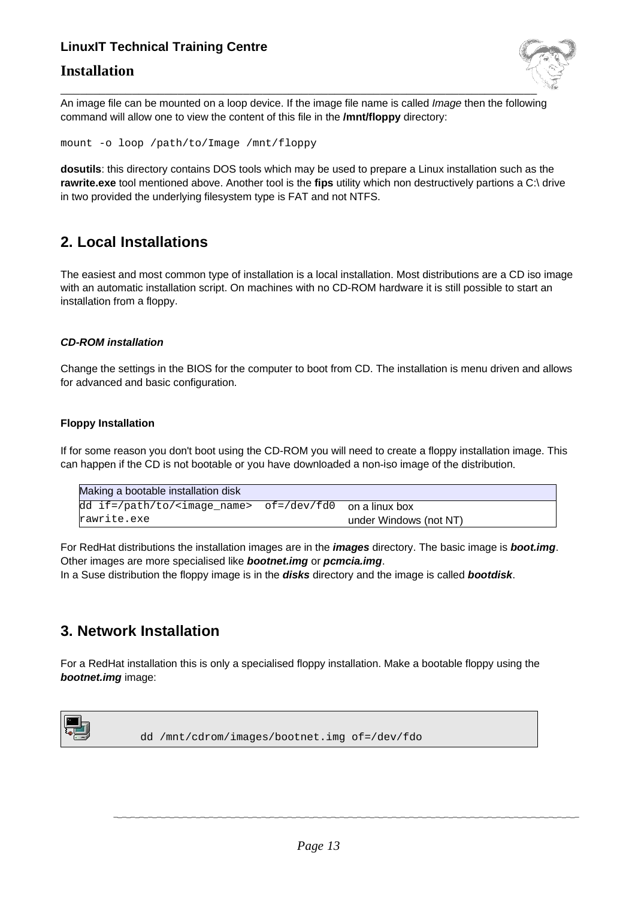An image file can be mounted on a loop device. If the image file name is called *Image* then the following command will allow one to view the content of this file in the **/mnt/floppy** directory:

```
mount -o loop /path/to/Image /mnt/floppy
```

**dosutils**: this directory contains DOS tools which may be used to prepare a Linux installation such as the **rawrite.exe** tool mentioned above. Another tool is the **fips** utility which non destructively partions a C:\ drive in two provided the underlying filesystem type is FAT and not NTFS.

## 2. Local Installations

The easiest and most common type of installation is a local installation. Most distributions are a CD iso image with an automatic installation script. On machines with no CD-ROM hardware it is still possible to start an installation from a floppy.

#### *CD-ROM installation*

Change the settings in the BIOS for the computer to boot from CD. The installation is menu driven and allows for advanced and basic configuration.

#### Floppy Installation

If for some reason you don't boot using the CD-ROM you will need to create a floppy installation image. This can happen if the CD is not bootable or you have downloaded a non-iso image of the distribution.

| Making a bootable installation disk | |
|---|---|
| `dd if=/path/to/<image_name> of=/dev/fd0` | on a linux box |
| `rawrite.exe` | under Windows (not NT) |

For RedHat distributions the installation images are in the ***images*** directory. The basic image is ***boot.img***. Other images are more specialised like ***bootnet.img*** or ***pcmcia.img***.
In a Suse distribution the floppy image is in the ***disks*** directory and the image is called ***bootdisk***.

## 3. Network Installation

For a RedHat installation this is only a specialised floppy installation. Make a bootable floppy using the ***bootnet.img*** image:

```
dd /mnt/cdrom/images/bootnet.img of=/dev/fdo
```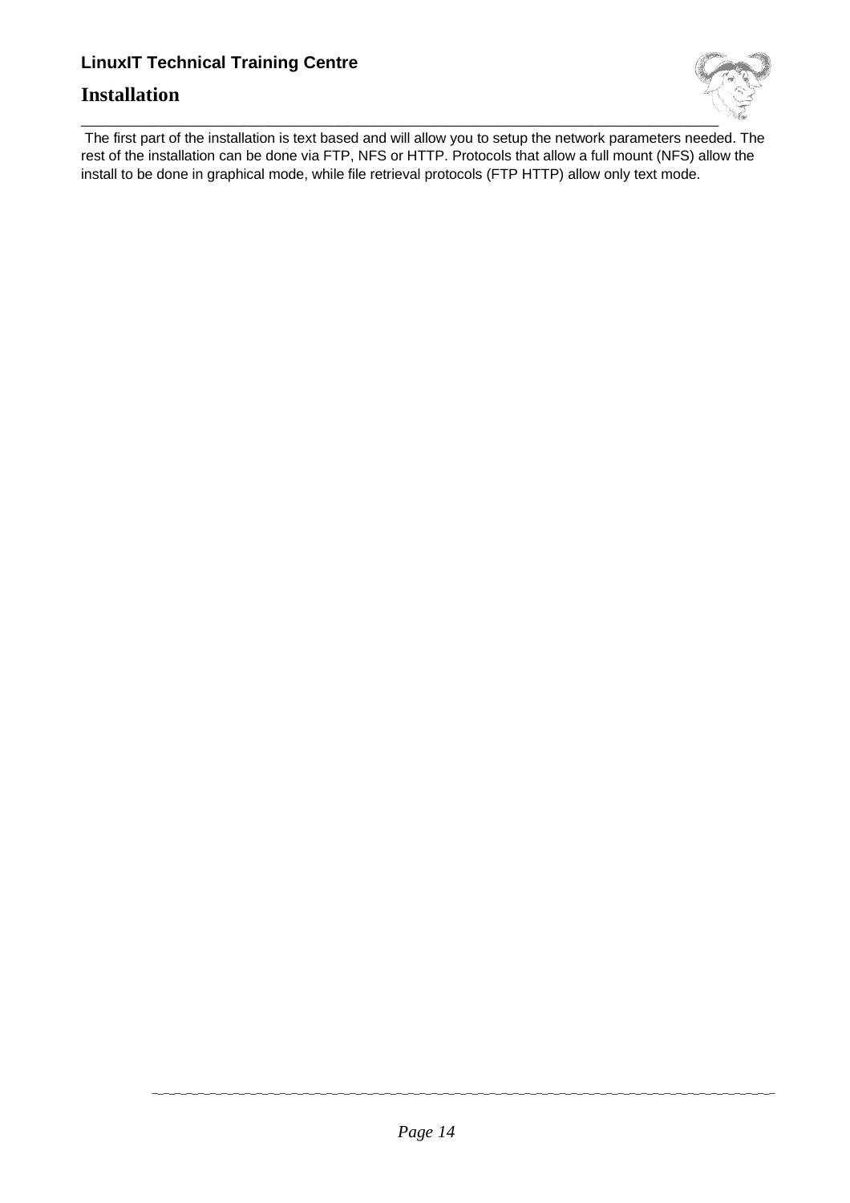The first part of the installation is text based and will allow you to setup the network parameters needed. The rest of the installation can be done via FTP, NFS or HTTP. Protocols that allow a full mount (NFS) allow the install to be done in graphical mode, while file retrieval protocols (FTP HTTP) allow only text mode.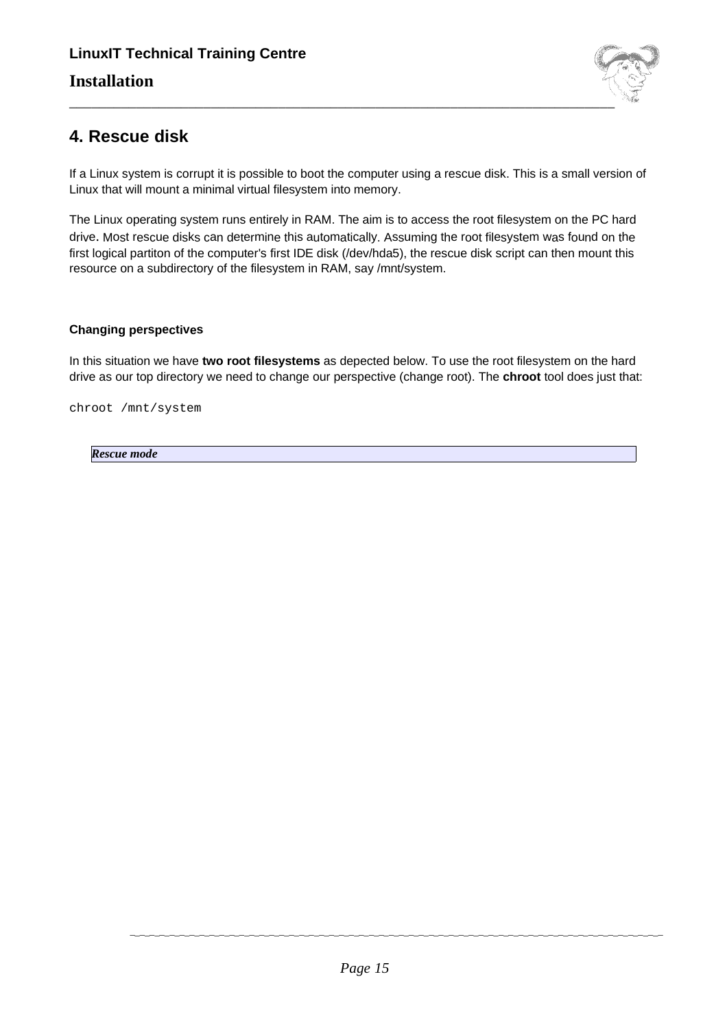# 4. Rescue disk

If a Linux system is corrupt it is possible to boot the computer using a rescue disk. This is a small version of Linux that will mount a minimal virtual filesystem into memory.

The Linux operating system runs entirely in RAM. The aim is to access the root filesystem on the PC hard drive. Most rescue disks can determine this automatically. Assuming the root filesystem was found on the first logical partiton of the computer's first IDE disk (/dev/hda5), the rescue disk script can then mount this resource on a subdirectory of the filesystem in RAM, say /mnt/system.

#### Changing perspectives

In this situation we have **two root filesystems** as depected below. To use the root filesystem on the hard drive as our top directory we need to change our perspective (change root). The **chroot** tool does just that:

```
chroot /mnt/system
```

***Rescue mode***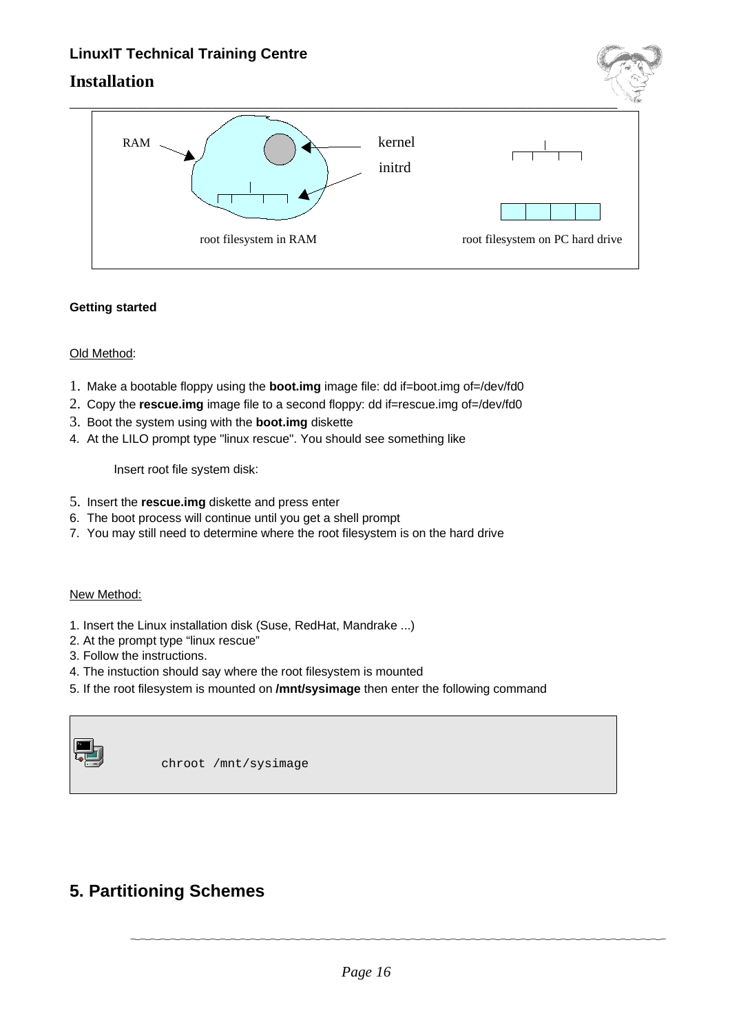RAM

kernel

initrd

root filesystem in RAM

root filesystem on PC hard drive

**Getting started**

Old Method:

1. Make a bootable floppy using the **boot.img** image file: dd if=boot.img of=/dev/fd0
2. Copy the **rescue.img** image file to a second floppy: dd if=rescue.img of=/dev/fd0
3. Boot the system using with the **boot.img** diskette
4. At the LILO prompt type "linux rescue". You should see something like

   Insert root file system disk:

5. Insert the **rescue.img** diskette and press enter
6. The boot process will continue until you get a shell prompt
7. You may still need to determine where the root filesystem is on the hard drive

New Method:

1. Insert the Linux installation disk (Suse, RedHat, Mandrake ...)
2. At the prompt type “linux rescue”
3. Follow the instructions.
4. The instuction should say where the root filesystem is mounted
5. If the root filesystem is mounted on **/mnt/sysimage** then enter the following command

```
chroot /mnt/sysimage
```

## 5. Partitioning Schemes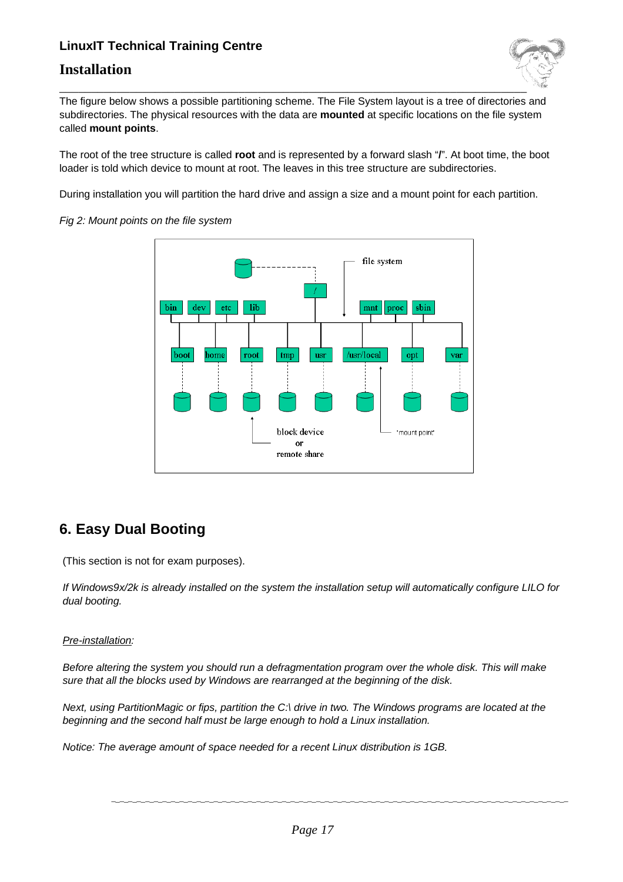The figure below shows a possible partitioning scheme. The File System layout is a tree of directories and subdirectories. The physical resources with the data are **mounted** at specific locations on the file system called **mount points**.

The root of the tree structure is called **root** and is represented by a forward slash "**/**". At boot time, the boot loader is told which device to mount at root. The leaves in this tree structure are subdirectories.

During installation you will partition the hard drive and assign a size and a mount point for each partition.

*Fig 2: Mount points on the file system*

## 6. Easy Dual Booting

(This section is not for exam purposes).

*If Windows9x/2k is already installed on the system the installation setup will automatically configure LILO for dual booting.*

*Pre-installation:*

*Before altering the system you should run a defragmentation program over the whole disk. This will make sure that all the blocks used by Windows are rearranged at the beginning of the disk.*

*Next, using PartitionMagic or fips, partition the C:\ drive in two. The Windows programs are located at the beginning and the second half must be large enough to hold a Linux installation.*

*Notice: The average amount of space needed for a recent Linux distribution is 1GB.*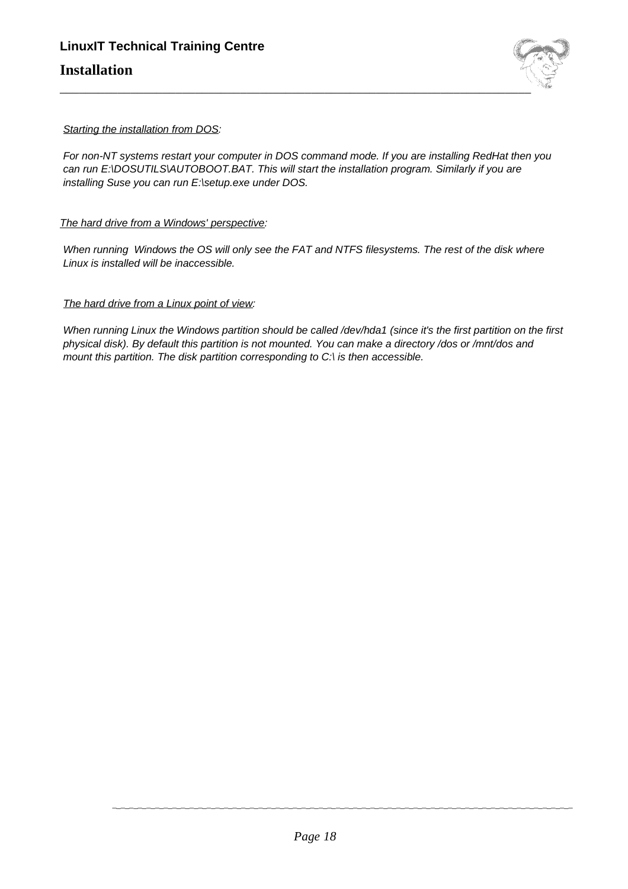*Starting the installation from DOS:*

*For non-NT systems restart your computer in DOS command mode. If you are installing RedHat then you can run E:\DOSUTILS\AUTOBOOT.BAT. This will start the installation program. Similarly if you are installing Suse you can run E:\setup.exe under DOS.*

*The hard drive from a Windows' perspective:*

*When running Windows the OS will only see the FAT and NTFS filesystems. The rest of the disk where Linux is installed will be inaccessible.*

*The hard drive from a Linux point of view:*

*When running Linux the Windows partition should be called /dev/hda1 (since it's the first partition on the first physical disk). By default this partition is not mounted. You can make a directory /dos or /mnt/dos and mount this partition. The disk partition corresponding to C:\ is then accessible.*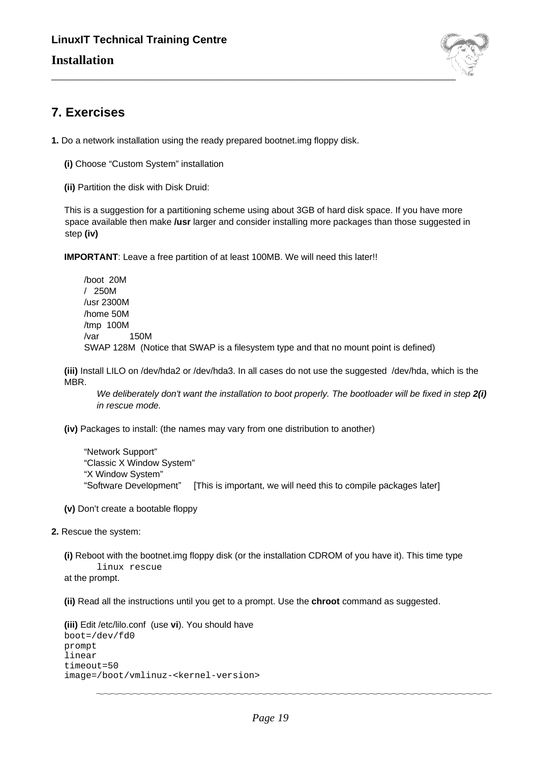## 7. Exercises

**1.** Do a network installation using the ready prepared bootnet.img floppy disk.

**(i)** Choose “Custom System” installation

**(ii)** Partition the disk with Disk Druid:

This is a suggestion for a partitioning scheme using about 3GB of hard disk space. If you have more space available then make **/usr** larger and consider installing more packages than those suggested in step **(iv)**

**IMPORTANT**: Leave a free partition of at least 100MB. We will need this later!!

/boot 20M
/ 250M
/usr 2300M
/home 50M
/tmp 100M
/var 150M
SWAP 128M (Notice that SWAP is a filesystem type and that no mount point is defined)

**(iii)** Install LILO on /dev/hda2 or /dev/hda3. In all cases do not use the suggested /dev/hda, which is the MBR.

*We deliberately don't want the installation to boot properly. The bootloader will be fixed in step **2(i)** in rescue mode.*

**(iv)** Packages to install: (the names may vary from one distribution to another)

“Network Support”
“Classic X Window System”
“X Window System”
“Software Development” [This is important, we will need this to compile packages later]

**(v)** Don’t create a bootable floppy

**2.** Rescue the system:

**(i)** Reboot with the bootnet.img floppy disk (or the installation CDROM of you have it). This time type

```
linux rescue
```

at the prompt.

**(ii)** Read all the instructions until you get to a prompt. Use the **chroot** command as suggested.

**(iii)** Edit /etc/lilo.conf (use **vi**). You should have

```
boot=/dev/fd0
prompt
linear
timeout=50
image=/boot/vmlinuz-<kernel-version>
```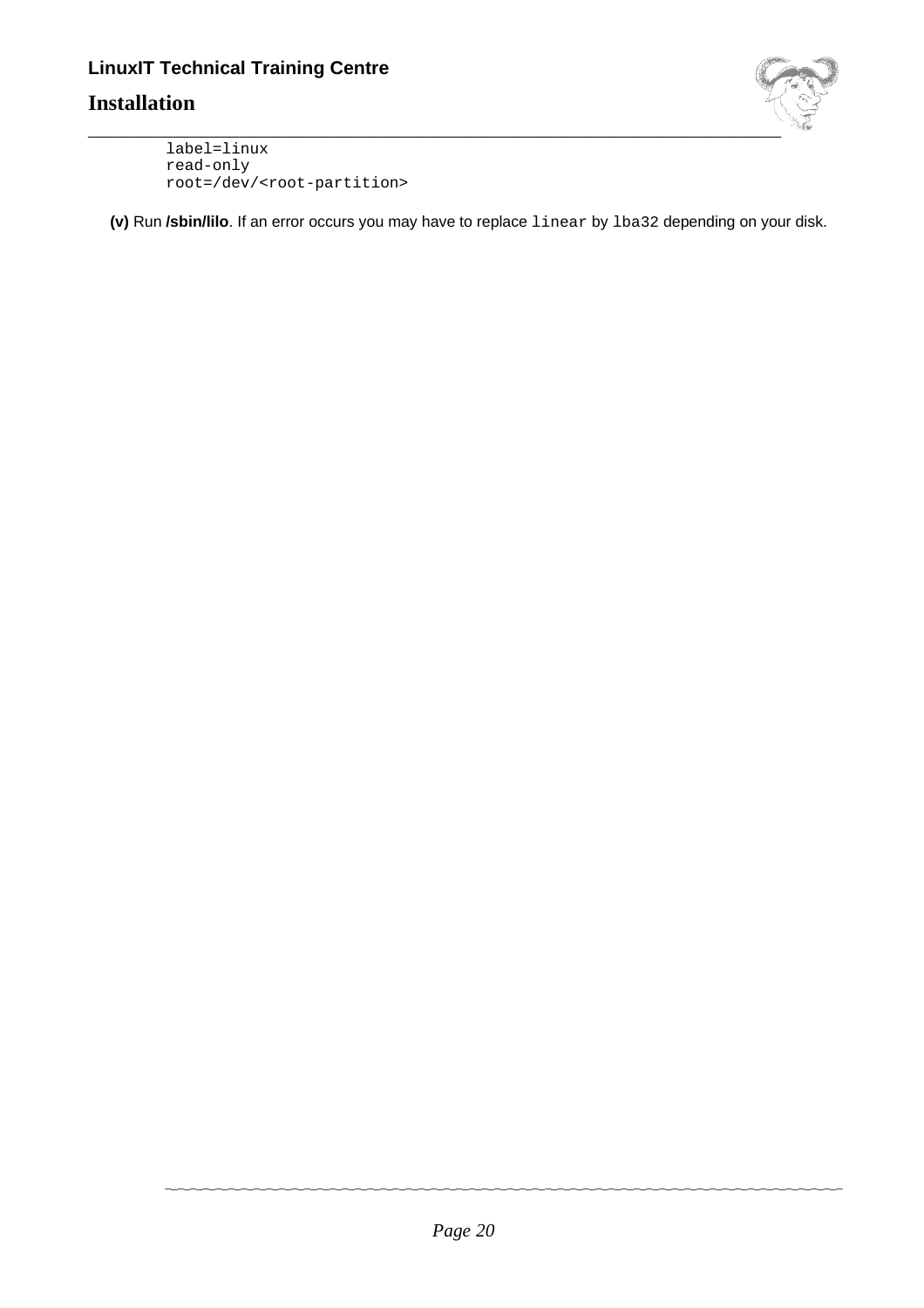```
label=linux
read-only
root=/dev/<root-partition>
```

**(v)** Run **/sbin/lilo**. If an error occurs you may have to replace `linear` by `lba32` depending on your disk.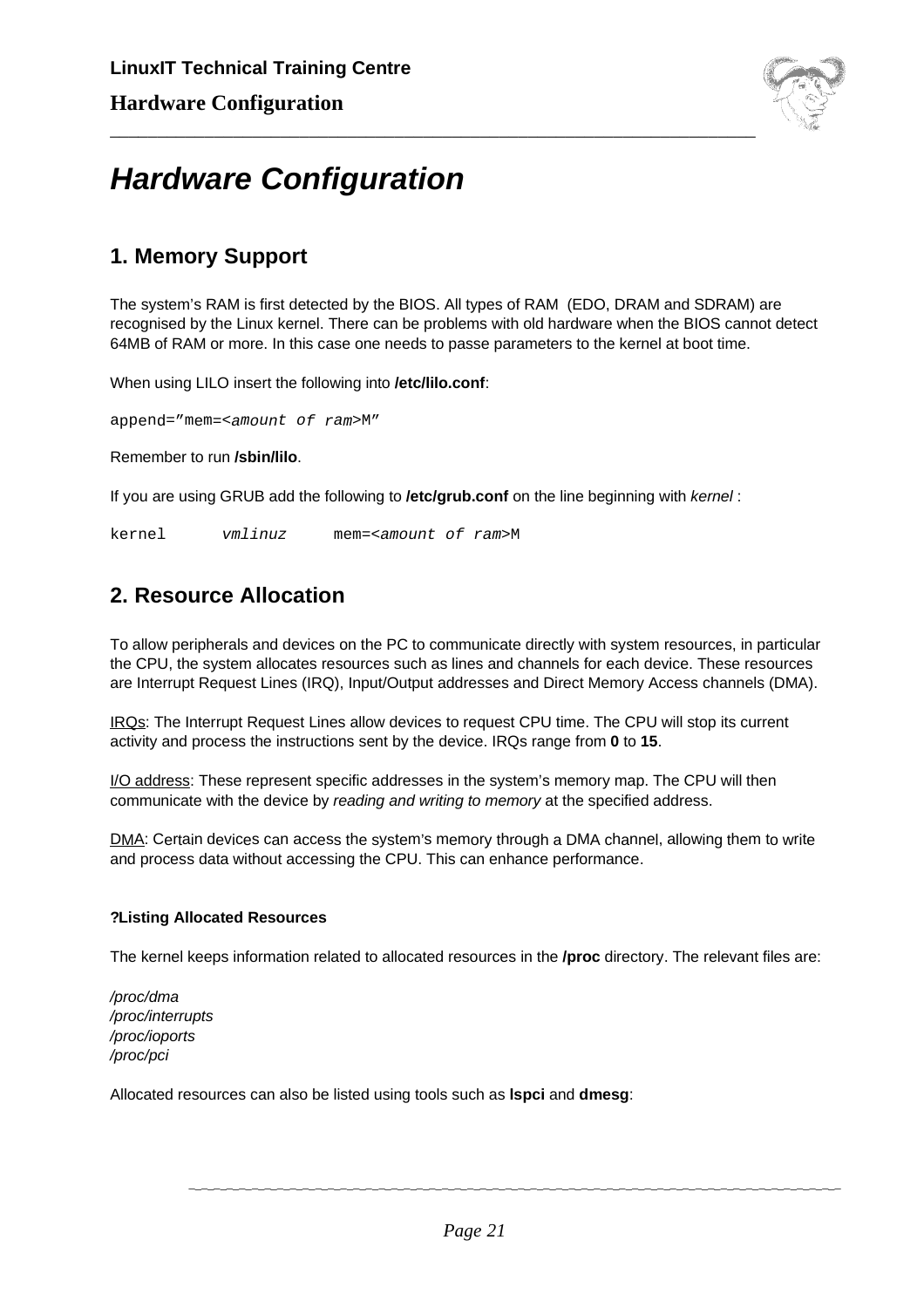# *Hardware Configuration*

## 1. Memory Support

The system's RAM is first detected by the BIOS. All types of RAM (EDO, DRAM and SDRAM) are recognised by the Linux kernel. There can be problems with old hardware when the BIOS cannot detect 64MB of RAM or more. In this case one needs to passe parameters to the kernel at boot time.

When using LILO insert the following into **/etc/lilo.conf**:

```
append="mem=<amount of ram>M"
```

Remember to run **/sbin/lilo**.

If you are using GRUB add the following to **/etc/grub.conf** on the line beginning with *kernel* :

```
kernel      vmlinuz     mem=<amount of ram>M
```

## 2. Resource Allocation

To allow peripherals and devices on the PC to communicate directly with system resources, in particular the CPU, the system allocates resources such as lines and channels for each device. These resources are Interrupt Request Lines (IRQ), Input/Output addresses and Direct Memory Access channels (DMA).

<u>IRQs</u>: The Interrupt Request Lines allow devices to request CPU time. The CPU will stop its current activity and process the instructions sent by the device. IRQs range from **0** to **15**.

<u>I/O address</u>: These represent specific addresses in the system's memory map. The CPU will then communicate with the device by *reading and writing to memory* at the specified address.

<u>DMA</u>: Certain devices can access the system's memory through a DMA channel, allowing them to write and process data without accessing the CPU. This can enhance performance.

#### ?Listing Allocated Resources

The kernel keeps information related to allocated resources in the **/proc** directory. The relevant files are:

*/proc/dma*
*/proc/interrupts*
*/proc/ioports*
*/proc/pci*

Allocated resources can also be listed using tools such as **lspci** and **dmesg**: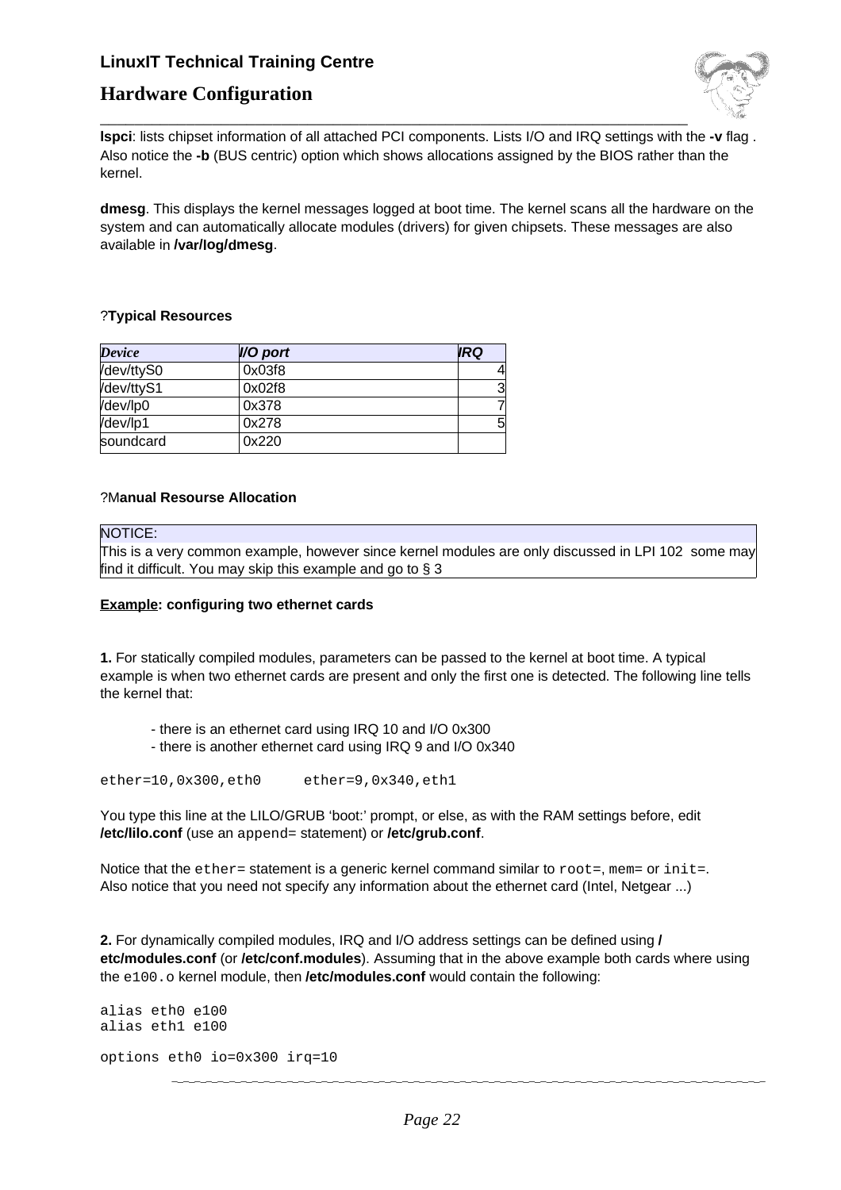**lspci**: lists chipset information of all attached PCI components. Lists I/O and IRQ settings with the **-v** flag . Also notice the **-b** (BUS centric) option which shows allocations assigned by the BIOS rather than the kernel.

**dmesg**. This displays the kernel messages logged at boot time. The kernel scans all the hardware on the system and can automatically allocate modules (drivers) for given chipsets. These messages are also available in **/var/log/dmesg**.

?**Typical Resources**

| *Device* | *I/O port* | *IRQ* |
|---|---|---|
| /dev/ttyS0 | 0x03f8 | 4 |
| /dev/ttyS1 | 0x02f8 | 3 |
| /dev/lp0 | 0x378 | 7 |
| /dev/lp1 | 0x278 | 5 |
| soundcard | 0x220 | |

?M**anual Resourse Allocation**

| NOTICE: |
|---|
| This is a very common example, however since kernel modules are only discussed in LPI 102 some may find it difficult. You may skip this example and go to § 3 |

**Example: configuring two ethernet cards**

**1.** For statically compiled modules, parameters can be passed to the kernel at boot time. A typical example is when two ethernet cards are present and only the first one is detected. The following line tells the kernel that:

- there is an ethernet card using IRQ 10 and I/O 0x300
- there is another ethernet card using IRQ 9 and I/O 0x340

```
ether=10,0x300,eth0      ether=9,0x340,eth1
```

You type this line at the LILO/GRUB 'boot:' prompt, or else, as with the RAM settings before, edit **/etc/lilo.conf** (use an `append=` statement) or **/etc/grub.conf**.

Notice that the `ether=` statement is a generic kernel command similar to `root=`, `mem=` or `init=`. Also notice that you need not specify any information about the ethernet card (Intel, Netgear ...)

**2.** For dynamically compiled modules, IRQ and I/O address settings can be defined using **/etc/modules.conf** (or **/etc/conf.modules**). Assuming that in the above example both cards where using the `e100.o` kernel module, then **/etc/modules.conf** would contain the following:

```
alias eth0 e100
alias eth1 e100

options eth0 io=0x300 irq=10
```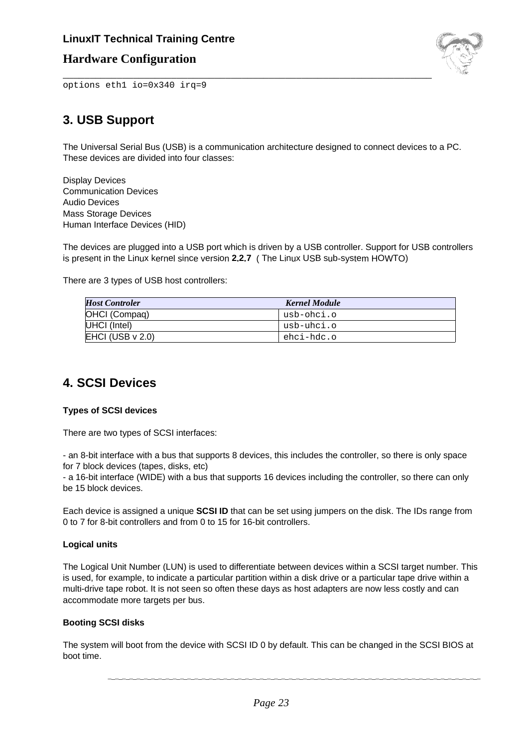```
options eth1 io=0x340 irq=9
```

## 3. USB Support

The Universal Serial Bus (USB) is a communication architecture designed to connect devices to a PC. These devices are divided into four classes:

Display Devices
Communication Devices
Audio Devices
Mass Storage Devices
Human Interface Devices (HID)

The devices are plugged into a USB port which is driven by a USB controller. Support for USB controllers is present in the Linux kernel since version **2.2.7** ( The Linux USB sub-system HOWTO)

There are 3 types of USB host controllers:

| *Host Controler* | *Kernel Module* |
|---|---|
| OHCI (Compaq) | `usb-ohci.o` |
| UHCI (Intel) | `usb-uhci.o` |
| EHCI (USB v 2.0) | `ehci-hdc.o` |

## 4. SCSI Devices

**Types of SCSI devices**

There are two types of SCSI interfaces:

- an 8-bit interface with a bus that supports 8 devices, this includes the controller, so there is only space for 7 block devices (tapes, disks, etc)
- a 16-bit interface (WIDE) with a bus that supports 16 devices including the controller, so there can only be 15 block devices.

Each device is assigned a unique **SCSI ID** that can be set using jumpers on the disk. The IDs range from 0 to 7 for 8-bit controllers and from 0 to 15 for 16-bit controllers.

**Logical units**

The Logical Unit Number (LUN) is used to differentiate between devices within a SCSI target number. This is used, for example, to indicate a particular partition within a disk drive or a particular tape drive within a multi-drive tape robot. It is not seen so often these days as host adapters are now less costly and can accommodate more targets per bus.

**Booting SCSI disks**

The system will boot from the device with SCSI ID 0 by default. This can be changed in the SCSI BIOS at boot time.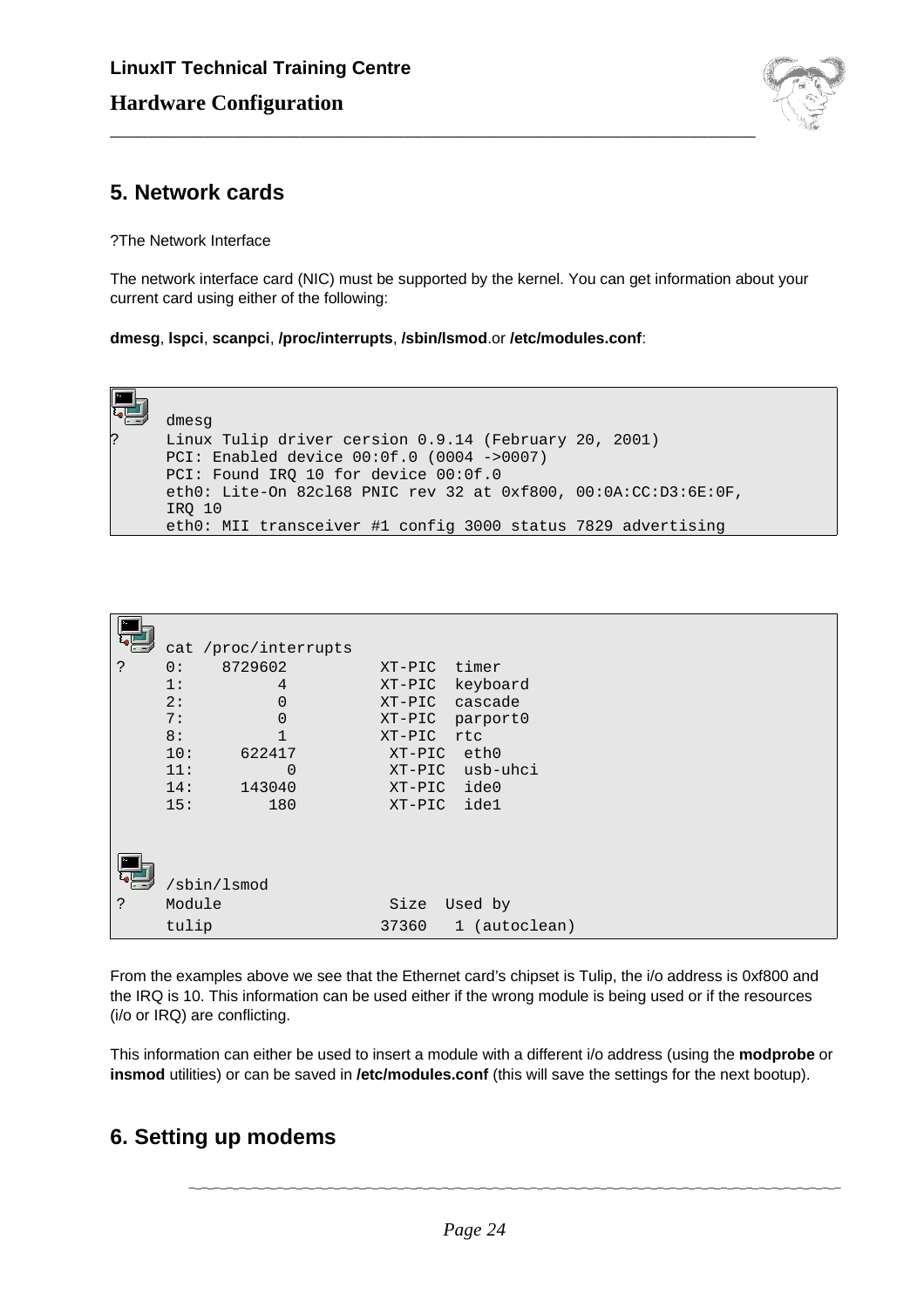## 5. Network cards

?The Network Interface

The network interface card (NIC) must be supported by the kernel. You can get information about your current card using either of the following:

**dmesg**, **lspci**, **scanpci**, **/proc/interrupts**, **/sbin/lsmod**.or **/etc/modules.conf**:

```
      dmesg
?     Linux Tulip driver cersion 0.9.14 (February 20, 2001)
      PCI: Enabled device 00:0f.0 (0004 ->0007)
      PCI: Found IRQ 10 for device 00:0f.0
      eth0: Lite-On 82cl68 PNIC rev 32 at 0xf800, 00:0A:CC:D3:6E:0F,
      IRQ 10
      eth0: MII transceiver #1 config 3000 status 7829 advertising
```

```
     cat /proc/interrupts
?    0:    8729602          XT-PIC  timer
     1:          4          XT-PIC  keyboard
     2:          0          XT-PIC  cascade
     7:          0          XT-PIC  parport0
     8:          1          XT-PIC  rtc
     10:     622417          XT-PIC  eth0
     11:          0          XT-PIC  usb-uhci
     14:     143040          XT-PIC  ide0
     15:        180          XT-PIC  ide1



     /sbin/lsmod
?    Module                  Size  Used by
     tulip                  37360   1 (autoclean)
```

From the examples above we see that the Ethernet card's chipset is Tulip, the i/o address is 0xf800 and the IRQ is 10. This information can be used either if the wrong module is being used or if the resources (i/o or IRQ) are conflicting.

This information can either be used to insert a module with a different i/o address (using the **modprobe** or **insmod** utilities) or can be saved in **/etc/modules.conf** (this will save the settings for the next bootup).

## 6. Setting up modems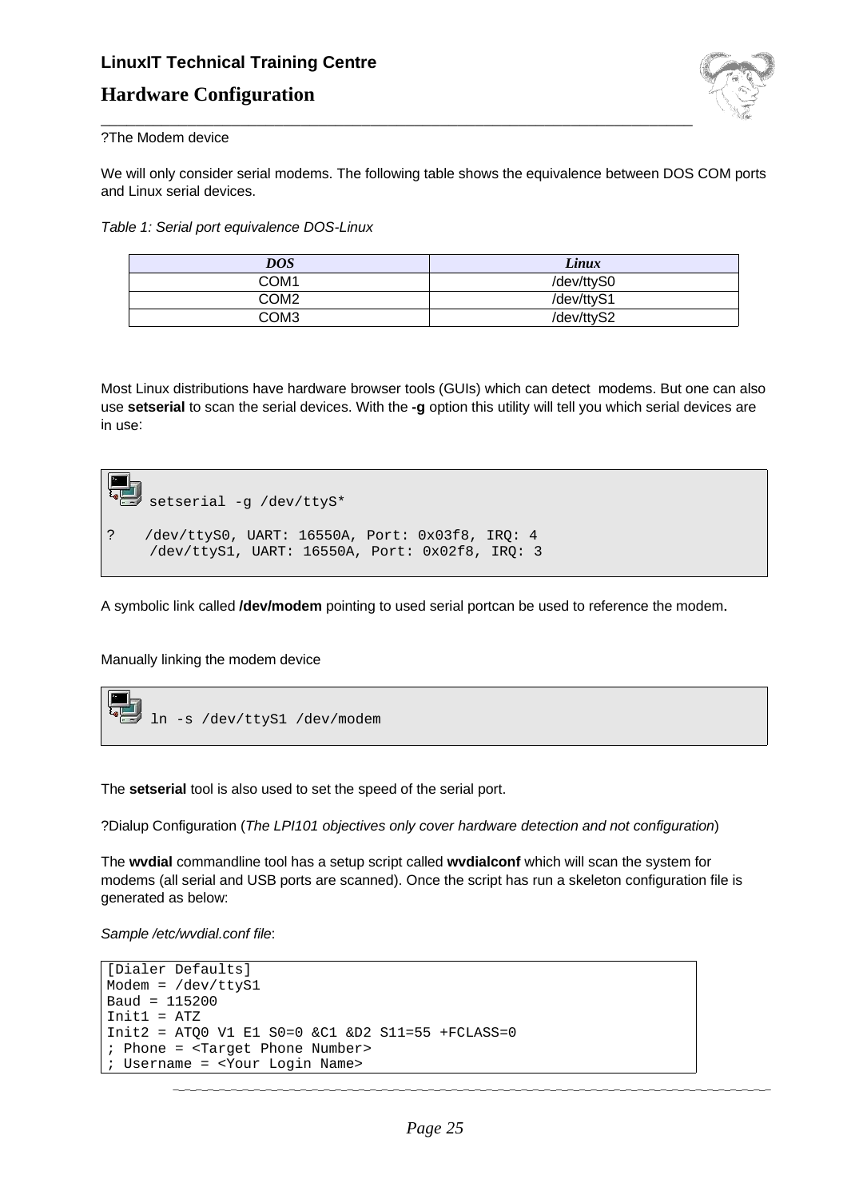?The Modem device

We will only consider serial modems. The following table shows the equivalence between DOS COM ports and Linux serial devices.

*Table 1: Serial port equivalence DOS-Linux*

| ***DOS*** | ***Linux*** |
|---|---|
| COM1 | /dev/ttyS0 |
| COM2 | /dev/ttyS1 |
| COM3 | /dev/ttyS2 |

Most Linux distributions have hardware browser tools (GUIs) which can detect modems. But one can also use **setserial** to scan the serial devices. With the **-g** option this utility will tell you which serial devices are in use:

```
setserial -g /dev/ttyS*

?   /dev/ttyS0, UART: 16550A, Port: 0x03f8, IRQ: 4
     /dev/ttyS1, UART: 16550A, Port: 0x02f8, IRQ: 3
```

A symbolic link called **/dev/modem** pointing to used serial portcan be used to reference the modem.

Manually linking the modem device

```
ln -s /dev/ttyS1 /dev/modem
```

The **setserial** tool is also used to set the speed of the serial port.

?Dialup Configuration (*The LPI101 objectives only cover hardware detection and not configuration*)

The **wvdial** commandline tool has a setup script called **wvdialconf** which will scan the system for modems (all serial and USB ports are scanned). Once the script has run a skeleton configuration file is generated as below:

*Sample /etc/wvdial.conf file*:

```
[Dialer Defaults]
Modem = /dev/ttyS1
Baud = 115200
Init1 = ATZ
Init2 = ATQ0 V1 E1 S0=0 &C1 &D2 S11=55 +FCLASS=0
; Phone = <Target Phone Number>
; Username = <Your Login Name>
```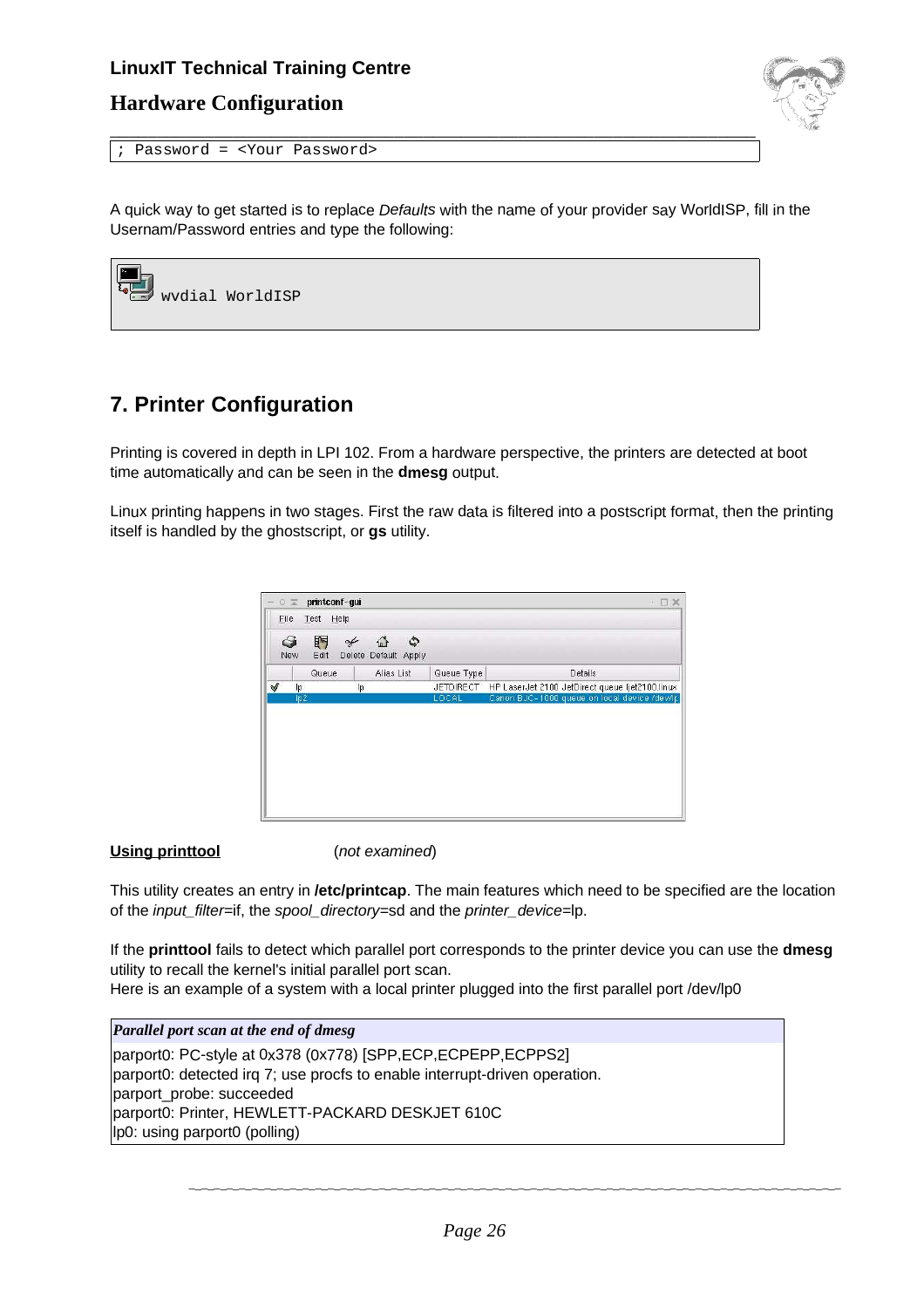```
; Password = <Your Password>
```

A quick way to get started is to replace *Defaults* with the name of your provider say WorldISP, fill in the Usernam/Password entries and type the following:

```
wvdial WorldISP
```

## 7. Printer Configuration

Printing is covered in depth in LPI 102. From a hardware perspective, the printers are detected at boot time automatically and can be seen in the **dmesg** output.

Linux printing happens in two stages. First the raw data is filtered into a postscript format, then the printing itself is handled by the ghostscript, or **gs** utility.

**Using printtool** (*not examined*)

This utility creates an entry in **/etc/printcap**. The main features which need to be specified are the location of the *input_filter*=if, the *spool_directory*=sd and the *printer_device*=lp.

If the **printtool** fails to detect which parallel port corresponds to the printer device you can use the **dmesg** utility to recall the kernel's initial parallel port scan.
Here is an example of a system with a local printer plugged into the first parallel port /dev/lp0

*Parallel port scan at the end of dmesg*

```
parport0: PC-style at 0x378 (0x778) [SPP,ECP,ECPEPP,ECPPS2]
parport0: detected irq 7; use procfs to enable interrupt-driven operation.
parport_probe: succeeded
parport0: Printer, HEWLETT-PACKARD DESKJET 610C
lp0: using parport0 (polling)
```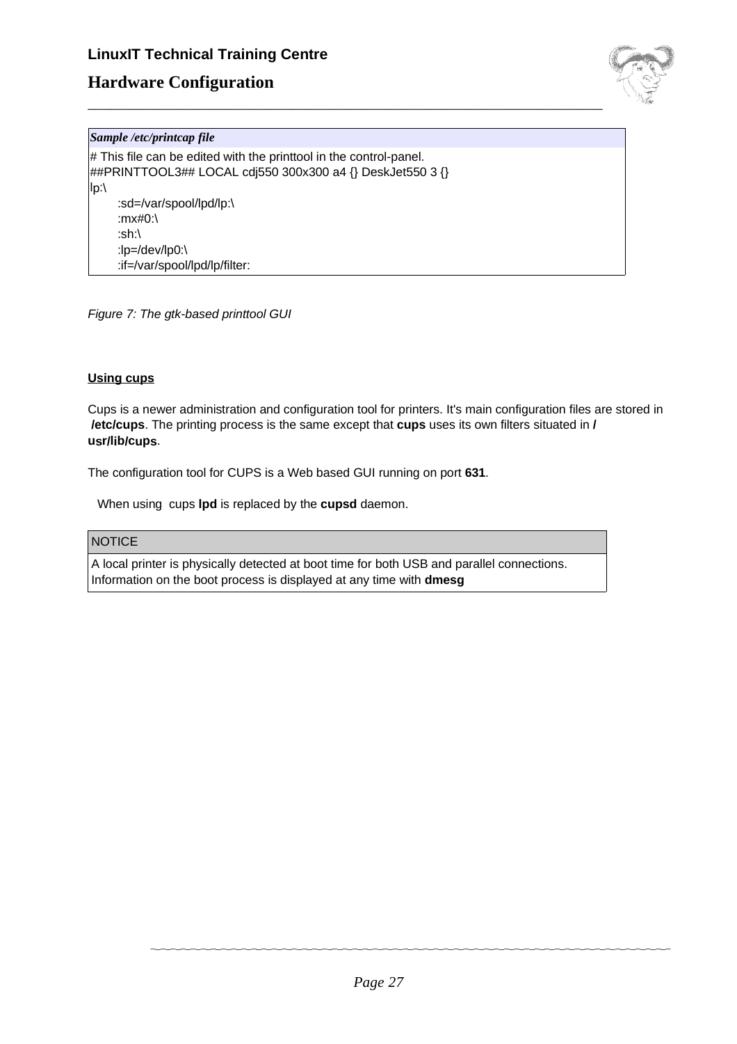**Sample /etc/printcap file**

```
# This file can be edited with the printtool in the control-panel.
##PRINTTOOL3## LOCAL cdj550 300x300 a4 {} DeskJet550 3 {}
lp:\
        :sd=/var/spool/lpd/lp:\
        :mx#0:\
        :sh:\
        :lp=/dev/lp0:\
        :if=/var/spool/lpd/lp/filter:
```

*Figure 7: The gtk-based printtool GUI*

**Using cups**

Cups is a newer administration and configuration tool for printers. It's main configuration files are stored in **/etc/cups**. The printing process is the same except that **cups** uses its own filters situated in **/usr/lib/cups**.

The configuration tool for CUPS is a Web based GUI running on port **631**.

When using cups **lpd** is replaced by the **cupsd** daemon.

| NOTICE |
| --- |
| A local printer is physically detected at boot time for both USB and parallel connections. Information on the boot process is displayed at any time with **dmesg** |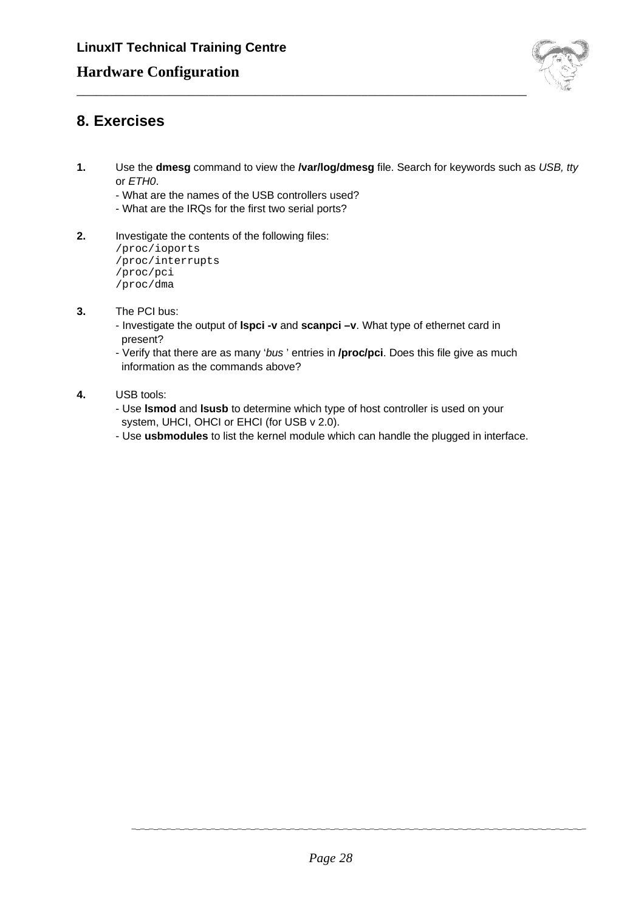## 8. Exercises

**1.** Use the **dmesg** command to view the **/var/log/dmesg** file. Search for keywords such as *USB, tty* or *ETH0*.
- What are the names of the USB controllers used?
- What are the IRQs for the first two serial ports?

**2.** Investigate the contents of the following files:
```
/proc/ioports
/proc/interrupts
/proc/pci
/proc/dma
```

**3.** The PCI bus:
- Investigate the output of **lspci -v** and **scanpci –v**. What type of ethernet card in present?
- Verify that there are as many '*bus* ' entries in **/proc/pci**. Does this file give as much information as the commands above?

**4.** USB tools:
- Use **lsmod** and **lsusb** to determine which type of host controller is used on your system, UHCI, OHCI or EHCI (for USB v 2.0).
- Use **usbmodules** to list the kernel module which can handle the plugged in interface.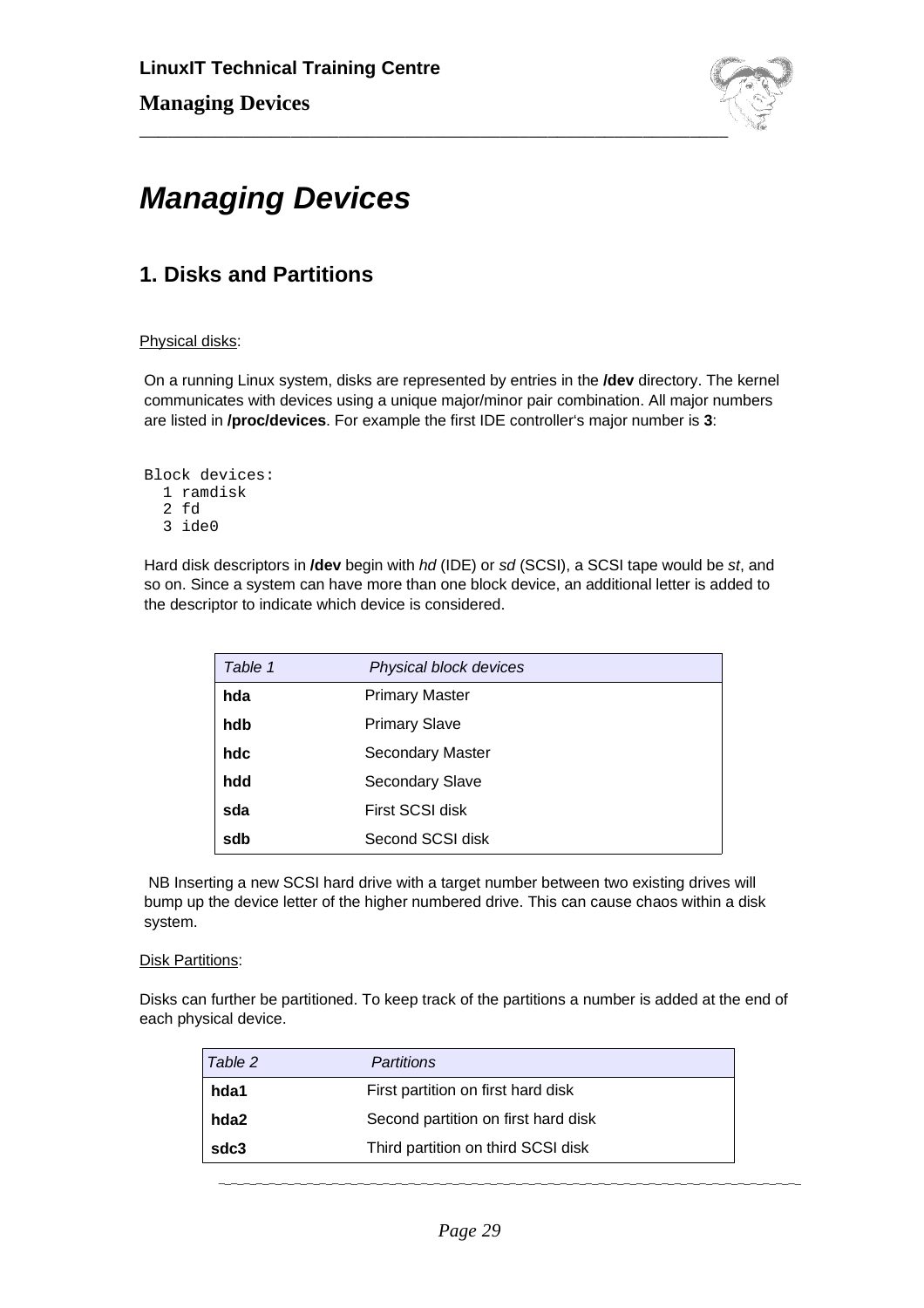# Managing Devices

## 1. Disks and Partitions

Physical disks:

On a running Linux system, disks are represented by entries in the **/dev** directory. The kernel communicates with devices using a unique major/minor pair combination. All major numbers are listed in **/proc/devices**. For example the first IDE controller's major number is **3**:

```
Block devices:
  1 ramdisk
  2 fd
  3 ide0
```

Hard disk descriptors in **/dev** begin with *hd* (IDE) or *sd* (SCSI), a SCSI tape would be *st*, and so on. Since a system can have more than one block device, an additional letter is added to the descriptor to indicate which device is considered.

| *Table 1* | *Physical block devices* |
|---|---|
| **hda** | Primary Master |
| **hdb** | Primary Slave |
| **hdc** | Secondary Master |
| **hdd** | Secondary Slave |
| **sda** | First SCSI disk |
| **sdb** | Second SCSI disk |

NB Inserting a new SCSI hard drive with a target number between two existing drives will bump up the device letter of the higher numbered drive. This can cause chaos within a disk system.

Disk Partitions:

Disks can further be partitioned. To keep track of the partitions a number is added at the end of each physical device.

| *Table 2* | *Partitions* |
|---|---|
| **hda1** | First partition on first hard disk |
| **hda2** | Second partition on first hard disk |
| **sdc3** | Third partition on third SCSI disk |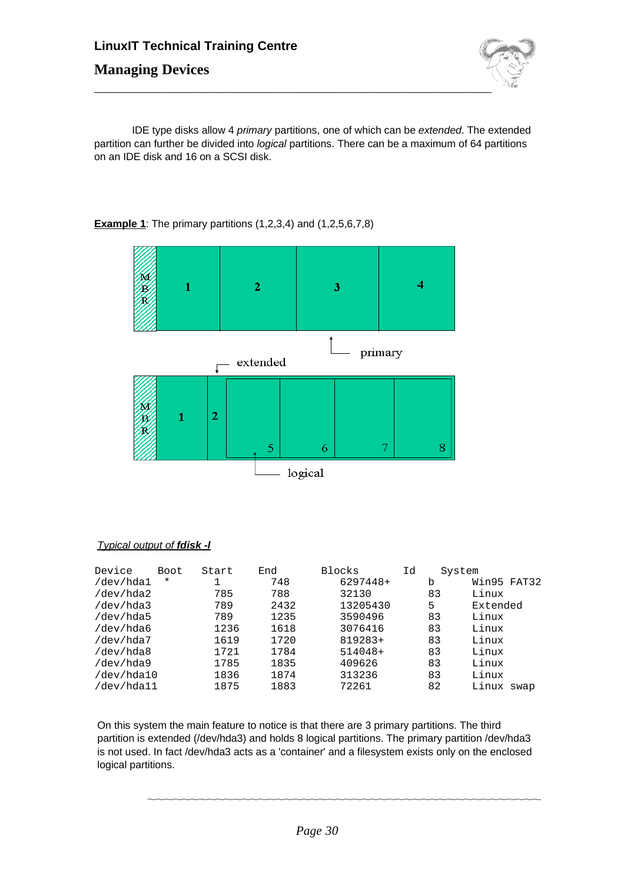IDE type disks allow 4 *primary* partitions, one of which can be *extended*. The extended partition can further be divided into *logical* partitions. There can be a maximum of 64 partitions on an IDE disk and 16 on a SCSI disk.

**Example 1**: The primary partitions (1,2,3,4) and (1,2,5,6,7,8)

*Typical output of **fdisk -l***

```
Device     Boot    Start    End      Blocks     Id    System
/dev/hda1   *        1      748      6297448+    b     Win95 FAT32
/dev/hda2          785      788        32130    83     Linux
/dev/hda3          789     2432     13205430     5     Extended
/dev/hda5          789     1235      3590496    83     Linux
/dev/hda6         1236     1618      3076416    83     Linux
/dev/hda7         1619     1720       819283+   83     Linux
/dev/hda8         1721     1784       514048+   83     Linux
/dev/hda9         1785     1835       409626    83     Linux
/dev/hda10        1836     1874       313236    83     Linux
/dev/hda11        1875     1883        72261    82     Linux swap
```

On this system the main feature to notice is that there are 3 primary partitions. The third partition is extended (/dev/hda3) and holds 8 logical partitions. The primary partition /dev/hda3 is not used. In fact /dev/hda3 acts as a 'container' and a filesystem exists only on the enclosed logical partitions.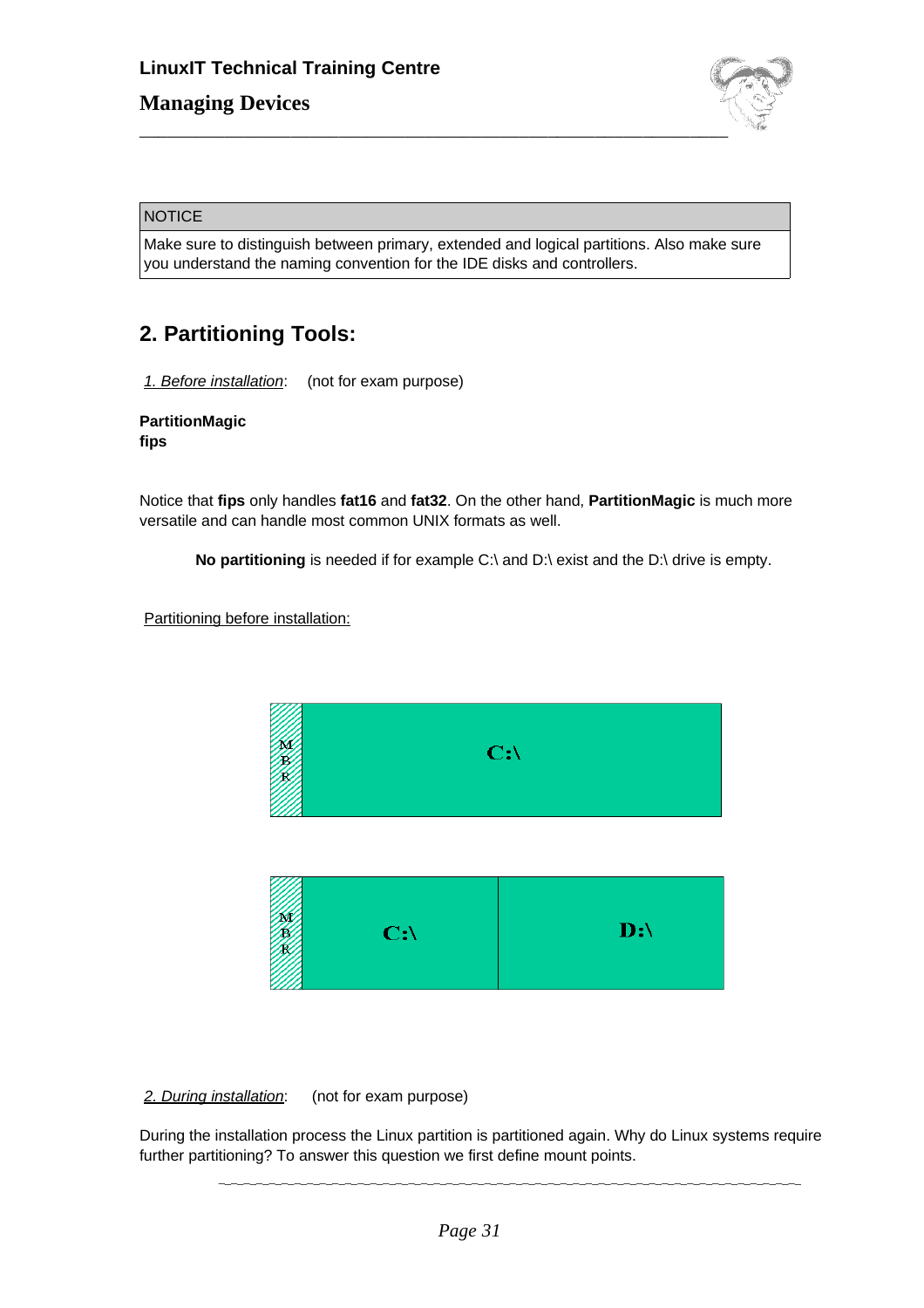| NOTICE |
| --- |
| Make sure to distinguish between primary, extended and logical partitions. Also make sure you understand the naming convention for the IDE disks and controllers. |

## 2. Partitioning Tools:

*1. Before installation*: (not for exam purpose)

**PartitionMagic**
**fips**

Notice that **fips** only handles **fat16** and **fat32**. On the other hand, **PartitionMagic** is much more versatile and can handle most common UNIX formats as well.

**No partitioning** is needed if for example C:\ and D:\ exist and the D:\ drive is empty.

Partitioning before installation:

| MBR | C:\ |
| --- | --- |

| MBR | C:\ | D:\ |
| --- | --- | --- |

*2. During installation*: (not for exam purpose)

During the installation process the Linux partition is partitioned again. Why do Linux systems require further partitioning? To answer this question we first define mount points.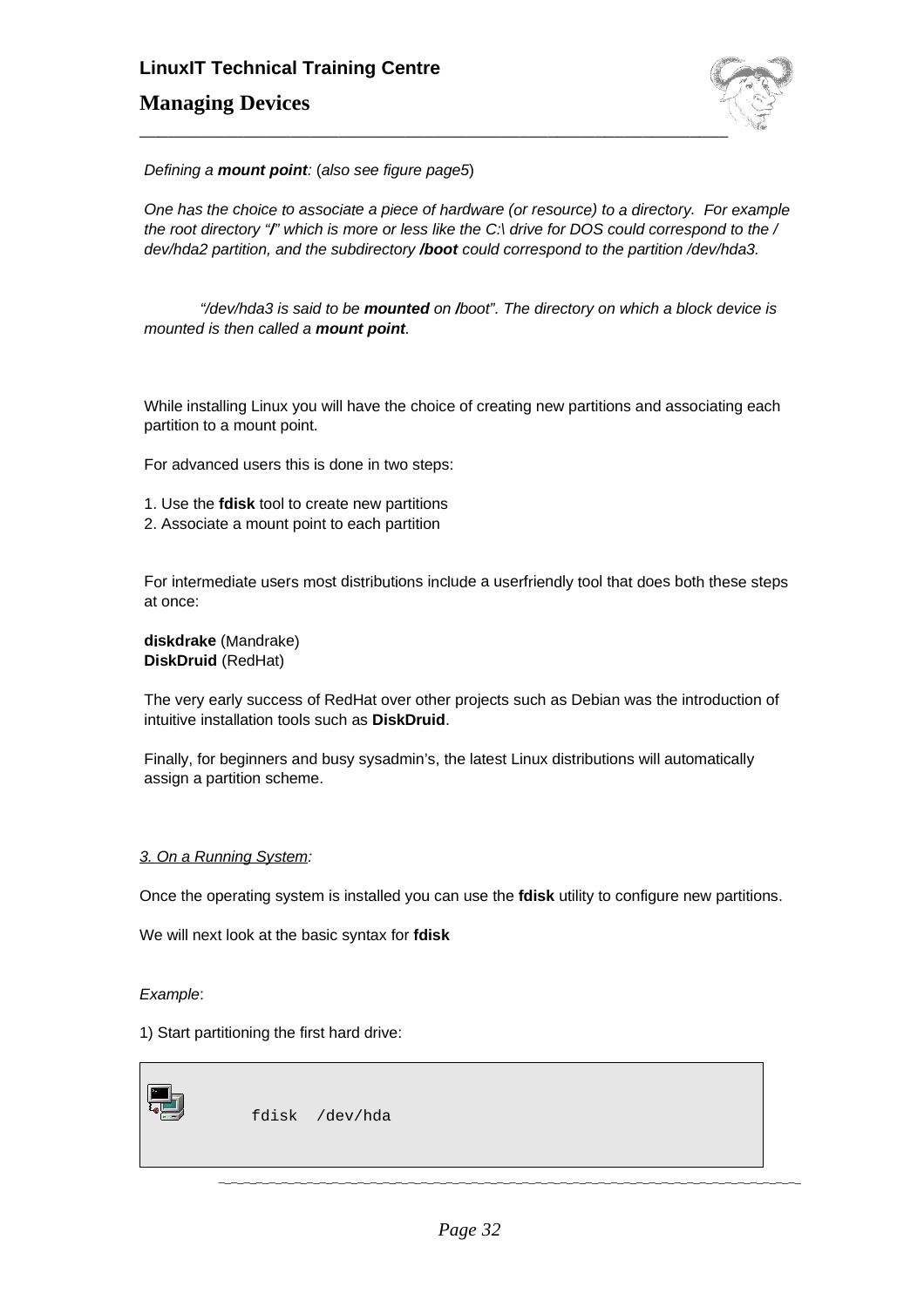*Defining a **mount point**: (also see figure page5)*

*One has the choice to associate a piece of hardware (or resource) to a directory. For example the root directory "**/**" which is more or less like the C:\ drive for DOS could correspond to the /dev/hda2 partition, and the subdirectory **/boot** could correspond to the partition /dev/hda3.*

*"/dev/hda3 is said to be **mounted** on **/**boot". The directory on which a block device is mounted is then called a **mount point**.*

While installing Linux you will have the choice of creating new partitions and associating each partition to a mount point.

For advanced users this is done in two steps:

1. Use the **fdisk** tool to create new partitions
2. Associate a mount point to each partition

For intermediate users most distributions include a userfriendly tool that does both these steps at once:

**diskdrake** (Mandrake)
**DiskDruid** (RedHat)

The very early success of RedHat over other projects such as Debian was the introduction of intuitive installation tools such as **DiskDruid**.

Finally, for beginners and busy sysadmin's, the latest Linux distributions will automatically assign a partition scheme.

*3. On a Running System:*

Once the operating system is installed you can use the **fdisk** utility to configure new partitions.

We will next look at the basic syntax for **fdisk**

*Example*:

1) Start partitioning the first hard drive:

```
fdisk  /dev/hda
```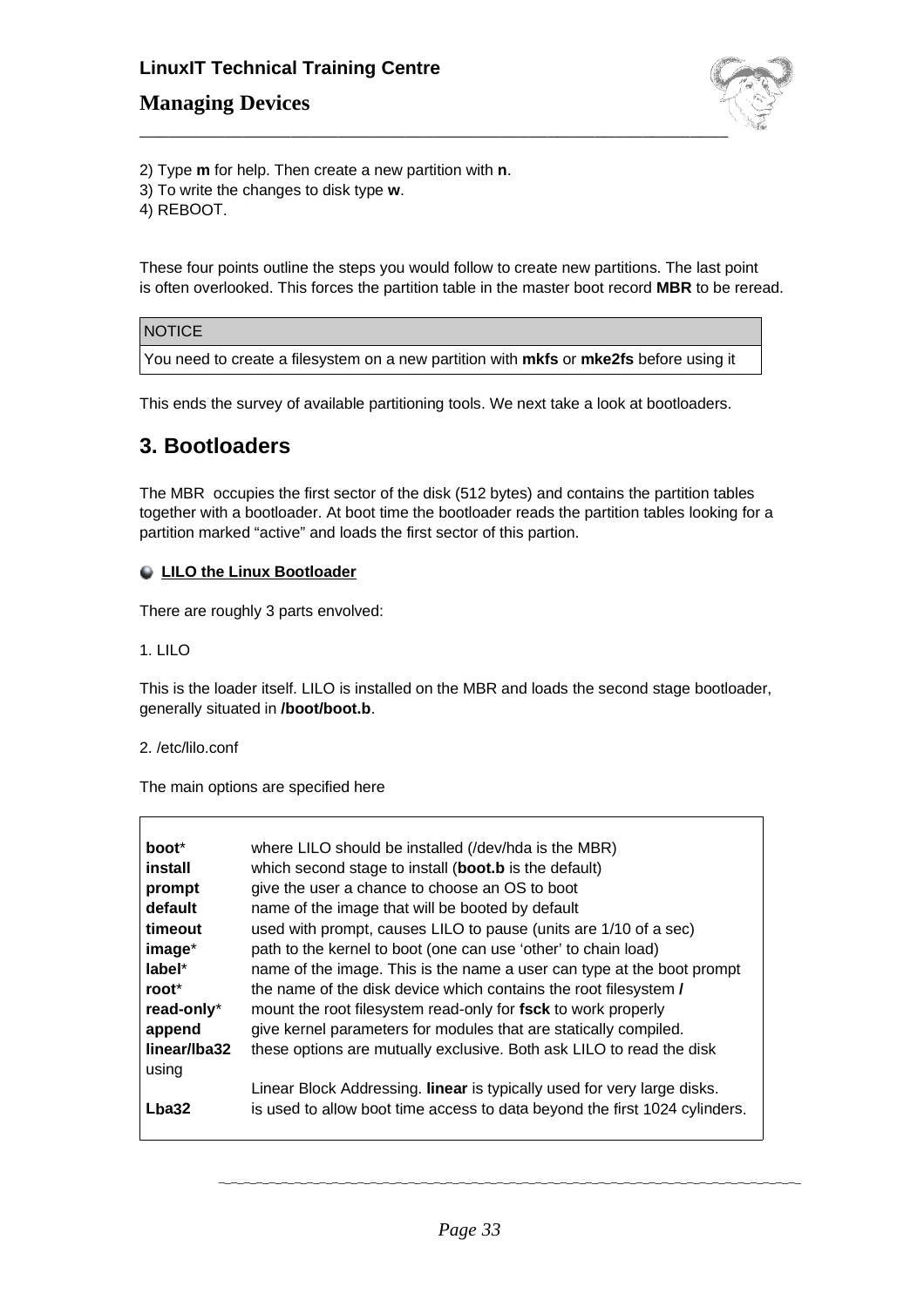2) Type **m** for help. Then create a new partition with **n**.
3) To write the changes to disk type **w**.
4) REBOOT.

These four points outline the steps you would follow to create new partitions. The last point is often overlooked. This forces the partition table in the master boot record **MBR** to be reread.

| NOTICE |
|---|
| You need to create a filesystem on a new partition with **mkfs** or **mke2fs** before using it |

This ends the survey of available partitioning tools. We next take a look at bootloaders.

## 3. Bootloaders

The MBR occupies the first sector of the disk (512 bytes) and contains the partition tables together with a bootloader. At boot time the bootloader reads the partition tables looking for a partition marked "active" and loads the first sector of this partion.

### LILO the Linux Bootloader

There are roughly 3 parts envolved:

1. LILO

This is the loader itself. LILO is installed on the MBR and loads the second stage bootloader, generally situated in **/boot/boot.b**.

2. /etc/lilo.conf

The main options are specified here

| | |
|---|---|
| **boot*** | where LILO should be installed (/dev/hda is the MBR) |
| **install** | which second stage to install (**boot.b** is the default) |
| **prompt** | give the user a chance to choose an OS to boot |
| **default** | name of the image that will be booted by default |
| **timeout** | used with prompt, causes LILO to pause (units are 1/10 of a sec) |
| **image*** | path to the kernel to boot (one can use 'other' to chain load) |
| **label*** | name of the image. This is the name a user can type at the boot prompt |
| **root*** | the name of the disk device which contains the root filesystem **/** |
| **read-only*** | mount the root filesystem read-only for **fsck** to work properly |
| **append** | give kernel parameters for modules that are statically compiled. |
| **linear/lba32** using | these options are mutually exclusive. Both ask LILO to read the disk |
| | Linear Block Addressing. **linear** is typically used for very large disks. |
| **Lba32** | is used to allow boot time access to data beyond the first 1024 cylinders. |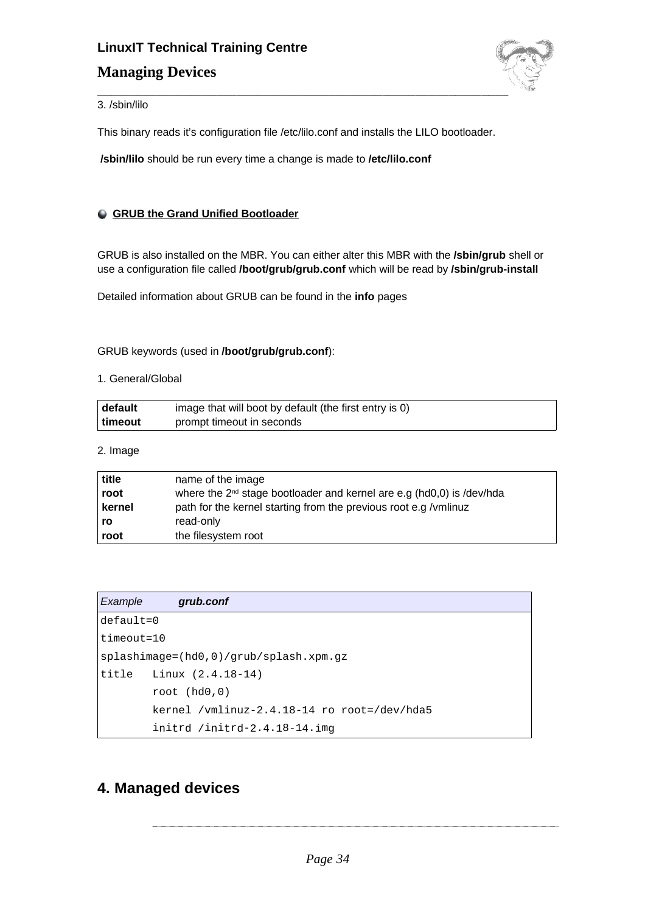3. /sbin/lilo

This binary reads it's configuration file /etc/lilo.conf and installs the LILO bootloader.

**/sbin/lilo** should be run every time a change is made to **/etc/lilo.conf**

- **GRUB the Grand Unified Bootloader**

GRUB is also installed on the MBR. You can either alter this MBR with the **/sbin/grub** shell or use a configuration file called **/boot/grub/grub.conf** which will be read by **/sbin/grub-install**

Detailed information about GRUB can be found in the **info** pages

GRUB keywords (used in **/boot/grub/grub.conf**):

1. General/Global

| | |
|---|---|
| **default** | image that will boot by default (the first entry is 0) |
| **timeout** | prompt timeout in seconds |

2. Image

| | |
|---|---|
| **title** | name of the image |
| **root** | where the 2nd stage bootloader and kernel are e.g (hd0,0) is /dev/hda |
| **kernel** | path for the kernel starting from the previous root e.g /vmlinuz |
| **ro** | read-only |
| **root** | the filesystem root |

*Example* ***grub.conf***

```
default=0
timeout=10
splashimage=(hd0,0)/grub/splash.xpm.gz
title   Linux (2.4.18-14)
        root (hd0,0)
        kernel /vmlinuz-2.4.18-14 ro root=/dev/hda5
        initrd /initrd-2.4.18-14.img
```

## 4. Managed devices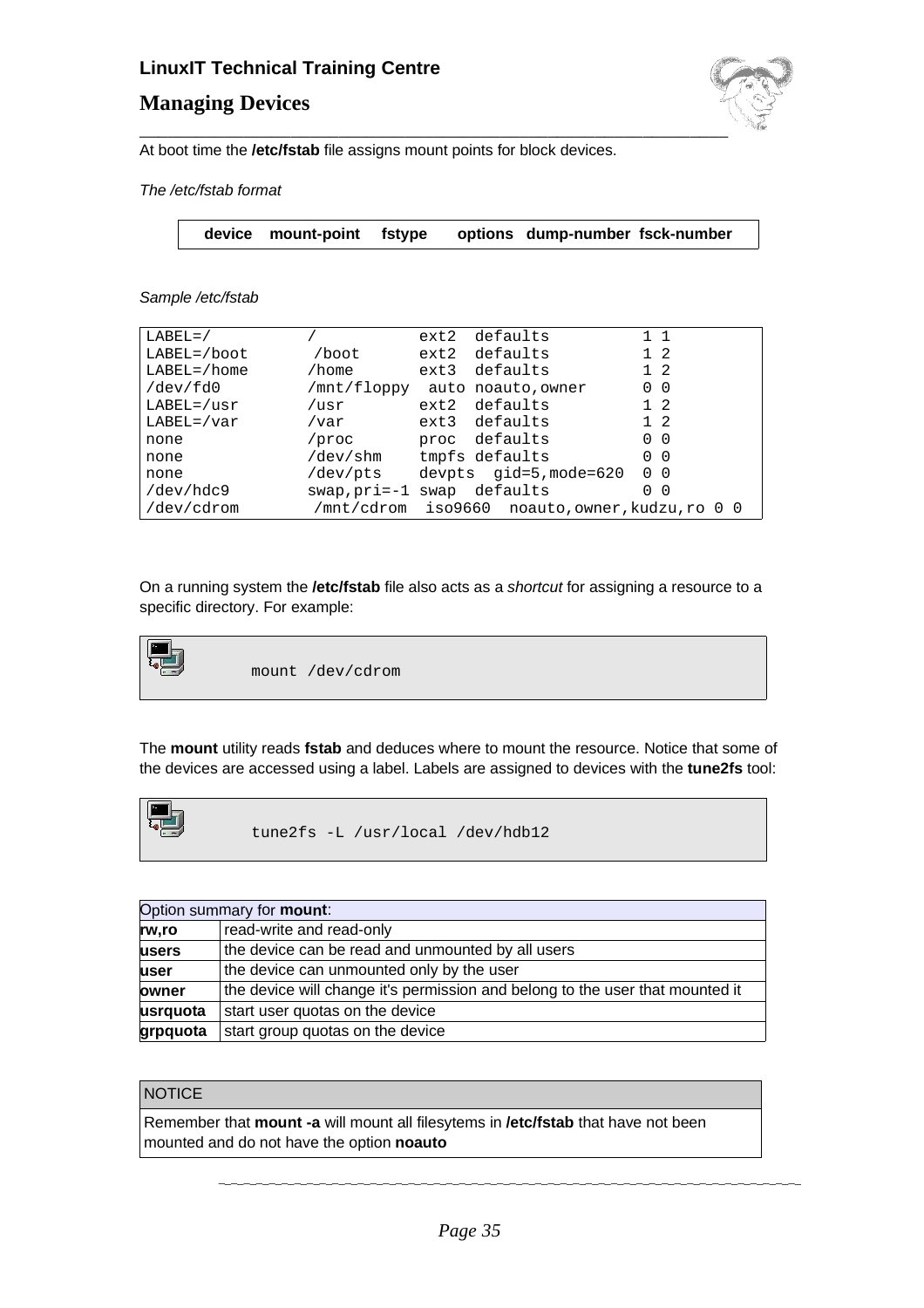At boot time the **/etc/fstab** file assigns mount points for block devices.

*The /etc/fstab format*

| device | mount-point | fstype | options | dump-number | fsck-number |
|---|---|---|---|---|---|

*Sample /etc/fstab*

```
LABEL=/          /           ext2  defaults         1 1
LABEL=/boot       /boot      ext2  defaults         1 2
LABEL=/home      /home       ext3  defaults         1 2
/dev/fd0         /mnt/floppy  auto noauto,owner     0 0
LABEL=/usr       /usr        ext2  defaults         1 2
LABEL=/var       /var        ext3  defaults         1 2
none             /proc       proc  defaults         0 0
none             /dev/shm    tmpfs defaults         0 0
none             /dev/pts    devpts  gid=5,mode=620  0 0
/dev/hdc9        swap,pri=-1 swap  defaults         0 0
/dev/cdrom        /mnt/cdrom  iso9660  noauto,owner,kudzu,ro 0 0
```

On a running system the **/etc/fstab** file also acts as a *shortcut* for assigning a resource to a specific directory. For example:

```
mount /dev/cdrom
```

The **mount** utility reads **fstab** and deduces where to mount the resource. Notice that some of the devices are accessed using a label. Labels are assigned to devices with the **tune2fs** tool:

```
tune2fs -L /usr/local /dev/hdb12
```

| Option summary for **mount**: | |
|---|---|
| **rw,ro** | read-write and read-only |
| **users** | the device can be read and unmounted by all users |
| **user** | the device can unmounted only by the user |
| **owner** | the device will change it's permission and belong to the user that mounted it |
| **usrquota** | start user quotas on the device |
| **grpquota** | start group quotas on the device |

| NOTICE |
|---|
| Remember that **mount -a** will mount all filesytems in **/etc/fstab** that have not been mounted and do not have the option **noauto** |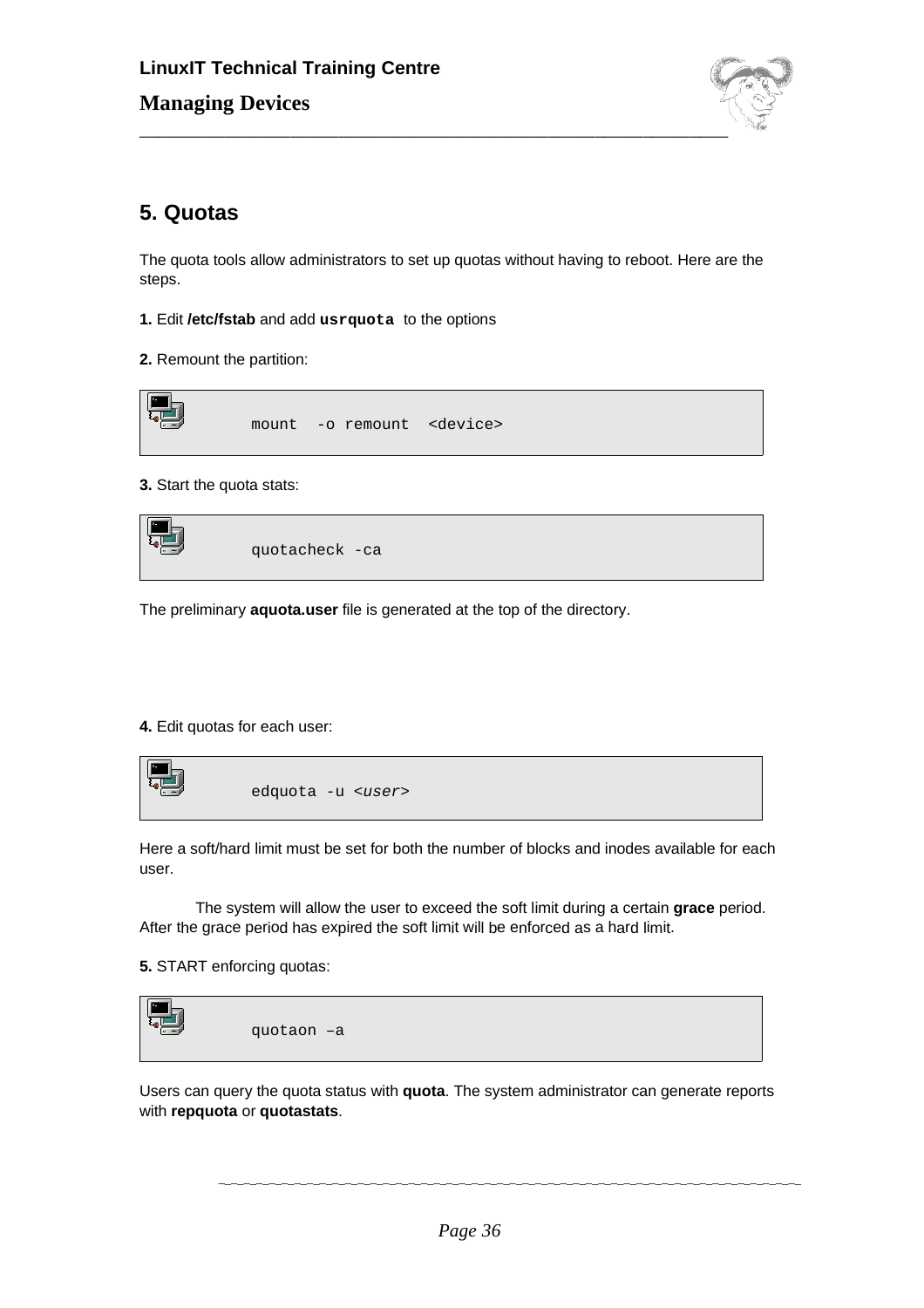## 5. Quotas

The quota tools allow administrators to set up quotas without having to reboot. Here are the steps.

**1.** Edit **/etc/fstab** and add **`usrquota`** to the options

**2.** Remount the partition:

```
mount  -o remount  <device>
```

**3.** Start the quota stats:

```
quotacheck -ca
```

The preliminary **aquota.user** file is generated at the top of the directory.

**4.** Edit quotas for each user:

```
edquota -u <user>
```

Here a soft/hard limit must be set for both the number of blocks and inodes available for each user.

The system will allow the user to exceed the soft limit during a certain **grace** period. After the grace period has expired the soft limit will be enforced as a hard limit.

**5.** START enforcing quotas:

```
quotaon –a
```

Users can query the quota status with **quota**. The system administrator can generate reports with **repquota** or **quotastats**.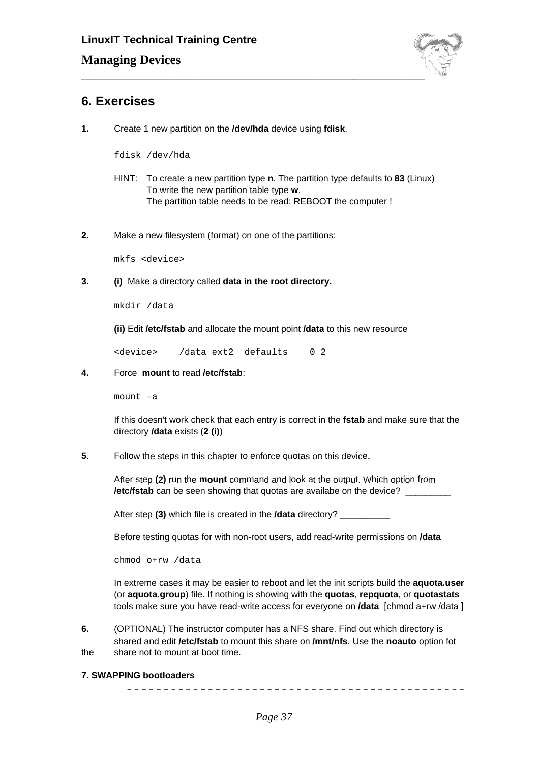## 6. Exercises

**1.** Create 1 new partition on the **/dev/hda** device using **fdisk**.

```
fdisk /dev/hda
```

HINT: To create a new partition type **n**. The partition type defaults to **83** (Linux)
To write the new partition table type **w**.
The partition table needs to be read: REBOOT the computer !

**2.** Make a new filesystem (format) on one of the partitions:

```
mkfs <device>
```

**3.** **(i)** Make a directory called **data in the root directory.**

```
mkdir /data
```

**(ii)** Edit **/etc/fstab** and allocate the mount point **/data** to this new resource

```
<device>    /data ext2  defaults    0 2
```

**4.** Force **mount** to read **/etc/fstab**:

```
mount –a
```

If this doesn't work check that each entry is correct in the **fstab** and make sure that the directory **/data** exists (**2 (i)**)

**5.** Follow the steps in this chapter to enforce quotas on this device.

After step **(2)** run the **mount** command and look at the output. Which option from **/etc/fstab** can be seen showing that quotas are availabe on the device? _________

After step **(3)** which file is created in the **/data** directory? __________

Before testing quotas for with non-root users, add read-write permissions on **/data**

```
chmod o+rw /data
```

In extreme cases it may be easier to reboot and let the init scripts build the **aquota.user** (or **aquota.group**) file. If nothing is showing with the **quotas**, **repquota**, or **quotastats** tools make sure you have read-write access for everyone on **/data** [chmod a+rw /data ]

**6.** (OPTIONAL) The instructor computer has a NFS share. Find out which directory is shared and edit **/etc/fstab** to mount this share on **/mnt/nfs**. Use the **noauto** option fot the share not to mount at boot time.

**7. SWAPPING bootloaders**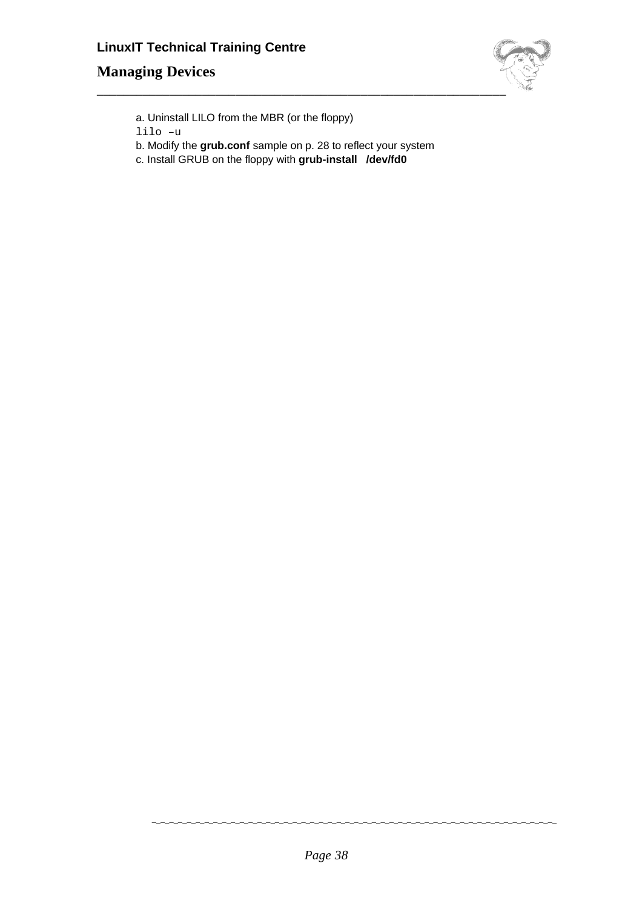a. Uninstall LILO from the MBR (or the floppy)

```
lilo –u
```

b. Modify the **grub.conf** sample on p. 28 to reflect your system

c. Install GRUB on the floppy with **grub-install  /dev/fd0**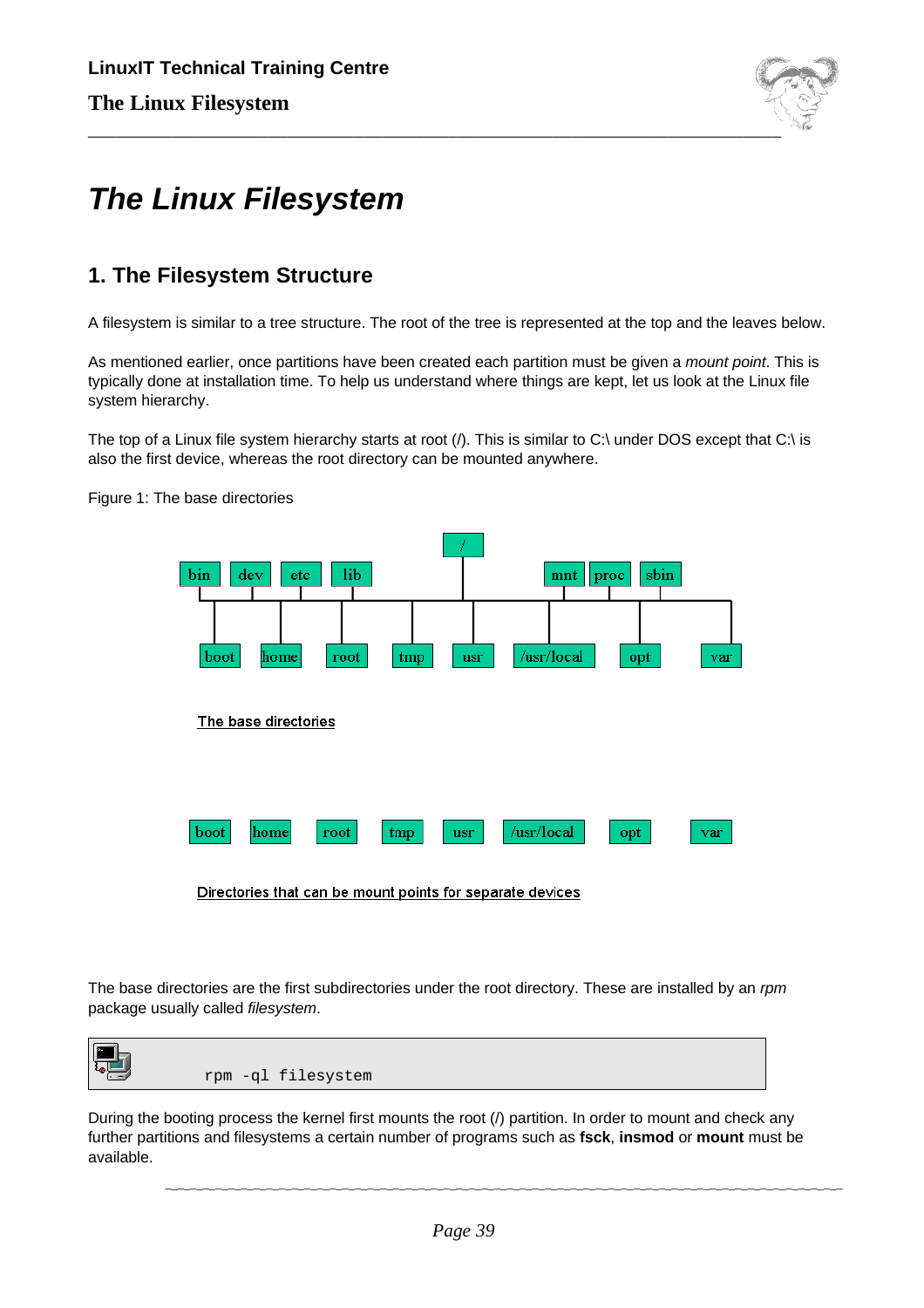# The Linux Filesystem

## 1. The Filesystem Structure

A filesystem is similar to a tree structure. The root of the tree is represented at the top and the leaves below.

As mentioned earlier, once partitions have been created each partition must be given a *mount point*. This is typically done at installation time. To help us understand where things are kept, let us look at the Linux file system hierarchy.

The top of a Linux file system hierarchy starts at root (/). This is similar to C:\ under DOS except that C:\ is also the first device, whereas the root directory can be mounted anywhere.

Figure 1: The base directories

/

bin dev etc lib mnt proc sbin

boot home root tmp usr /usr/local opt var

The base directories

boot home root tmp usr /usr/local opt var

Directories that can be mount points for separate devices

The base directories are the first subdirectories under the root directory. These are installed by an *rpm* package usually called *filesystem*.

```
rpm -ql filesystem
```

During the booting process the kernel first mounts the root (/) partition. In order to mount and check any further partitions and filesystems a certain number of programs such as **fsck**, **insmod** or **mount** must be available.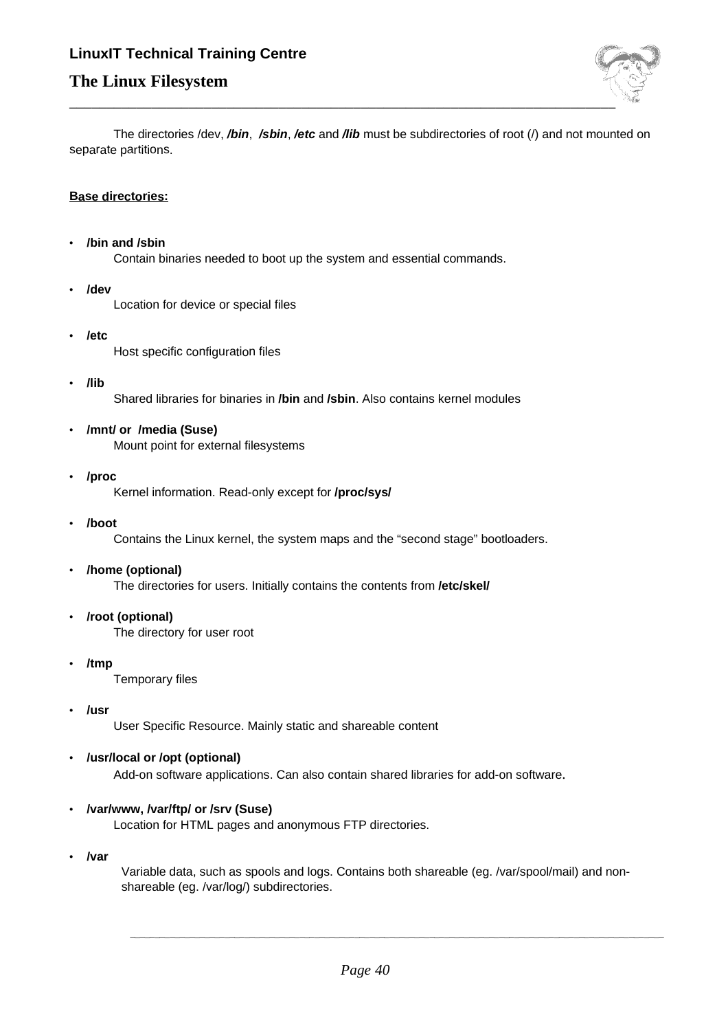The directories /dev, ***/bin***, ***/sbin***, ***/etc*** and ***/lib*** must be subdirectories of root (/) and not mounted on separate partitions.

**Base directories:**

- **/bin and /sbin**
  Contain binaries needed to boot up the system and essential commands.

- **/dev**
  Location for device or special files

- **/etc**
  Host specific configuration files

- **/lib**
  Shared libraries for binaries in **/bin** and **/sbin**. Also contains kernel modules

- **/mnt/ or /media (Suse)**
  Mount point for external filesystems

- **/proc**
  Kernel information. Read-only except for **/proc/sys/**

- **/boot**
  Contains the Linux kernel, the system maps and the "second stage" bootloaders.

- **/home (optional)**
  The directories for users. Initially contains the contents from **/etc/skel/**

- **/root (optional)**
  The directory for user root

- **/tmp**
  Temporary files

- **/usr**
  User Specific Resource. Mainly static and shareable content

- **/usr/local or /opt (optional)**
  Add-on software applications. Can also contain shared libraries for add-on software.

- **/var/www, /var/ftp/ or /srv (Suse)**
  Location for HTML pages and anonymous FTP directories.

- **/var**
  Variable data, such as spools and logs. Contains both shareable (eg. /var/spool/mail) and non-shareable (eg. /var/log/) subdirectories.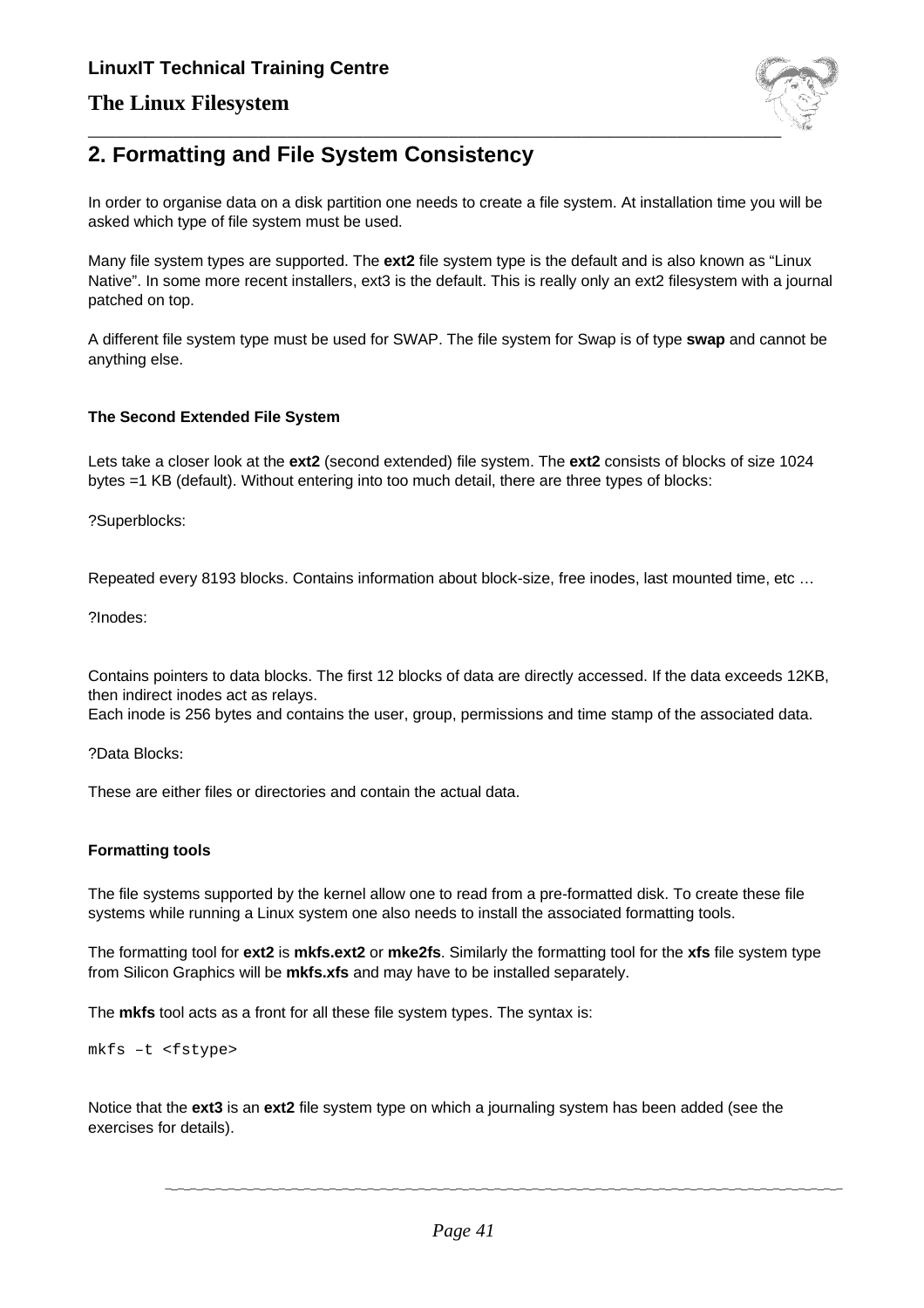## 2. Formatting and File System Consistency

In order to organise data on a disk partition one needs to create a file system. At installation time you will be asked which type of file system must be used.

Many file system types are supported. The **ext2** file system type is the default and is also known as “Linux Native”. In some more recent installers, ext3 is the default. This is really only an ext2 filesystem with a journal patched on top.

A different file system type must be used for SWAP. The file system for Swap is of type **swap** and cannot be anything else.

### The Second Extended File System

Lets take a closer look at the **ext2** (second extended) file system. The **ext2** consists of blocks of size 1024 bytes =1 KB (default). Without entering into too much detail, there are three types of blocks:

?Superblocks:

Repeated every 8193 blocks. Contains information about block-size, free inodes, last mounted time, etc …

?Inodes:

Contains pointers to data blocks. The first 12 blocks of data are directly accessed. If the data exceeds 12KB, then indirect inodes act as relays.
Each inode is 256 bytes and contains the user, group, permissions and time stamp of the associated data.

?Data Blocks:

These are either files or directories and contain the actual data.

### Formatting tools

The file systems supported by the kernel allow one to read from a pre-formatted disk. To create these file systems while running a Linux system one also needs to install the associated formatting tools.

The formatting tool for **ext2** is **mkfs.ext2** or **mke2fs**. Similarly the formatting tool for the **xfs** file system type from Silicon Graphics will be **mkfs.xfs** and may have to be installed separately.

The **mkfs** tool acts as a front for all these file system types. The syntax is:

```
mkfs –t <fstype>
```

Notice that the **ext3** is an **ext2** file system type on which a journaling system has been added (see the exercises for details).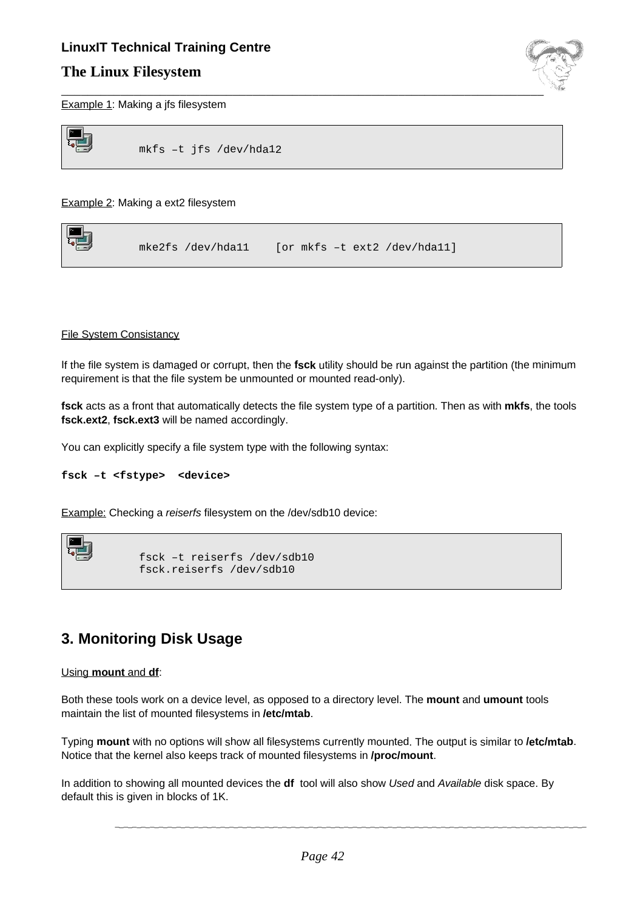Example 1: Making a jfs filesystem

```
mkfs –t jfs /dev/hda12
```

Example 2: Making a ext2 filesystem

```
mke2fs /dev/hda11    [or mkfs –t ext2 /dev/hda11]
```

File System Consistancy

If the file system is damaged or corrupt, then the **fsck** utility should be run against the partition (the minimum requirement is that the file system be unmounted or mounted read-only).

**fsck** acts as a front that automatically detects the file system type of a partition. Then as with **mkfs**, the tools **fsck.ext2**, **fsck.ext3** will be named accordingly.

You can explicitly specify a file system type with the following syntax:

**fsck –t <fstype>  <device>**

Example: Checking a *reiserfs* filesystem on the /dev/sdb10 device:

```
fsck –t reiserfs /dev/sdb10
fsck.reiserfs /dev/sdb10
```

## 3. Monitoring Disk Usage

Using **mount** and **df**:

Both these tools work on a device level, as opposed to a directory level. The **mount** and **umount** tools maintain the list of mounted filesystems in **/etc/mtab**.

Typing **mount** with no options will show all filesystems currently mounted. The output is similar to **/etc/mtab**. Notice that the kernel also keeps track of mounted filesystems in **/proc/mount**.

In addition to showing all mounted devices the **df** tool will also show *Used* and *Available* disk space. By default this is given in blocks of 1K.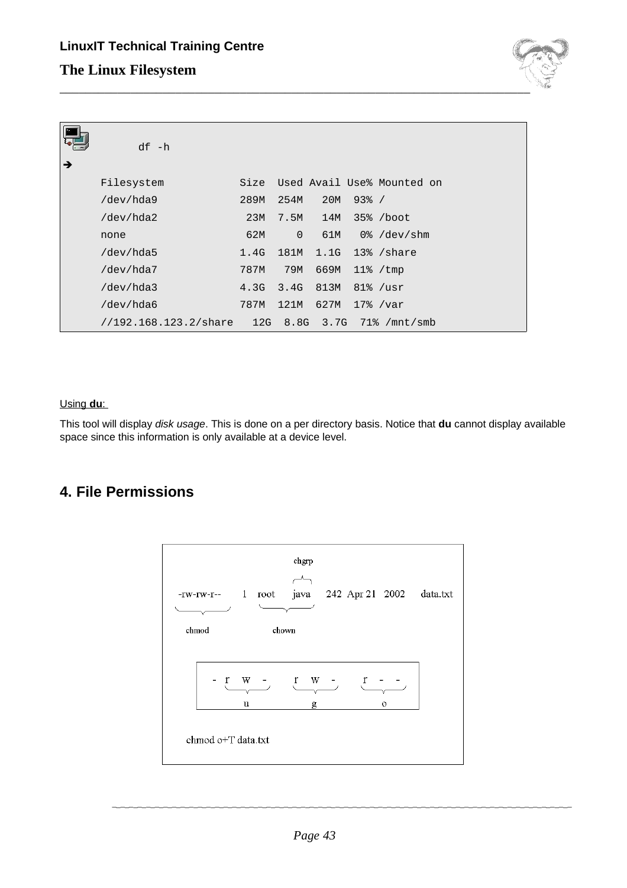```
df -h
```

➔

```
Filesystem            Size  Used Avail Use% Mounted on
/dev/hda9             289M  254M   20M  93% /
/dev/hda2              23M  7.5M   14M  35% /boot
none                   62M     0   61M   0% /dev/shm
/dev/hda5             1.4G  181M  1.1G  13% /share
/dev/hda7             787M   79M  669M  11% /tmp
/dev/hda3             4.3G  3.4G  813M  81% /usr
/dev/hda6             787M  121M  627M  17% /var
//192.168.123.2/share   12G  8.8G  3.7G  71% /mnt/smb
```

Using **du**:

This tool will display *disk usage*. This is done on a per directory basis. Notice that **du** cannot display available space since this information is only available at a device level.

## 4. File Permissions

```
                    chgrp
-rw-rw-r--   1   root   java   242  Apr 21  2002   data.txt
  chmod              chown

   -  r w -    r w -    r - -
        u        g        o

chmod o+T data.txt
```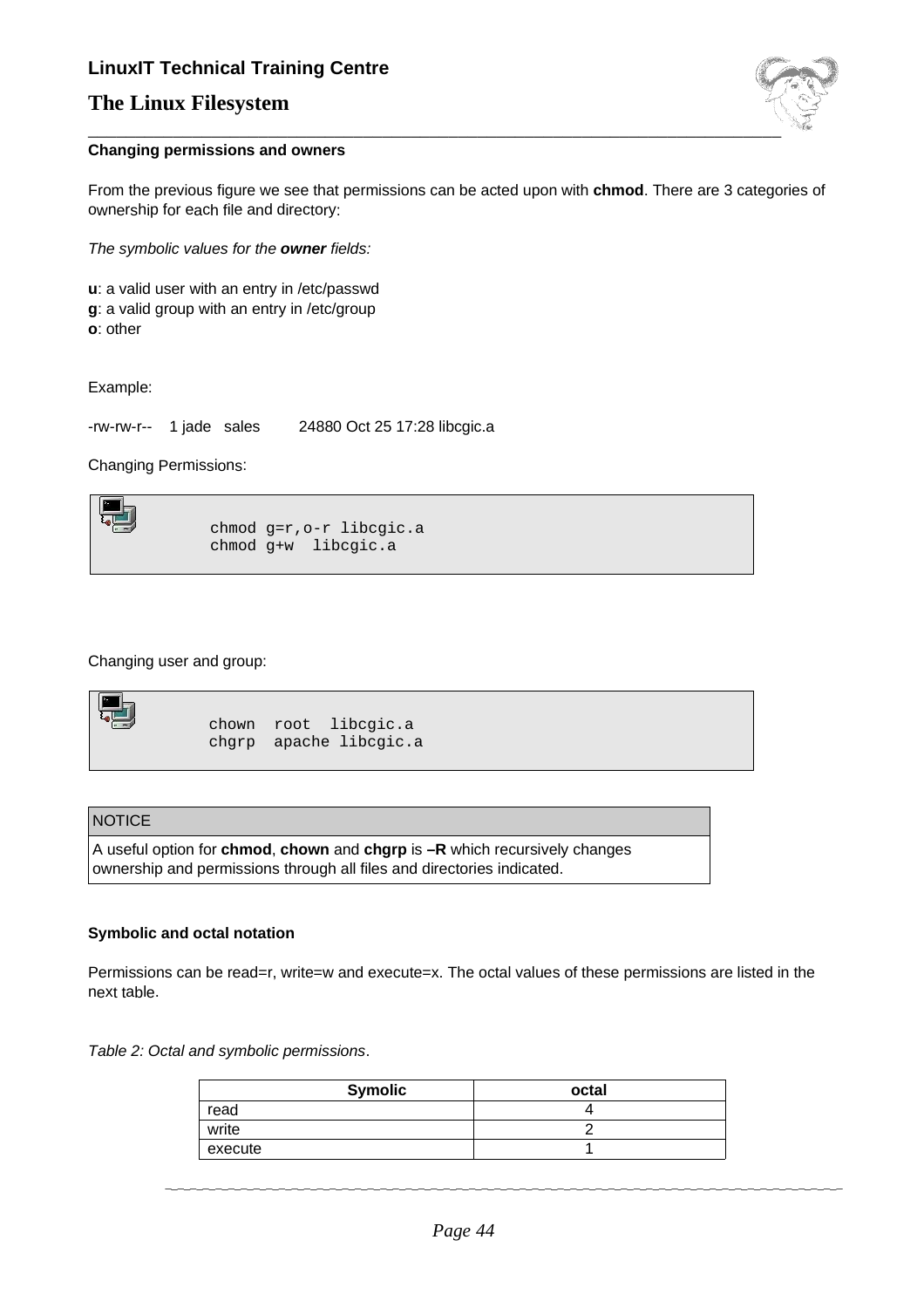### Changing permissions and owners

From the previous figure we see that permissions can be acted upon with **chmod**. There are 3 categories of ownership for each file and directory:

*The symbolic values for the **owner** fields:*

**u**: a valid user with an entry in /etc/passwd
**g**: a valid group with an entry in /etc/group
**o**: other

Example:

-rw-rw-r--  1 jade  sales    24880 Oct 25 17:28 libcgic.a

Changing Permissions:

```
chmod g=r,o-r libcgic.a
chmod g+w  libcgic.a
```

Changing user and group:

```
chown  root  libcgic.a
chgrp  apache libcgic.a
```

| NOTICE |
|---|
| A useful option for **chmod**, **chown** and **chgrp** is **–R** which recursively changes ownership and permissions through all files and directories indicated. |

### Symbolic and octal notation

Permissions can be read=r, write=w and execute=x. The octal values of these permissions are listed in the next table.

*Table 2: Octal and symbolic permissions*.

| Symolic | octal |
|---|---|
| read | 4 |
| write | 2 |
| execute | 1 |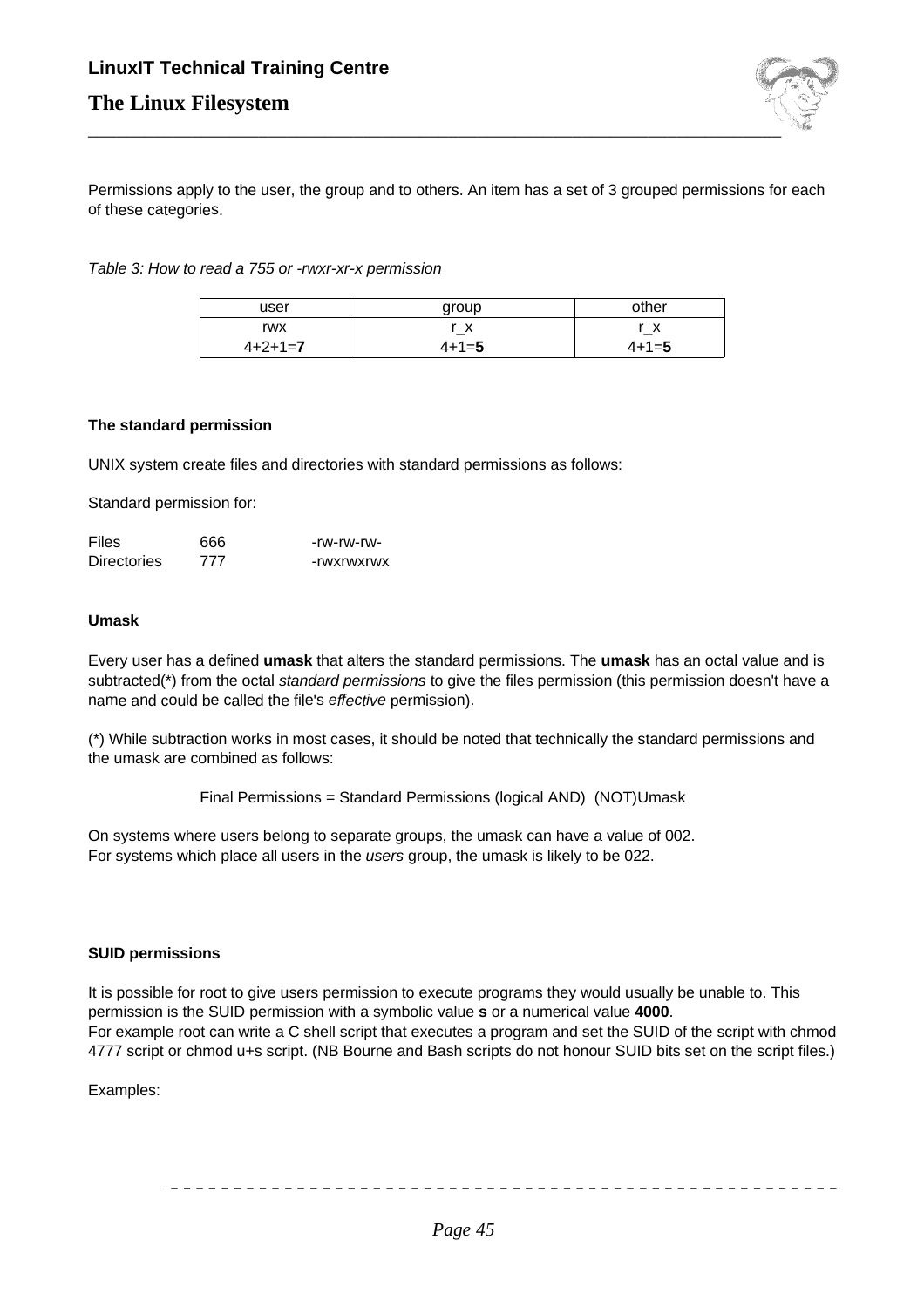Permissions apply to the user, the group and to others. An item has a set of 3 grouped permissions for each of these categories.

*Table 3: How to read a 755 or -rwxr-xr-x permission*

| user | group | other |
|---|---|---|
| rwx | r_x | r_x |
| 4+2+1=**7** | 4+1=**5** | 4+1=**5** |

**The standard permission**

UNIX system create files and directories with standard permissions as follows:

Standard permission for:

| | | |
|---|---|---|
| Files | 666 | -rw-rw-rw- |
| Directories | 777 | -rwxrwxrwx |

**Umask**

Every user has a defined **umask** that alters the standard permissions. The **umask** has an octal value and is subtracted(*) from the octal *standard permissions* to give the files permission (this permission doesn't have a name and could be called the file's *effective* permission).

(*) While subtraction works in most cases, it should be noted that technically the standard permissions and the umask are combined as follows:

Final Permissions = Standard Permissions (logical AND) (NOT)Umask

On systems where users belong to separate groups, the umask can have a value of 002.
For systems which place all users in the *users* group, the umask is likely to be 022.

**SUID permissions**

It is possible for root to give users permission to execute programs they would usually be unable to. This permission is the SUID permission with a symbolic value **s** or a numerical value **4000**.
For example root can write a C shell script that executes a program and set the SUID of the script with chmod 4777 script or chmod u+s script. (NB Bourne and Bash scripts do not honour SUID bits set on the script files.)

Examples: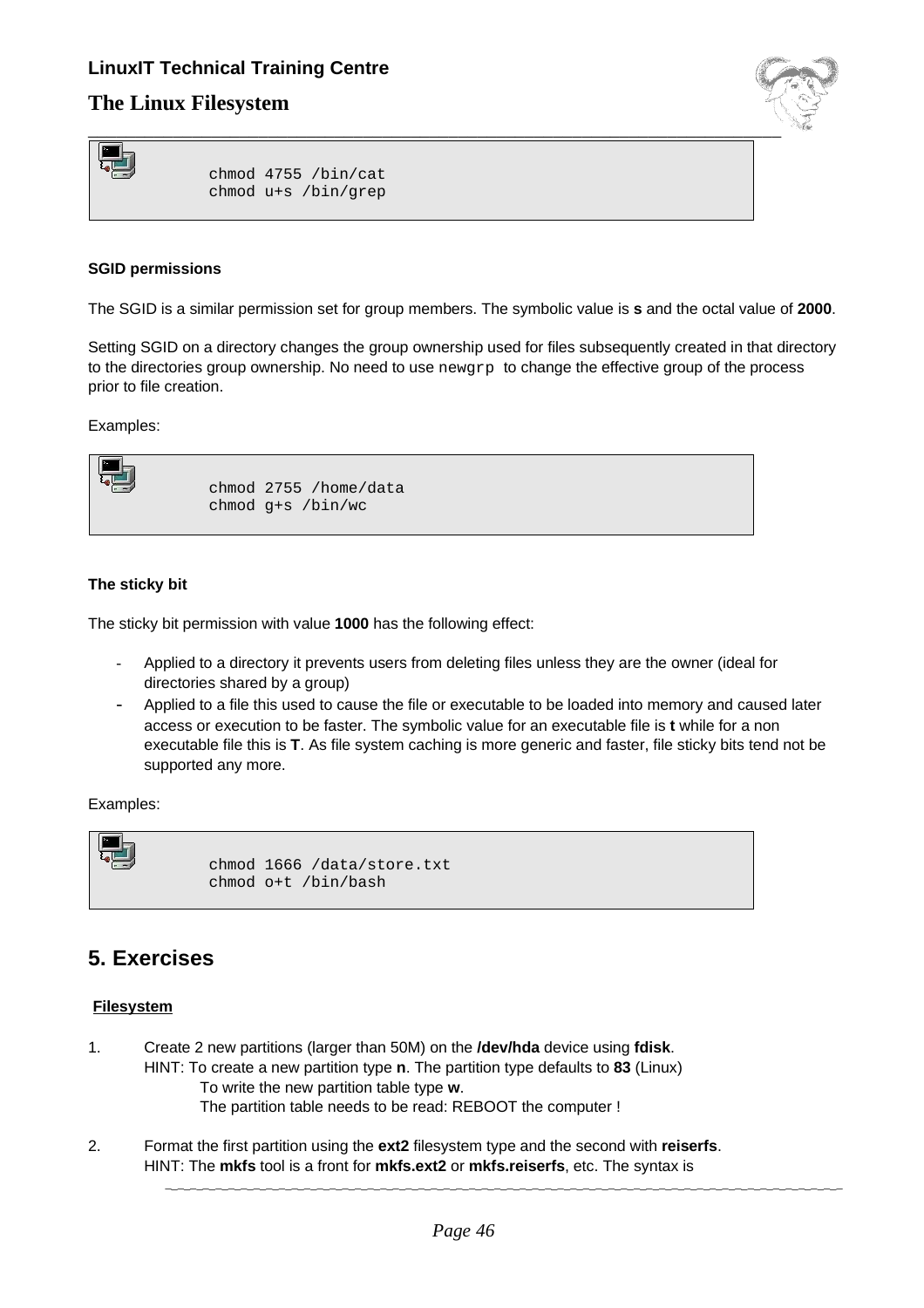```
chmod 4755 /bin/cat
chmod u+s /bin/grep
```

**SGID permissions**

The SGID is a similar permission set for group members. The symbolic value is **s** and the octal value of **2000**.

Setting SGID on a directory changes the group ownership used for files subsequently created in that directory to the directories group ownership. No need to use `newgrp` to change the effective group of the process prior to file creation.

Examples:

```
chmod 2755 /home/data
chmod g+s /bin/wc
```

**The sticky bit**

The sticky bit permission with value **1000** has the following effect:

- Applied to a directory it prevents users from deleting files unless they are the owner (ideal for directories shared by a group)
- Applied to a file this used to cause the file or executable to be loaded into memory and caused later access or execution to be faster. The symbolic value for an executable file is **t** while for a non executable file this is **T**. As file system caching is more generic and faster, file sticky bits tend not be supported any more.

Examples:

```
chmod 1666 /data/store.txt
chmod o+t /bin/bash
```

## 5. Exercises

**Filesystem**

1. Create 2 new partitions (larger than 50M) on the **/dev/hda** device using **fdisk**.
   HINT: To create a new partition type **n**. The partition type defaults to **83** (Linux)
   To write the new partition table type **w**.
   The partition table needs to be read: REBOOT the computer !

2. Format the first partition using the **ext2** filesystem type and the second with **reiserfs**.
   HINT: The **mkfs** tool is a front for **mkfs.ext2** or **mkfs.reiserfs**, etc. The syntax is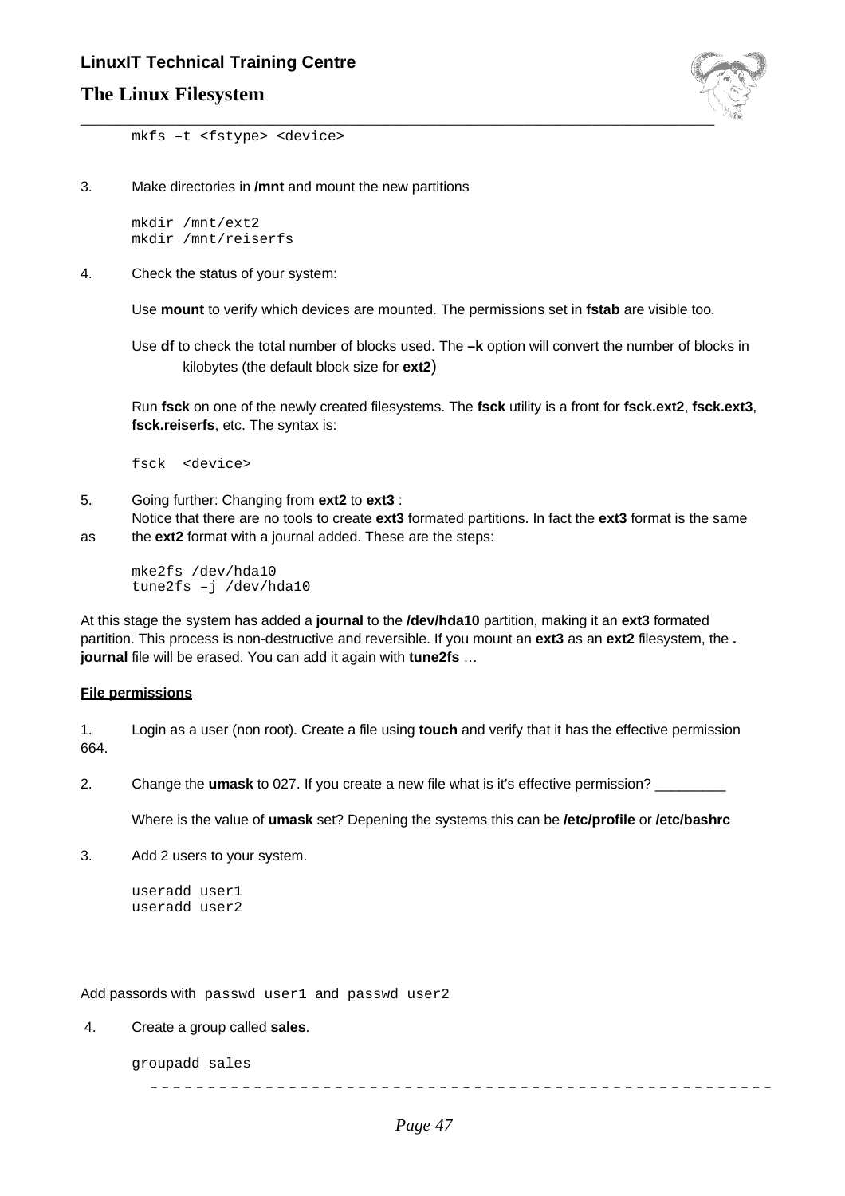```
mkfs –t <fstype> <device>
```

3. Make directories in **/mnt** and mount the new partitions

```
mkdir /mnt/ext2
mkdir /mnt/reiserfs
```

4. Check the status of your system:

   Use **mount** to verify which devices are mounted. The permissions set in **fstab** are visible too.

   Use **df** to check the total number of blocks used. The **–k** option will convert the number of blocks in kilobytes (the default block size for **ext2**)

   Run **fsck** on one of the newly created filesystems. The **fsck** utility is a front for **fsck.ext2**, **fsck.ext3**, **fsck.reiserfs**, etc. The syntax is:

```
fsck  <device>
```

5. Going further: Changing from **ext2** to **ext3** :
   Notice that there are no tools to create **ext3** formated partitions. In fact the **ext3** format is the same as the **ext2** format with a journal added. These are the steps:

```
mke2fs /dev/hda10
tune2fs –j /dev/hda10
```

At this stage the system has added a **journal** to the **/dev/hda10** partition, making it an **ext3** formated partition. This process is non-destructive and reversible. If you mount an **ext3** as an **ext2** filesystem, the **.journal** file will be erased. You can add it again with **tune2fs** …

**File permissions**

1. Login as a user (non root). Create a file using **touch** and verify that it has the effective permission 664.

2. Change the **umask** to 027. If you create a new file what is it's effective permission? _________

   Where is the value of **umask** set? Depening the systems this can be **/etc/profile** or **/etc/bashrc**

3. Add 2 users to your system.

```
useradd user1
useradd user2
```

Add passords with `passwd user1` and `passwd user2`

4. Create a group called **sales**.

```
groupadd sales
```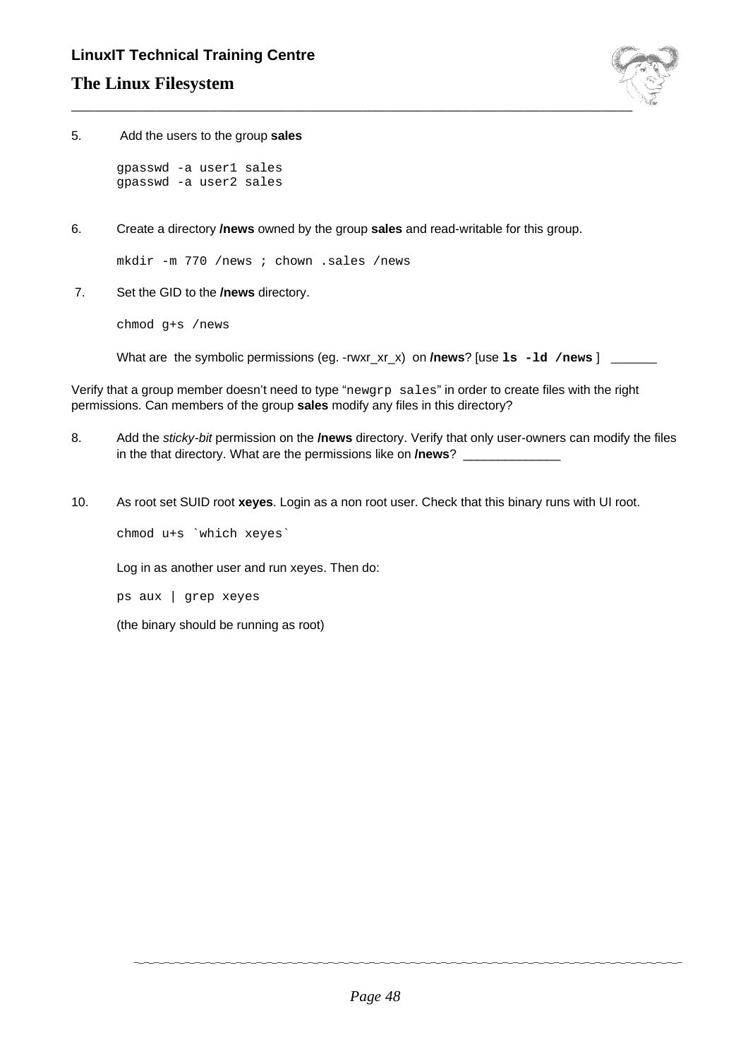5. Add the users to the group **sales**

```
gpasswd -a user1 sales
gpasswd -a user2 sales
```

6. Create a directory **/news** owned by the group **sales** and read-writable for this group.

```
mkdir -m 770 /news ; chown .sales /news
```

7. Set the GID to the **/news** directory.

```
chmod g+s /news
```

What are the symbolic permissions (eg. -rwxr_xr_x) on **/news**? [use **`ls -ld /news`** ] ______

Verify that a group member doesn't need to type "`newgrp sales`" in order to create files with the right permissions. Can members of the group **sales** modify any files in this directory?

8. Add the *sticky-bit* permission on the **/news** directory. Verify that only user-owners can modify the files in the that directory. What are the permissions like on **/news**? ______________

10. As root set SUID root **xeyes**. Login as a non root user. Check that this binary runs with UI root.

```
chmod u+s `which xeyes`
```

Log in as another user and run xeyes. Then do:

```
ps aux | grep xeyes
```

(the binary should be running as root)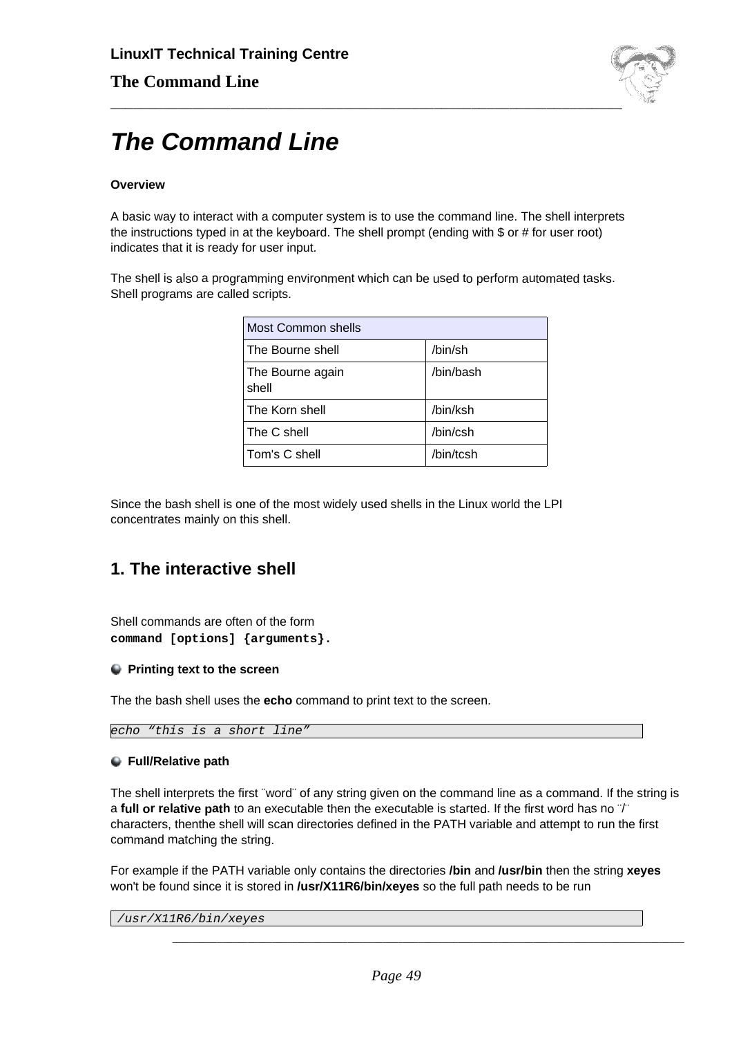# The Command Line

**Overview**

A basic way to interact with a computer system is to use the command line. The shell interprets the instructions typed in at the keyboard. The shell prompt (ending with $ or # for user root) indicates that it is ready for user input.

The shell is also a programming environment which can be used to perform automated tasks. Shell programs are called scripts.

| Most Common shells | |
|---|---|
| The Bourne shell | /bin/sh |
| The Bourne again shell | /bin/bash |
| The Korn shell | /bin/ksh |
| The C shell | /bin/csh |
| Tom's C shell | /bin/tcsh |

Since the bash shell is one of the most widely used shells in the Linux world the LPI concentrates mainly on this shell.

## 1. The interactive shell

Shell commands are often of the form
**command [options] {arguments}.**

### Printing text to the screen

The the bash shell uses the **echo** command to print text to the screen.

```
echo “this is a short line”
```

### Full/Relative path

The shell interprets the first ¨word¨ of any string given on the command line as a command. If the string is a **full or relative path** to an executable then the executable is started. If the first word has no ¨/¨ characters, thenthe shell will scan directories defined in the PATH variable and attempt to run the first command matching the string.

For example if the PATH variable only contains the directories **/bin** and **/usr/bin** then the string **xeyes** won't be found since it is stored in **/usr/X11R6/bin/xeyes** so the full path needs to be run

```
/usr/X11R6/bin/xeyes
```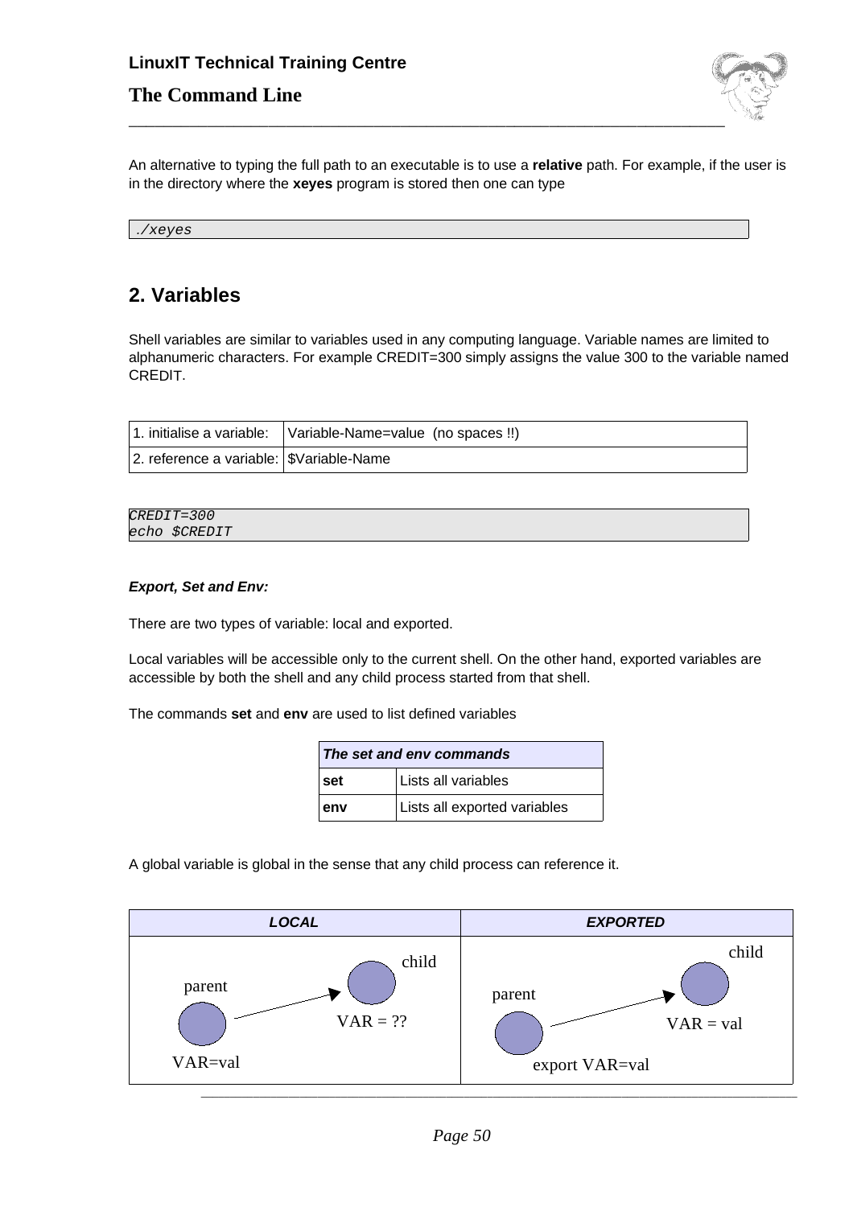An alternative to typing the full path to an executable is to use a **relative** path. For example, if the user is in the directory where the **xeyes** program is stored then one can type

```
./xeyes
```

## 2. Variables

Shell variables are similar to variables used in any computing language. Variable names are limited to alphanumeric characters. For example CREDIT=300 simply assigns the value 300 to the variable named CREDIT.

| | |
|---|---|
| 1. initialise a variable: | Variable-Name=value (no spaces !!) |
| 2. reference a variable: | $Variable-Name |

```
CREDIT=300
echo $CREDIT
```

***Export, Set and Env:***

There are two types of variable: local and exported.

Local variables will be accessible only to the current shell. On the other hand, exported variables are accessible by both the shell and any child process started from that shell.

The commands **set** and **env** are used to list defined variables

| ***The set and env commands*** | |
|---|---|
| **set** | Lists all variables |
| **env** | Lists all exported variables |

A global variable is global in the sense that any child process can reference it.

| ***LOCAL*** | ***EXPORTED*** |
|---|---|
| parent (VAR=val) → child (VAR = ??) | parent (export VAR=val) → child (VAR = val) |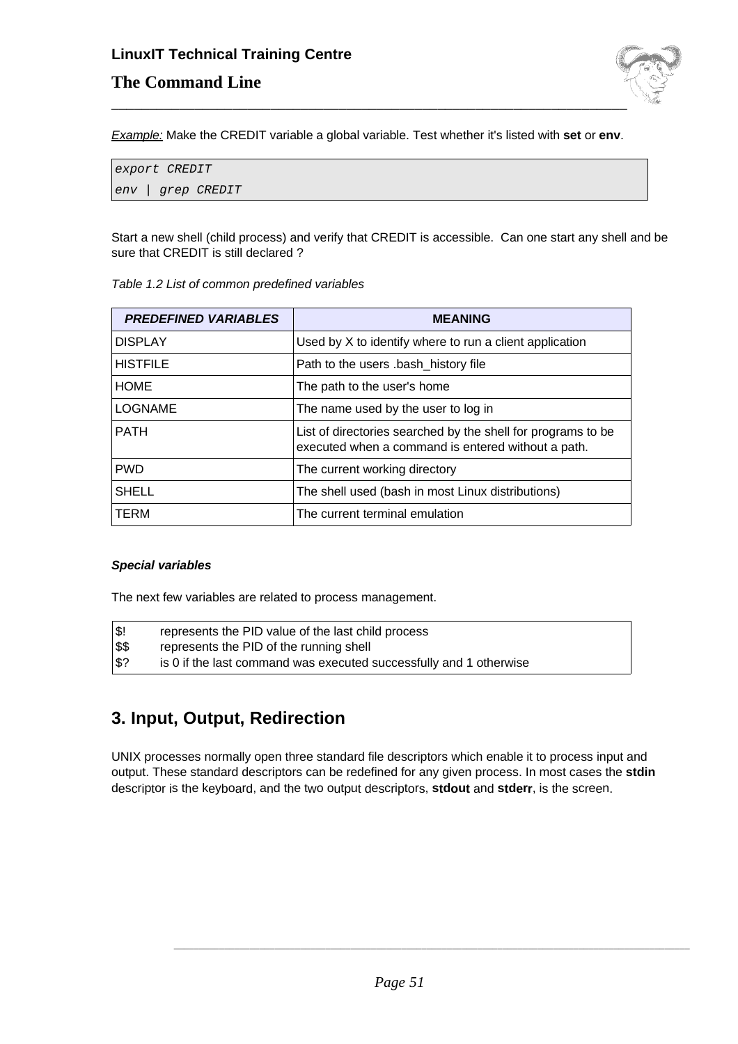*Example:* Make the CREDIT variable a global variable. Test whether it's listed with **set** or **env**.

```
export CREDIT
env | grep CREDIT
```

Start a new shell (child process) and verify that CREDIT is accessible. Can one start any shell and be sure that CREDIT is still declared ?

*Table 1.2 List of common predefined variables*

| ***PREDEFINED VARIABLES*** | **MEANING** |
|---|---|
| DISPLAY | Used by X to identify where to run a client application |
| HISTFILE | Path to the users .bash_history file |
| HOME | The path to the user's home |
| LOGNAME | The name used by the user to log in |
| PATH | List of directories searched by the shell for programs to be executed when a command is entered without a path. |
| PWD | The current working directory |
| SHELL | The shell used (bash in most Linux distributions) |
| TERM | The current terminal emulation |

***Special variables***

The next few variables are related to process management.

```
$!    represents the PID value of the last child process
$$    represents the PID of the running shell
$?    is 0 if the last command was executed successfully and 1 otherwise
```

## 3. Input, Output, Redirection

UNIX processes normally open three standard file descriptors which enable it to process input and output. These standard descriptors can be redefined for any given process. In most cases the **stdin** descriptor is the keyboard, and the two output descriptors, **stdout** and **stderr**, is the screen.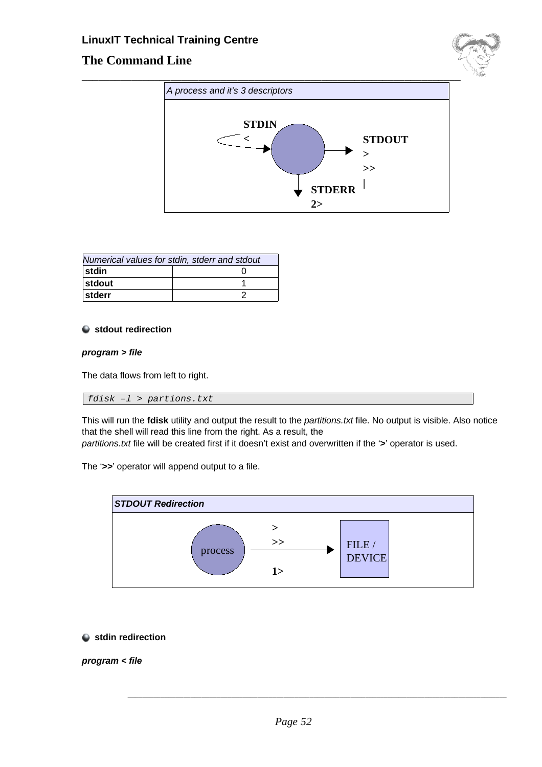*A process and it's 3 descriptors*

STDIN
<

STDOUT
>
>>
|

STDERR
2>

| *Numerical values for stdin, stderr and stdout* | |
|---|---|
| **stdin** | 0 |
| **stdout** | 1 |
| **stderr** | 2 |

- **stdout redirection**

***program > file***

The data flows from left to right.

```
fdisk –l > partions.txt
```

This will run the **fdisk** utility and output the result to the *partitions.txt* file. No output is visible. Also notice that the shell will read this line from the right. As a result, the *partitions.txt* file will be created first if it doesn't exist and overwritten if the '**>**' operator is used.

The '**>>**' operator will append output to a file.

***STDOUT Redirection***

process → > >> **1>** → FILE / DEVICE

- **stdin redirection**

***program < file***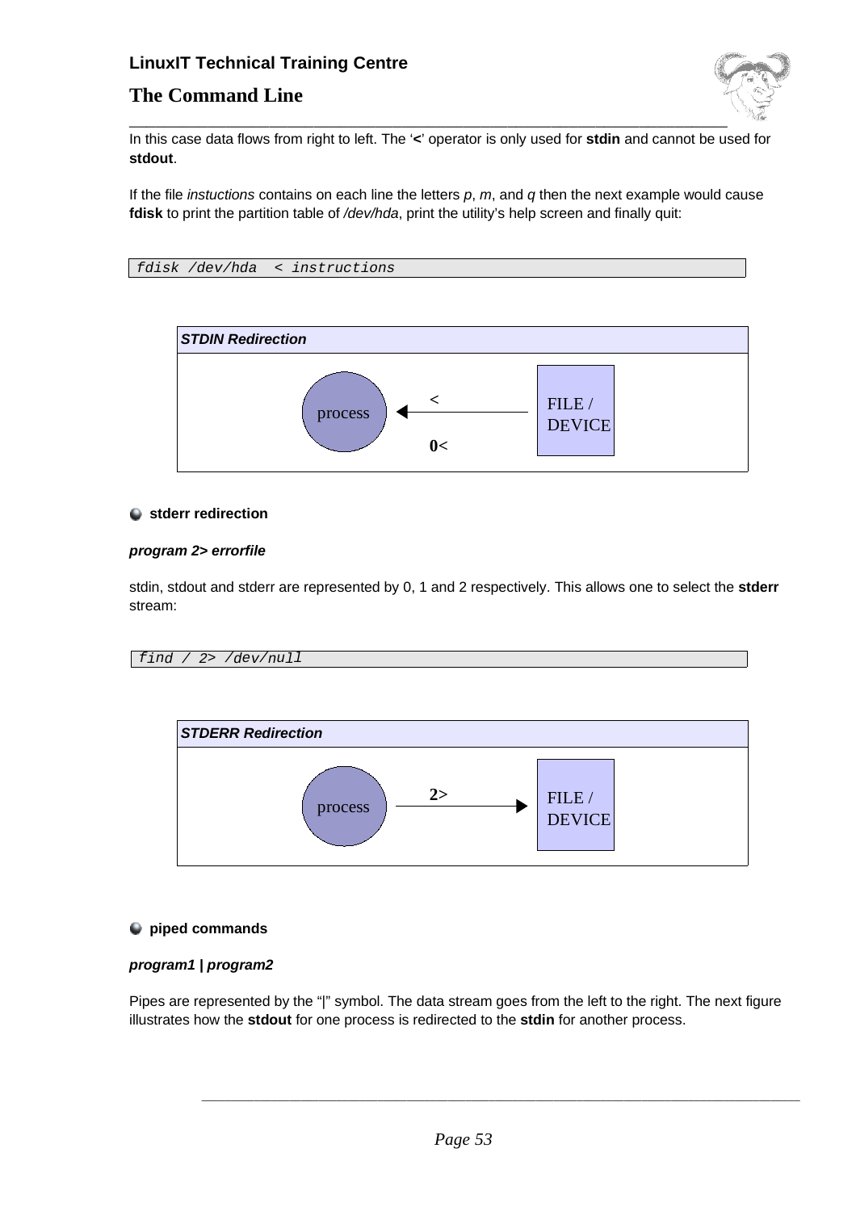In this case data flows from right to left. The '**<**' operator is only used for **stdin** and cannot be used for **stdout**.

If the file *instuctions* contains on each line the letters *p*, *m*, and *q* then the next example would cause **fdisk** to print the partition table of */dev/hda*, print the utility's help screen and finally quit:

```
fdisk /dev/hda  < instructions
```

***STDIN Redirection***

process ◄── < / 0< ── FILE / DEVICE

- **stderr redirection**

***program 2> errorfile***

stdin, stdout and stderr are represented by 0, 1 and 2 respectively. This allows one to select the **stderr** stream:

```
find / 2> /dev/null
```

***STDERR Redirection***

process ── 2> ──► FILE / DEVICE

- **piped commands**

***program1 | program2***

Pipes are represented by the "|" symbol. The data stream goes from the left to the right. The next figure illustrates how the **stdout** for one process is redirected to the **stdin** for another process.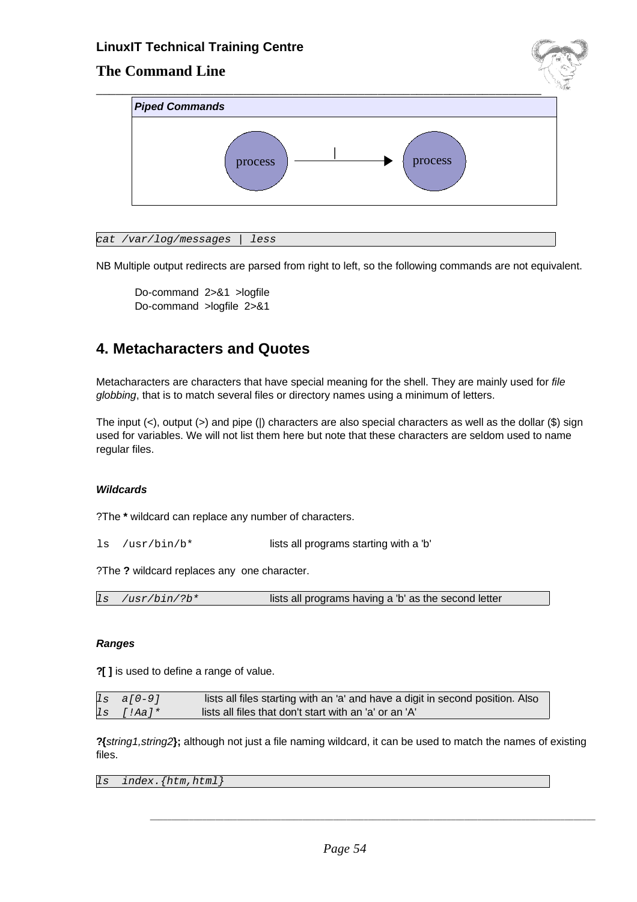**Piped Commands**

process —|→ process

```
cat /var/log/messages | less
```

NB Multiple output redirects are parsed from right to left, so the following commands are not equivalent.

```
Do-command  2>&1  >logfile
Do-command  >logfile  2>&1
```

## 4. Metacharacters and Quotes

Metacharacters are characters that have special meaning for the shell. They are mainly used for *file globbing*, that is to match several files or directory names using a minimum of letters.

The input (<), output (>) and pipe (|) characters are also special characters as well as the dollar ($) sign used for variables. We will not list them here but note that these characters are seldom used to name regular files.

#### *Wildcards*

?The **\*** wildcard can replace any number of characters.

| | |
|---|---|
| `ls  /usr/bin/b*` | lists all programs starting with a 'b' |

?The **?** wildcard replaces any one character.

| | |
|---|---|
| `ls  /usr/bin/?b*` | lists all programs having a 'b' as the second letter |

#### *Ranges*

**?[ ]** is used to define a range of value.

| | |
|---|---|
| `ls  a[0-9]` | lists all files starting with an 'a' and have a digit in second position. Also |
| `ls  [!Aa]*` | lists all files that don't start with an 'a' or an 'A' |

**?{***string1,string2***};** although not just a file naming wildcard, it can be used to match the names of existing files.

```
ls  index.{htm,html}
```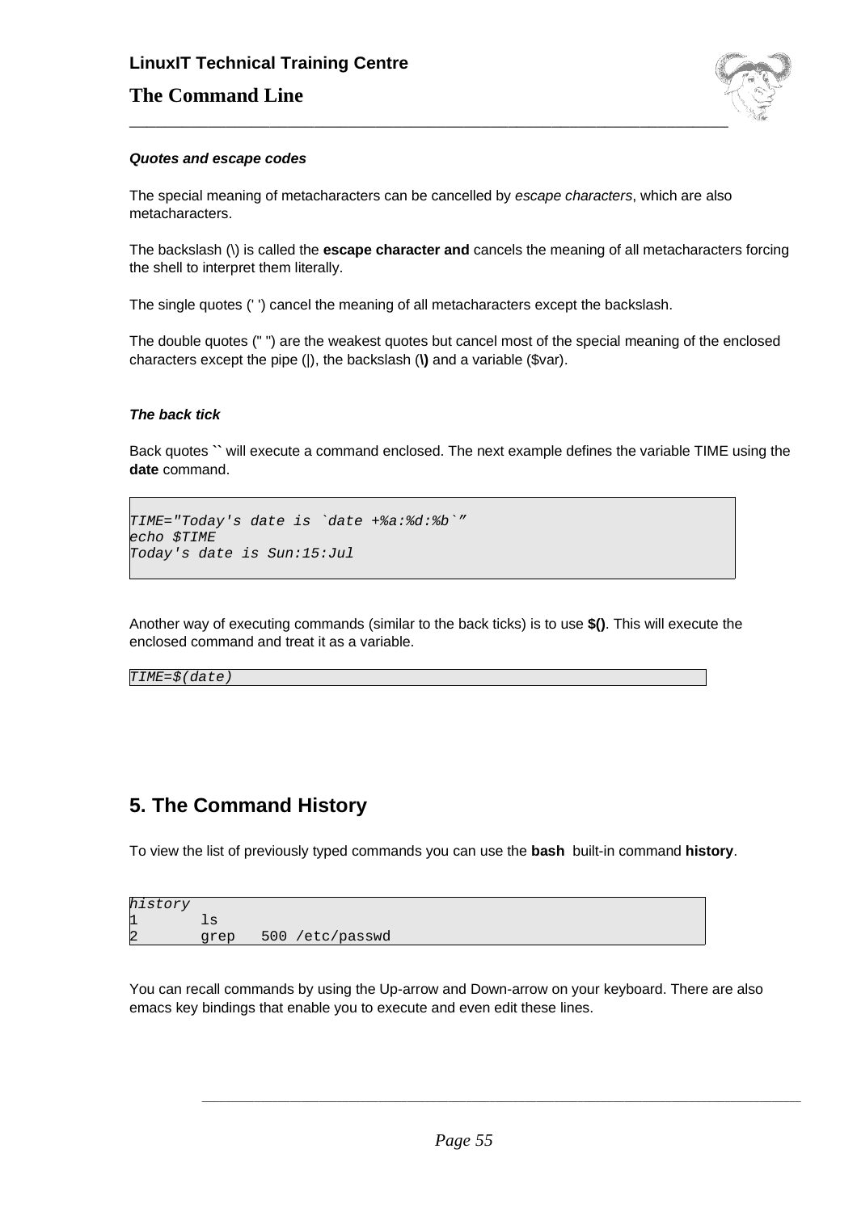***Quotes and escape codes***

The special meaning of metacharacters can be cancelled by *escape characters*, which are also metacharacters.

The backslash (\) is called the **escape character and** cancels the meaning of all metacharacters forcing the shell to interpret them literally.

The single quotes (' ') cancel the meaning of all metacharacters except the backslash.

The double quotes (" ") are the weakest quotes but cancel most of the special meaning of the enclosed characters except the pipe (|), the backslash (**\)** and a variable ($var).

***The back tick***

Back quotes `` will execute a command enclosed. The next example defines the variable TIME using the **date** command.

```
TIME="Today's date is `date +%a:%d:%b`"
echo $TIME
Today's date is Sun:15:Jul
```

Another way of executing commands (similar to the back ticks) is to use **$()**. This will execute the enclosed command and treat it as a variable.

```
TIME=$(date)
```

## 5. The Command History

To view the list of previously typed commands you can use the **bash** built-in command **history**.

```
history
1       ls
2       grep   500 /etc/passwd
```

You can recall commands by using the Up-arrow and Down-arrow on your keyboard. There are also emacs key bindings that enable you to execute and even edit these lines.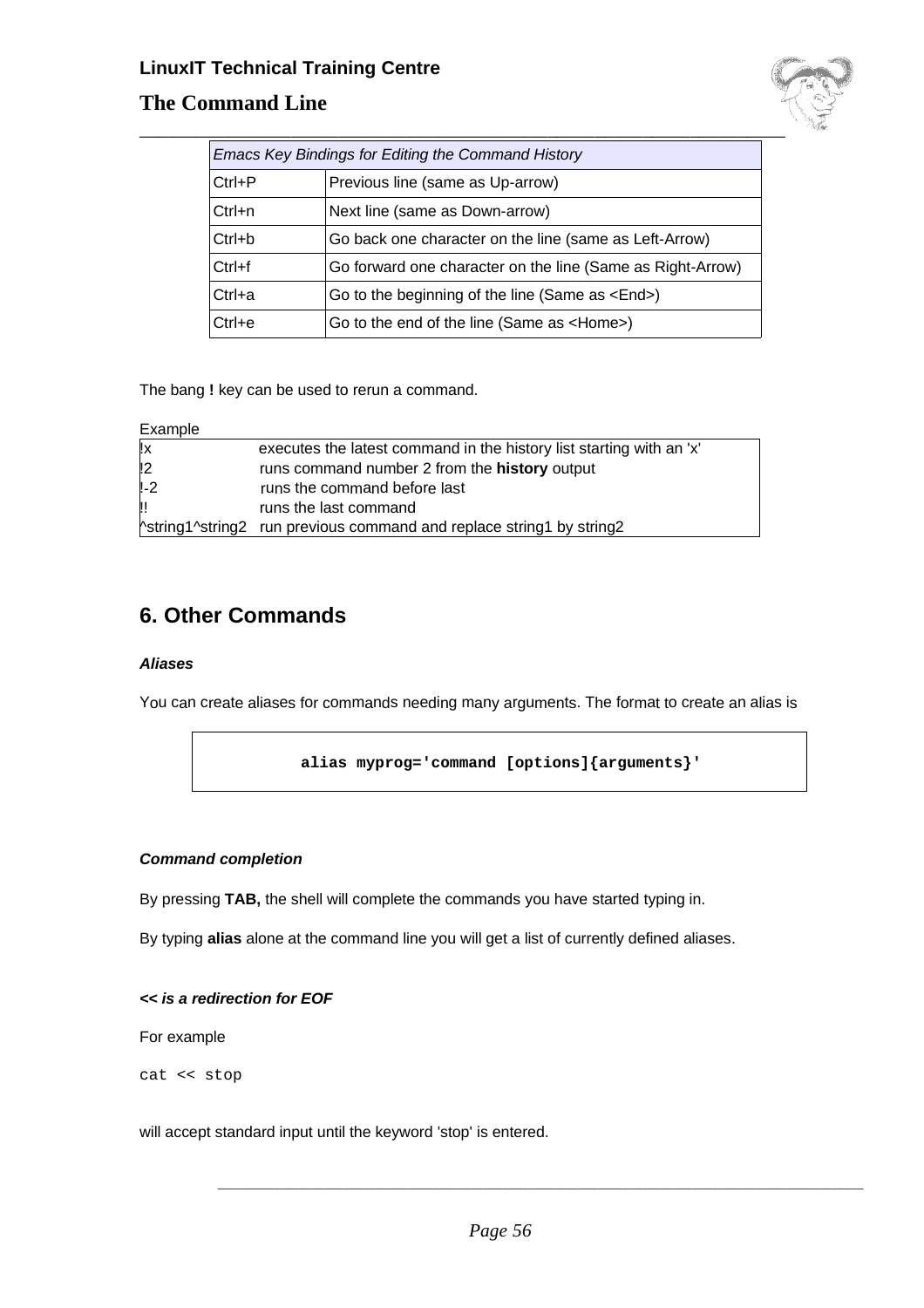| *Emacs Key Bindings for Editing the Command History* | |
|---|---|
| Ctrl+P | Previous line (same as Up-arrow) |
| Ctrl+n | Next line (same as Down-arrow) |
| Ctrl+b | Go back one character on the line (same as Left-Arrow) |
| Ctrl+f | Go forward one character on the line (Same as Right-Arrow) |
| Ctrl+a | Go to the beginning of the line (Same as <End>) |
| Ctrl+e | Go to the end of the line (Same as <Home>) |

The bang **!** key can be used to rerun a command.

Example

| | |
|---|---|
| !x | executes the latest command in the history list starting with an 'x' |
| !2 | runs command number 2 from the **history** output |
| !-2 | runs the command before last |
| !! | runs the last command |
| ^string1^string2 | run previous command and replace string1 by string2 |

## 6. Other Commands

***Aliases***

You can create aliases for commands needing many arguments. The format to create an alias is

```
alias myprog='command [options]{arguments}'
```

***Command completion***

By pressing **TAB,** the shell will complete the commands you have started typing in.

By typing **alias** alone at the command line you will get a list of currently defined aliases.

***<< is a redirection for EOF***

For example

```
cat << stop
```

will accept standard input until the keyword 'stop' is entered.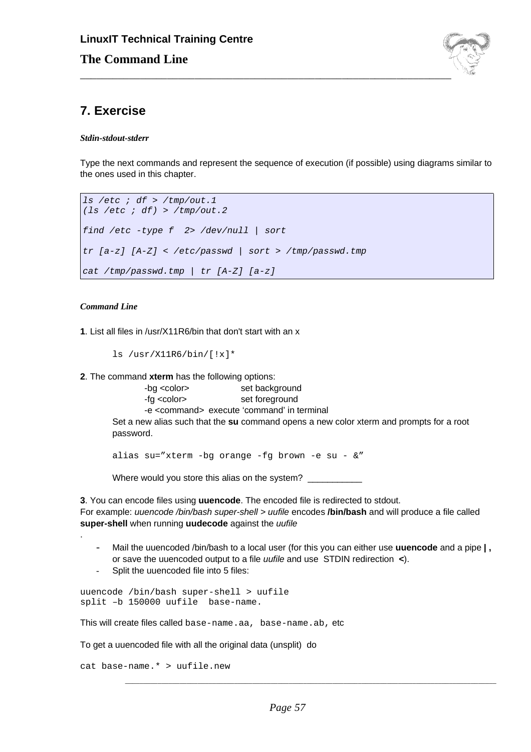## 7. Exercise

***Stdin-stdout-stderr***

Type the next commands and represent the sequence of execution (if possible) using diagrams similar to the ones used in this chapter.

```
ls /etc ; df > /tmp/out.1
(ls /etc ; df) > /tmp/out.2

find /etc -type f  2> /dev/null | sort

tr [a-z] [A-Z] < /etc/passwd | sort > /tmp/passwd.tmp

cat /tmp/passwd.tmp | tr [A-Z] [a-z]
```

***Command Line***

**1**. List all files in /usr/X11R6/bin that don't start with an x

```
ls /usr/X11R6/bin/[!x]*
```

**2**. The command **xterm** has the following options:

-bg <color> set background
-fg <color> set foreground
-e <command> execute 'command' in terminal

Set a new alias such that the **su** command opens a new color xterm and prompts for a root password.

```
alias su="xterm -bg orange -fg brown -e su - &"
```

Where would you store this alias on the system? ___________

**3**. You can encode files using **uuencode**. The encoded file is redirected to stdout.
For example: *uuencode /bin/bash super-shell > uufile* encodes **/bin/bash** and will produce a file called **super-shell** when running **uudecode** against the *uufile*
.

- Mail the uuencoded /bin/bash to a local user (for this you can either use **uuencode** and a pipe **|** , or save the uuencoded output to a file *uufile* and use STDIN redirection **<**).
- Split the uuencoded file into 5 files:

```
uuencode /bin/bash super-shell > uufile
split –b 150000 uufile  base-name.
```

This will create files called `base-name.aa, base-name.ab,` etc

To get a uuencoded file with all the original data (unsplit) do

```
cat base-name.* > uufile.new
```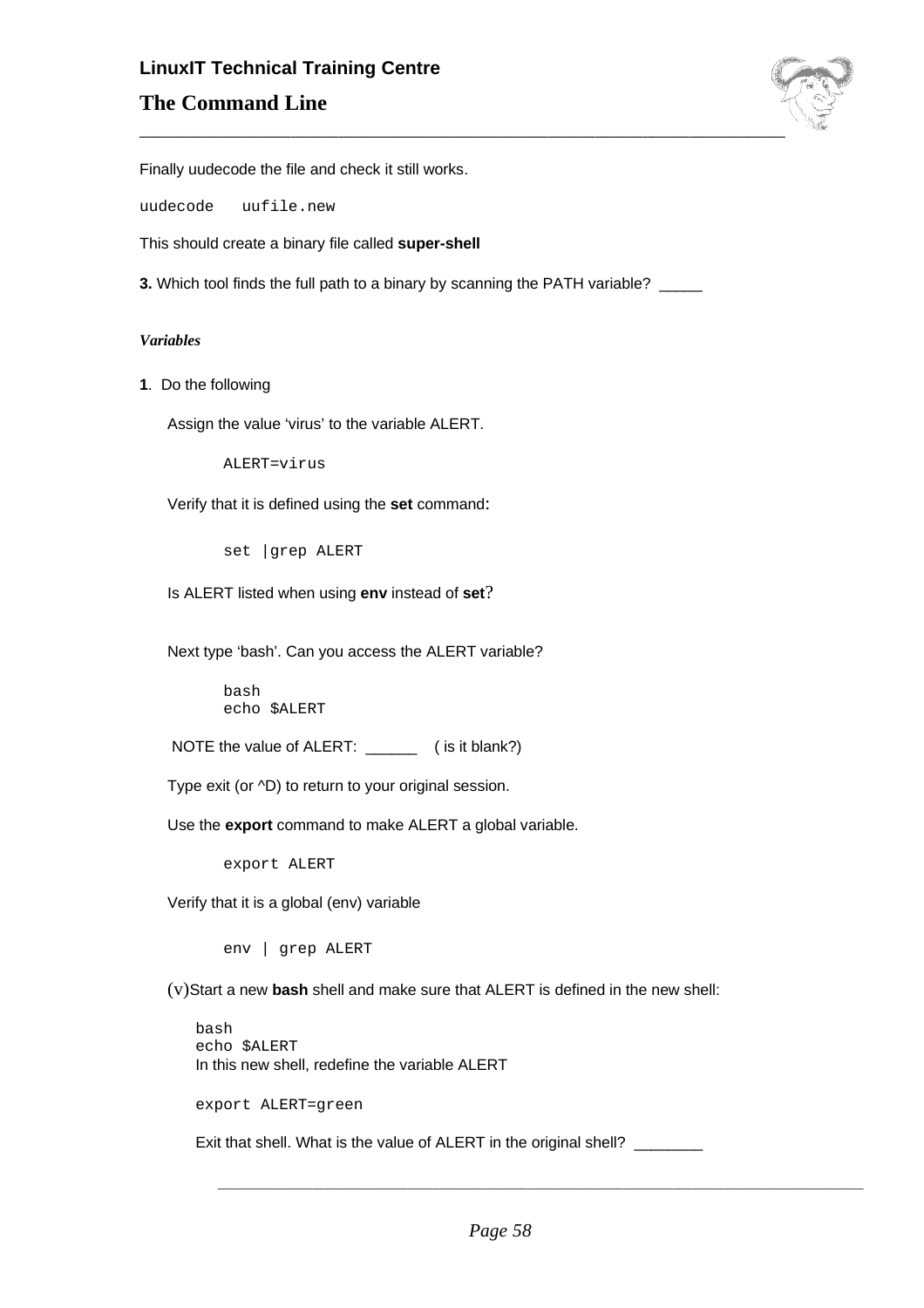Finally uudecode the file and check it still works.

```
uudecode   uufile.new
```

This should create a binary file called **super-shell**

**3.** Which tool finds the full path to a binary by scanning the PATH variable? _____

***Variables***

**1**. Do the following

Assign the value 'virus' to the variable ALERT.

```
ALERT=virus
```

Verify that it is defined using the **set** command:

```
set |grep ALERT
```

Is ALERT listed when using **env** instead of **set**?

Next type 'bash'. Can you access the ALERT variable?

```
bash
echo $ALERT
```

NOTE the value of ALERT: ______ ( is it blank?)

Type exit (or ^D) to return to your original session.

Use the **export** command to make ALERT a global variable.

```
export ALERT
```

Verify that it is a global (env) variable

```
env | grep ALERT
```

(v)Start a new **bash** shell and make sure that ALERT is defined in the new shell:

```
bash
echo $ALERT
```

In this new shell, redefine the variable ALERT

```
export ALERT=green
```

Exit that shell. What is the value of ALERT in the original shell? ________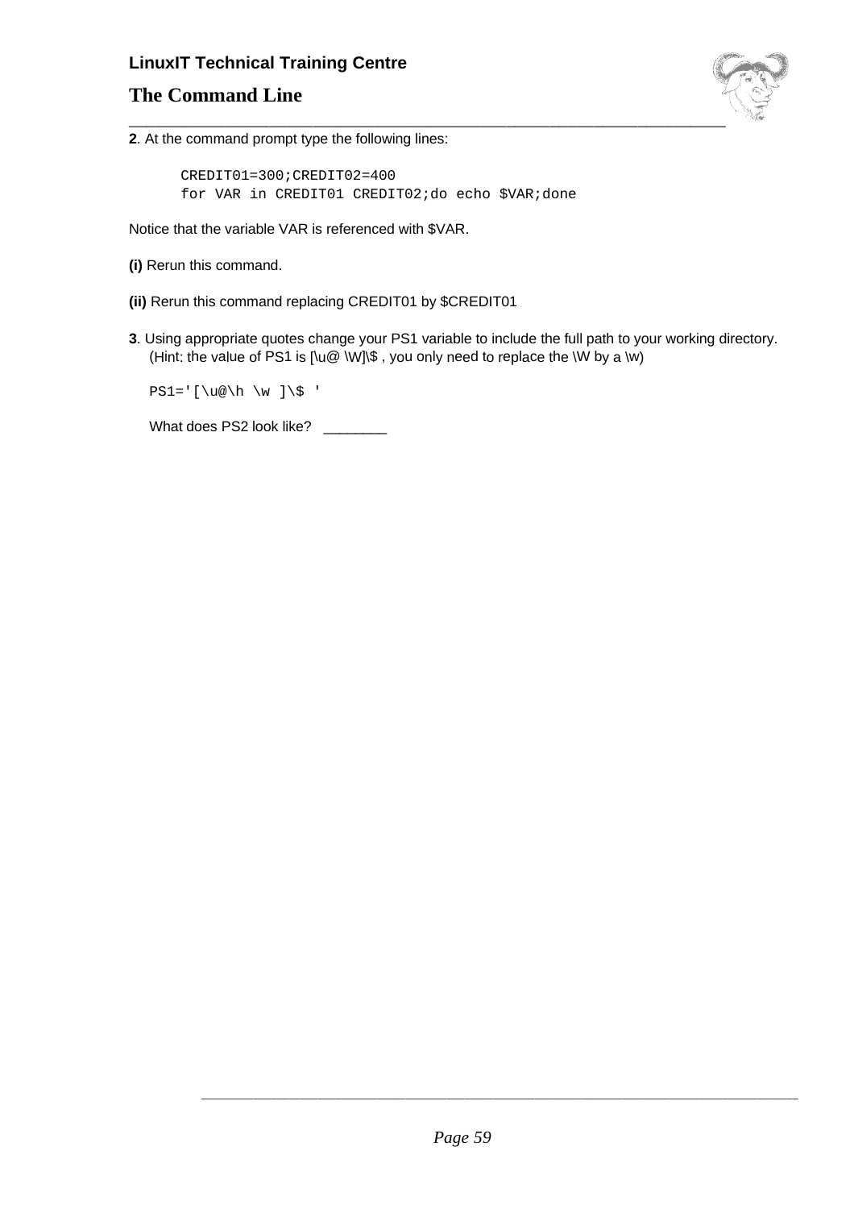**2**. At the command prompt type the following lines:

```
CREDIT01=300;CREDIT02=400
for VAR in CREDIT01 CREDIT02;do echo $VAR;done
```

Notice that the variable VAR is referenced with $VAR.

**(i)** Rerun this command.

**(ii)** Rerun this command replacing CREDIT01 by $CREDIT01

**3**. Using appropriate quotes change your PS1 variable to include the full path to your working directory. (Hint: the value of PS1 is [\u@ \W]\$ , you only need to replace the \W by a \w)

```
PS1='[\u@\h \w ]\$ '
```

What does PS2 look like? ________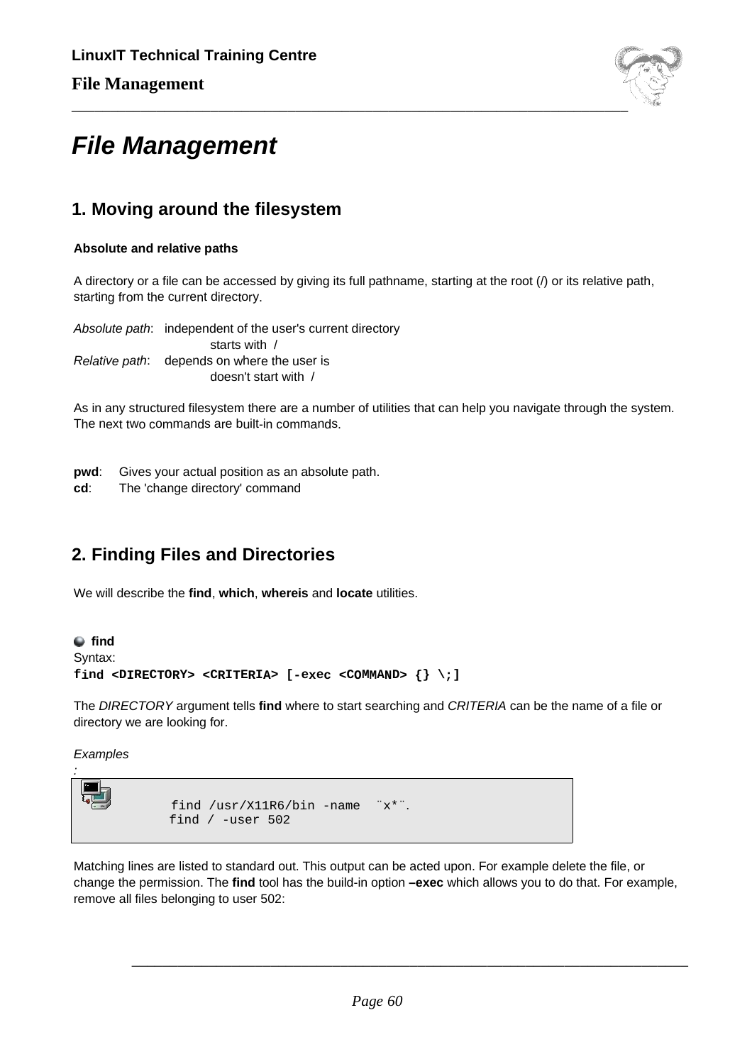# File Management

## 1. Moving around the filesystem

**Absolute and relative paths**

A directory or a file can be accessed by giving its full pathname, starting at the root (/) or its relative path, starting from the current directory.

*Absolute path*: independent of the user's current directory
starts with /

*Relative path*: depends on where the user is
doesn't start with /

As in any structured filesystem there are a number of utilities that can help you navigate through the system. The next two commands are built-in commands.

**pwd**: Gives your actual position as an absolute path.
**cd**: The 'change directory' command

## 2. Finding Files and Directories

We will describe the **find**, **which**, **whereis** and **locate** utilities.

**find**

Syntax:
**find <DIRECTORY> <CRITERIA> [-exec <COMMAND> {} \;]**

The *DIRECTORY* argument tells **find** where to start searching and *CRITERIA* can be the name of a file or directory we are looking for.

*Examples*
*:*

```
find /usr/X11R6/bin -name  ¨x*¨.
find / -user 502
```

Matching lines are listed to standard out. This output can be acted upon. For example delete the file, or change the permission. The **find** tool has the build-in option **–exec** which allows you to do that. For example, remove all files belonging to user 502: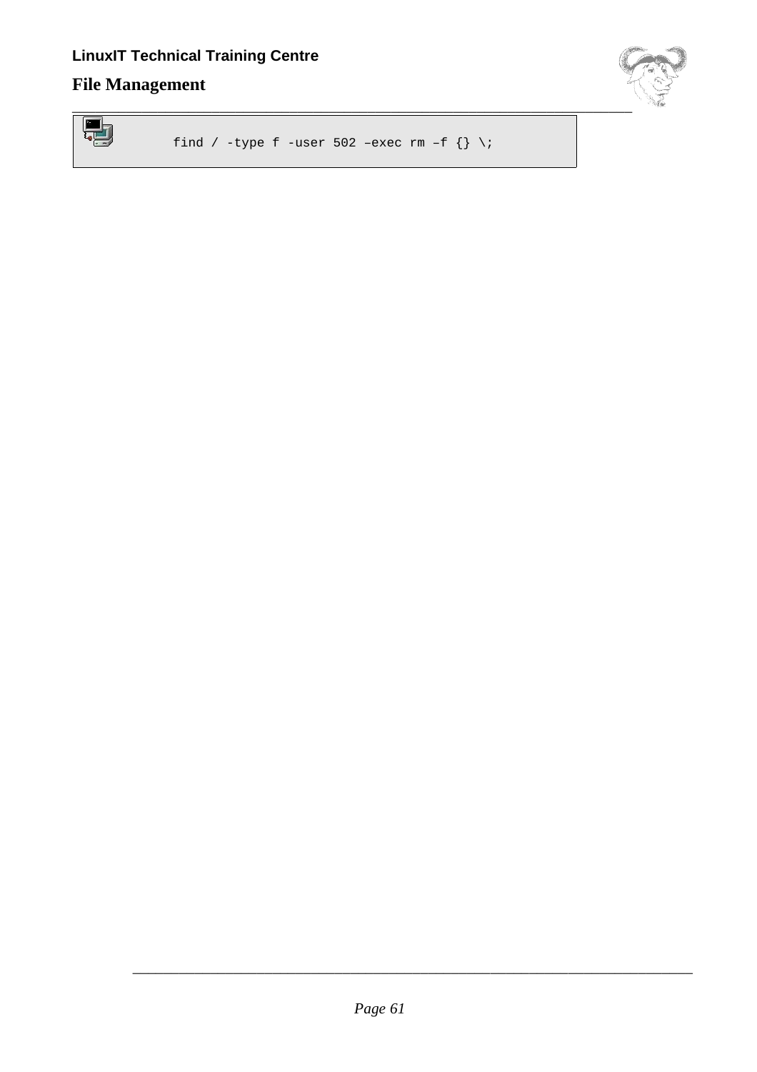```
find / -type f -user 502 –exec rm –f {} \;
```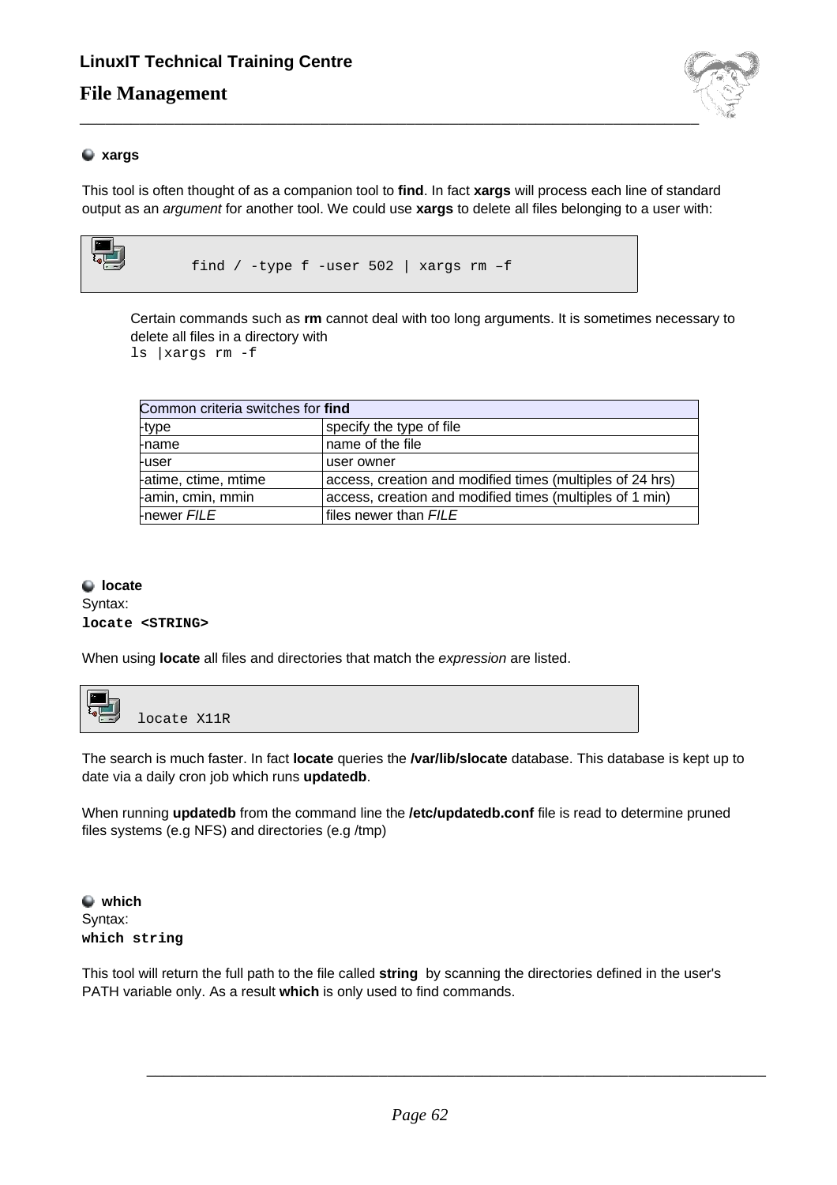## xargs

This tool is often thought of as a companion tool to **find**. In fact **xargs** will process each line of standard output as an *argument* for another tool. We could use **xargs** to delete all files belonging to a user with:

```
find / -type f -user 502 | xargs rm –f
```

Certain commands such as **rm** cannot deal with too long arguments. It is sometimes necessary to delete all files in a directory with
`ls |xargs rm -f`

| Common criteria switches for **find** | |
|---|---|
| -type | specify the type of file |
| -name | name of the file |
| -user | user owner |
| -atime, ctime, mtime | access, creation and modified times (multiples of 24 hrs) |
| -amin, cmin, mmin | access, creation and modified times (multiples of 1 min) |
| -newer *FILE* | files newer than *FILE* |

## locate

Syntax:
**`locate <STRING>`**

When using **locate** all files and directories that match the *expression* are listed.

```
locate X11R
```

The search is much faster. In fact **locate** queries the **/var/lib/slocate** database. This database is kept up to date via a daily cron job which runs **updatedb**.

When running **updatedb** from the command line the **/etc/updatedb.conf** file is read to determine pruned files systems (e.g NFS) and directories (e.g /tmp)

## which

Syntax:
**`which string`**

This tool will return the full path to the file called **string** by scanning the directories defined in the user's PATH variable only. As a result **which** is only used to find commands.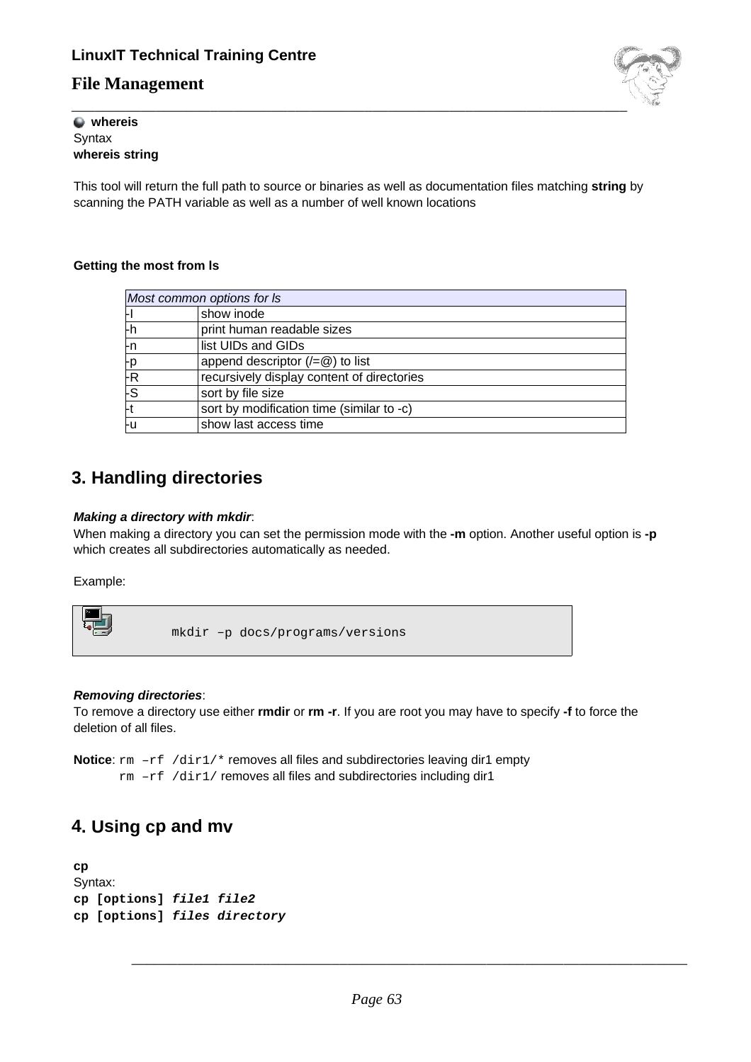**whereis**

Syntax

**whereis string**

This tool will return the full path to source or binaries as well as documentation files matching **string** by scanning the PATH variable as well as a number of well known locations

**Getting the most from ls**

| *Most common options for ls* | |
|---|---|
| -I | show inode |
| -h | print human readable sizes |
| -n | list UIDs and GIDs |
| -p | append descriptor (/=@) to list |
| -R | recursively display content of directories |
| -S | sort by file size |
| -t | sort by modification time (similar to -c) |
| -u | show last access time |

## 3. Handling directories

***Making a directory with mkdir***:

When making a directory you can set the permission mode with the **-m** option. Another useful option is **-p** which creates all subdirectories automatically as needed.

Example:

```
mkdir –p docs/programs/versions
```

***Removing directories***:

To remove a directory use either **rmdir** or **rm -r**. If you are root you may have to specify **-f** to force the deletion of all files.

**Notice**: `rm –rf /dir1/*` removes all files and subdirectories leaving dir1 empty
`rm –rf /dir1/` removes all files and subdirectories including dir1

## 4. Using cp and mv

**cp**

Syntax:

**cp [options]** ***file1 file2***

**cp [options]** ***files directory***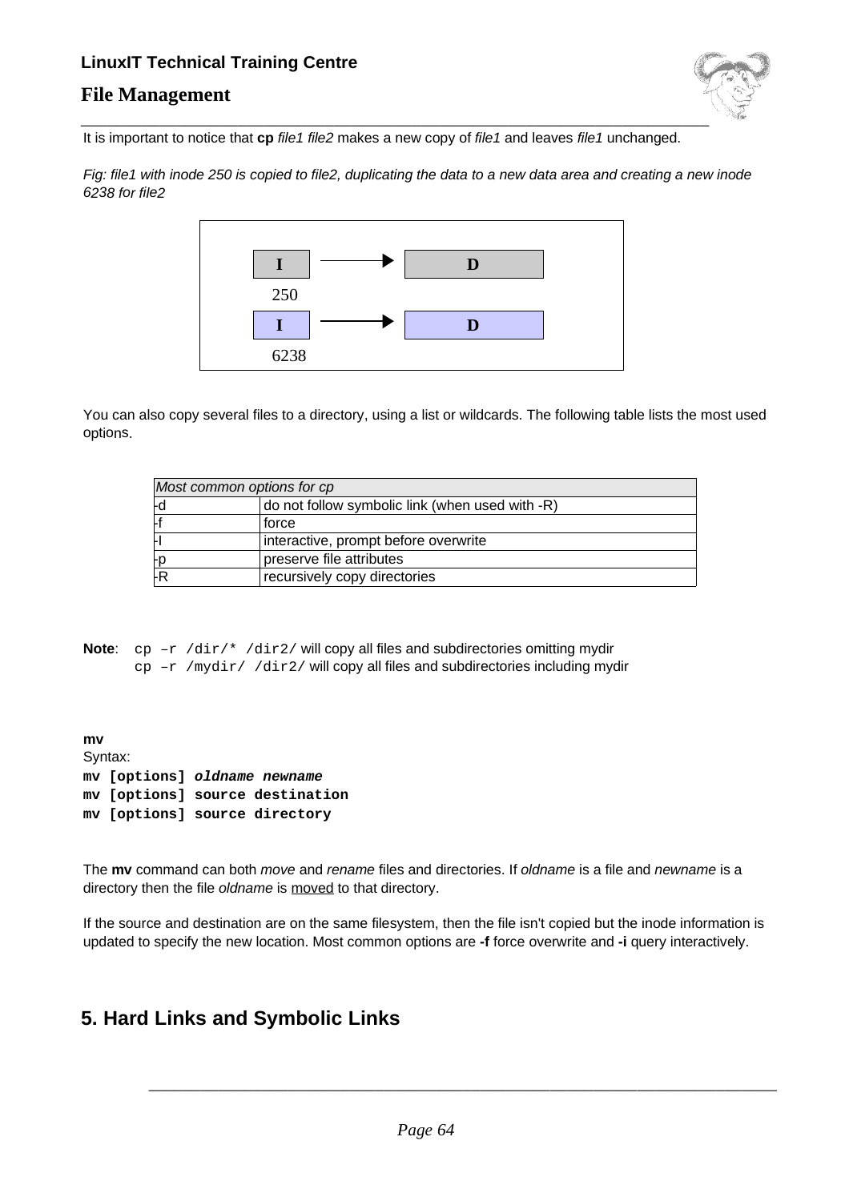It is important to notice that **cp** *file1 file2* makes a new copy of *file1* and leaves *file1* unchanged.

*Fig: file1 with inode 250 is copied to file2, duplicating the data to a new data area and creating a new inode 6238 for file2*

| I | → | D |
|---|---|---|
| 250 | | |
| I | → | D |
| 6238 | | |

You can also copy several files to a directory, using a list or wildcards. The following table lists the most used options.

| *Most common options for cp* | |
|---|---|
| -d | do not follow symbolic link (when used with -R) |
| -f | force |
| -I | interactive, prompt before overwrite |
| -p | preserve file attributes |
| -R | recursively copy directories |

**Note**: `cp –r /dir/* /dir2/` will copy all files and subdirectories omitting mydir
`cp –r /mydir/ /dir2/` will copy all files and subdirectories including mydir

**mv**
Syntax:

```
mv [options] oldname newname
mv [options] source destination
mv [options] source directory
```

The **mv** command can both *move* and *rename* files and directories. If *oldname* is a file and *newname* is a directory then the file *oldname* is moved to that directory.

If the source and destination are on the same filesystem, then the file isn't copied but the inode information is updated to specify the new location. Most common options are **-f** force overwrite and **-i** query interactively.

## 5. Hard Links and Symbolic Links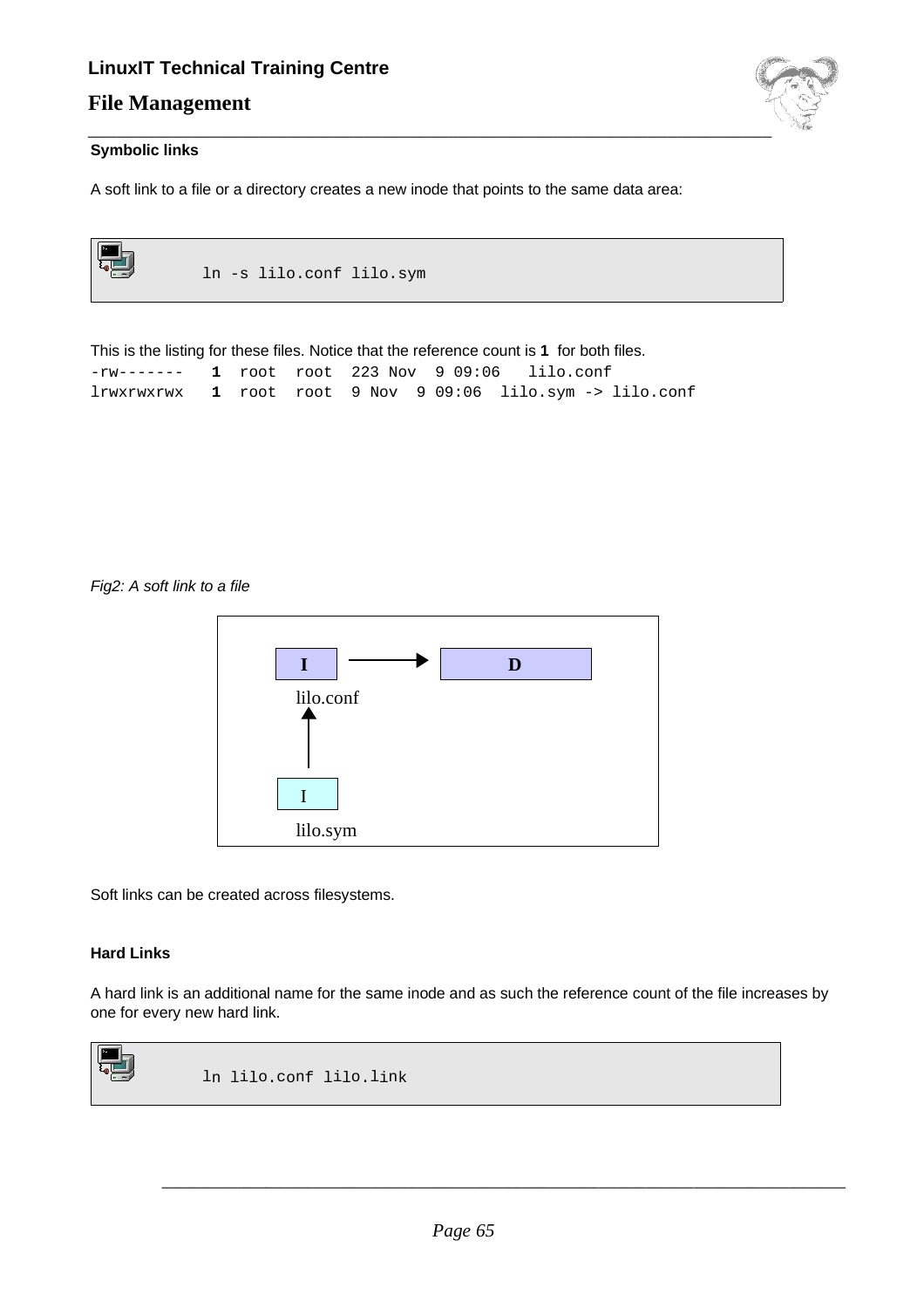### Symbolic links

A soft link to a file or a directory creates a new inode that points to the same data area:

```
ln -s lilo.conf lilo.sym
```

This is the listing for these files. Notice that the reference count is **1** for both files.

```
-rw-------   1  root  root  223 Nov  9 09:06   lilo.conf
lrwxrwxrwx   1  root  root  9 Nov  9 09:06  lilo.sym -> lilo.conf
```

*Fig2: A soft link to a file*

Soft links can be created across filesystems.

### Hard Links

A hard link is an additional name for the same inode and as such the reference count of the file increases by one for every new hard link.

```
ln lilo.conf lilo.link
```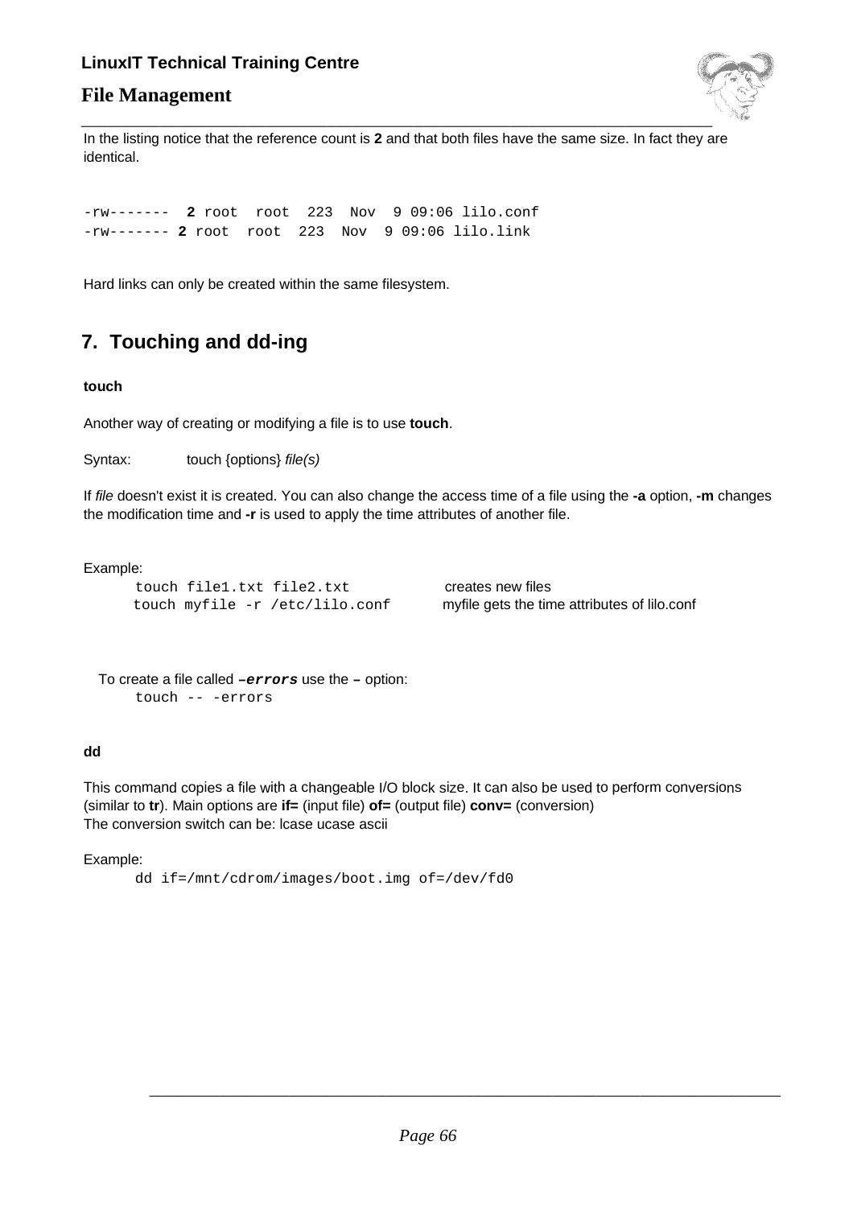In the listing notice that the reference count is **2** and that both files have the same size. In fact they are identical.

```
-rw-------  2 root  root  223  Nov  9 09:06 lilo.conf
-rw------- 2 root  root  223  Nov  9 09:06 lilo.link
```

Hard links can only be created within the same filesystem.

## 7. Touching and dd-ing

**touch**

Another way of creating or modifying a file is to use **touch**.

Syntax: touch {options} *file(s)*

If *file* doesn't exist it is created. You can also change the access time of a file using the **-a** option, **-m** changes the modification time and **-r** is used to apply the time attributes of another file.

Example:

```
touch file1.txt file2.txt            creates new files
touch myfile -r /etc/lilo.conf       myfile gets the time attributes of lilo.conf
```

To create a file called ***–errors*** use the **–** option:

```
touch -- -errors
```

**dd**

This command copies a file with a changeable I/O block size. It can also be used to perform conversions (similar to **tr**). Main options are **if=** (input file) **of=** (output file) **conv=** (conversion)
The conversion switch can be: lcase ucase ascii

Example:

```
dd if=/mnt/cdrom/images/boot.img of=/dev/fd0
```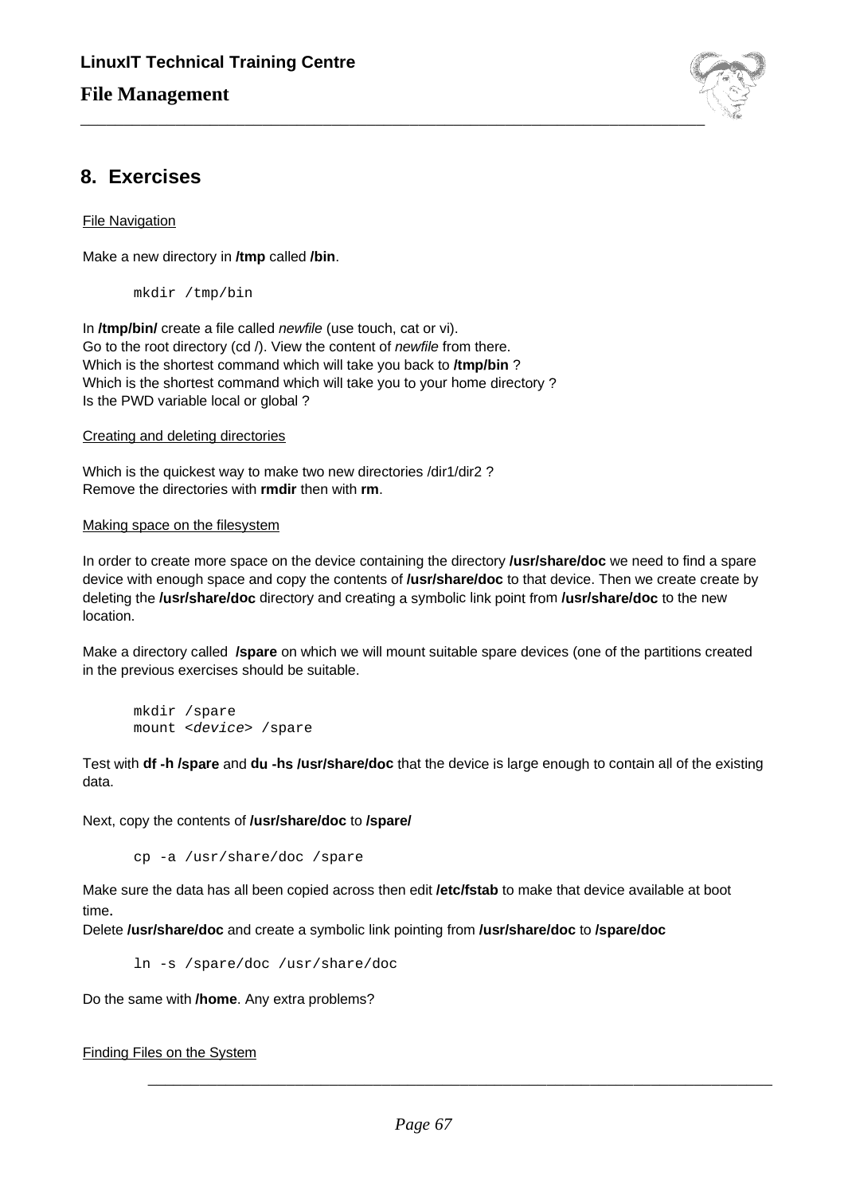## 8. Exercises

File Navigation

Make a new directory in **/tmp** called **/bin**.

```
mkdir /tmp/bin
```

In **/tmp/bin/** create a file called *newfile* (use touch, cat or vi).
Go to the root directory (cd /). View the content of *newfile* from there.
Which is the shortest command which will take you back to **/tmp/bin** ?
Which is the shortest command which will take you to your home directory ?
Is the PWD variable local or global ?

Creating and deleting directories

Which is the quickest way to make two new directories /dir1/dir2 ?
Remove the directories with **rmdir** then with **rm**.

Making space on the filesystem

In order to create more space on the device containing the directory **/usr/share/doc** we need to find a spare device with enough space and copy the contents of **/usr/share/doc** to that device. Then we create create by deleting the **/usr/share/doc** directory and creating a symbolic link point from **/usr/share/doc** to the new location.

Make a directory called **/spare** on which we will mount suitable spare devices (one of the partitions created in the previous exercises should be suitable.

```
mkdir /spare
mount <device> /spare
```

Test with **df -h /spare** and **du -hs /usr/share/doc** that the device is large enough to contain all of the existing data.

Next, copy the contents of **/usr/share/doc** to **/spare/**

```
cp -a /usr/share/doc /spare
```

Make sure the data has all been copied across then edit **/etc/fstab** to make that device available at boot time.
Delete **/usr/share/doc** and create a symbolic link pointing from **/usr/share/doc** to **/spare/doc**

```
ln -s /spare/doc /usr/share/doc
```

Do the same with **/home**. Any extra problems?

Finding Files on the System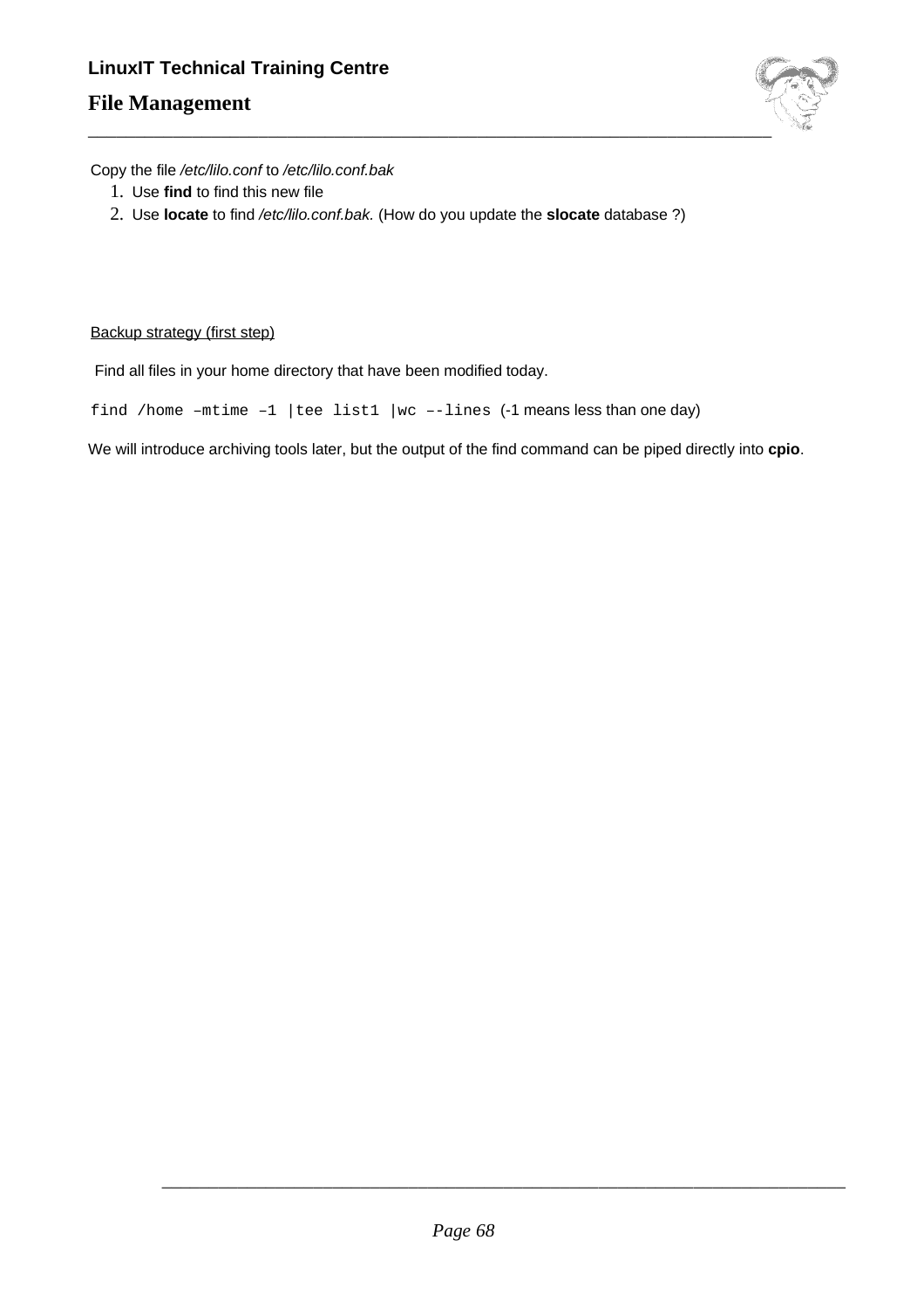Copy the file */etc/lilo.conf* to */etc/lilo.conf.bak*

1. Use **find** to find this new file
2. Use **locate** to find */etc/lilo.conf.bak.* (How do you update the **slocate** database ?)

Backup strategy (first step)

Find all files in your home directory that have been modified today.

`find /home –mtime –1 |tee list1 |wc ––lines` (-1 means less than one day)

We will introduce archiving tools later, but the output of the find command can be piped directly into **cpio**.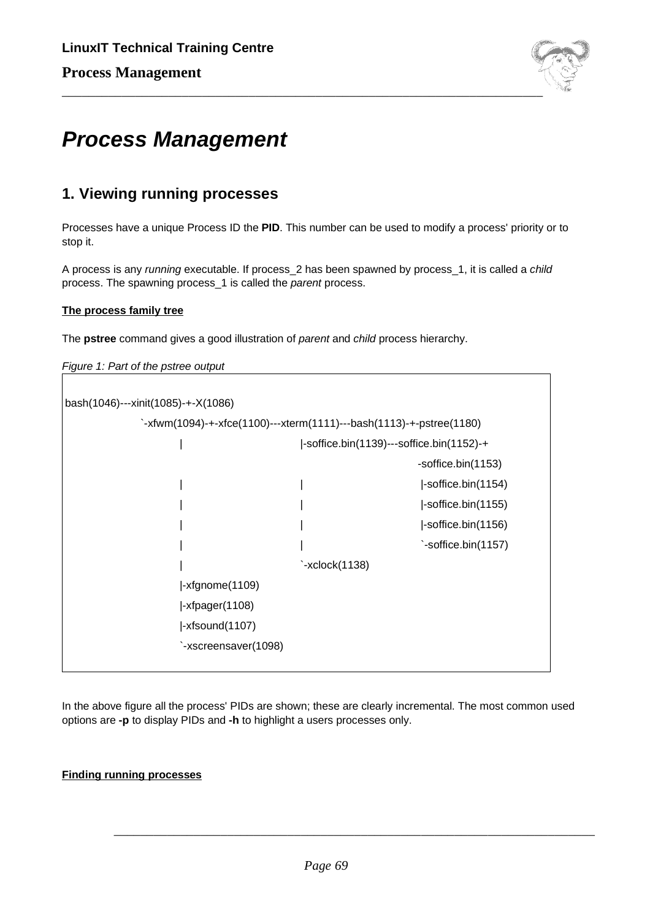# Process Management

## 1. Viewing running processes

Processes have a unique Process ID the **PID**. This number can be used to modify a process' priority or to stop it.

A process is any *running* executable. If process_2 has been spawned by process_1, it is called a *child* process. The spawning process_1 is called the *parent* process.

**The process family tree**

The **pstree** command gives a good illustration of *parent* and *child* process hierarchy.

*Figure 1: Part of the pstree output*

```
bash(1046)---xinit(1085)-+-X(1086)
                 `-xfwm(1094)-+-xfce(1100)---xterm(1111)---bash(1113)-+-pstree(1180)
                              |                          |-soffice.bin(1139)---soffice.bin(1152)-+
                                                                              -soffice.bin(1153)
                              |                          |                    |-soffice.bin(1154)
                              |                          |                    |-soffice.bin(1155)
                              |                          |                    |-soffice.bin(1156)
                              |                          |                    `-soffice.bin(1157)
                              |                          `-xclock(1138)
                              |-xfgnome(1109)
                              |-xfpager(1108)
                              |-xfsound(1107)
                              `-xscreensaver(1098)
```

In the above figure all the process' PIDs are shown; these are clearly incremental. The most common used options are **-p** to display PIDs and **-h** to highlight a users processes only.

**Finding running processes**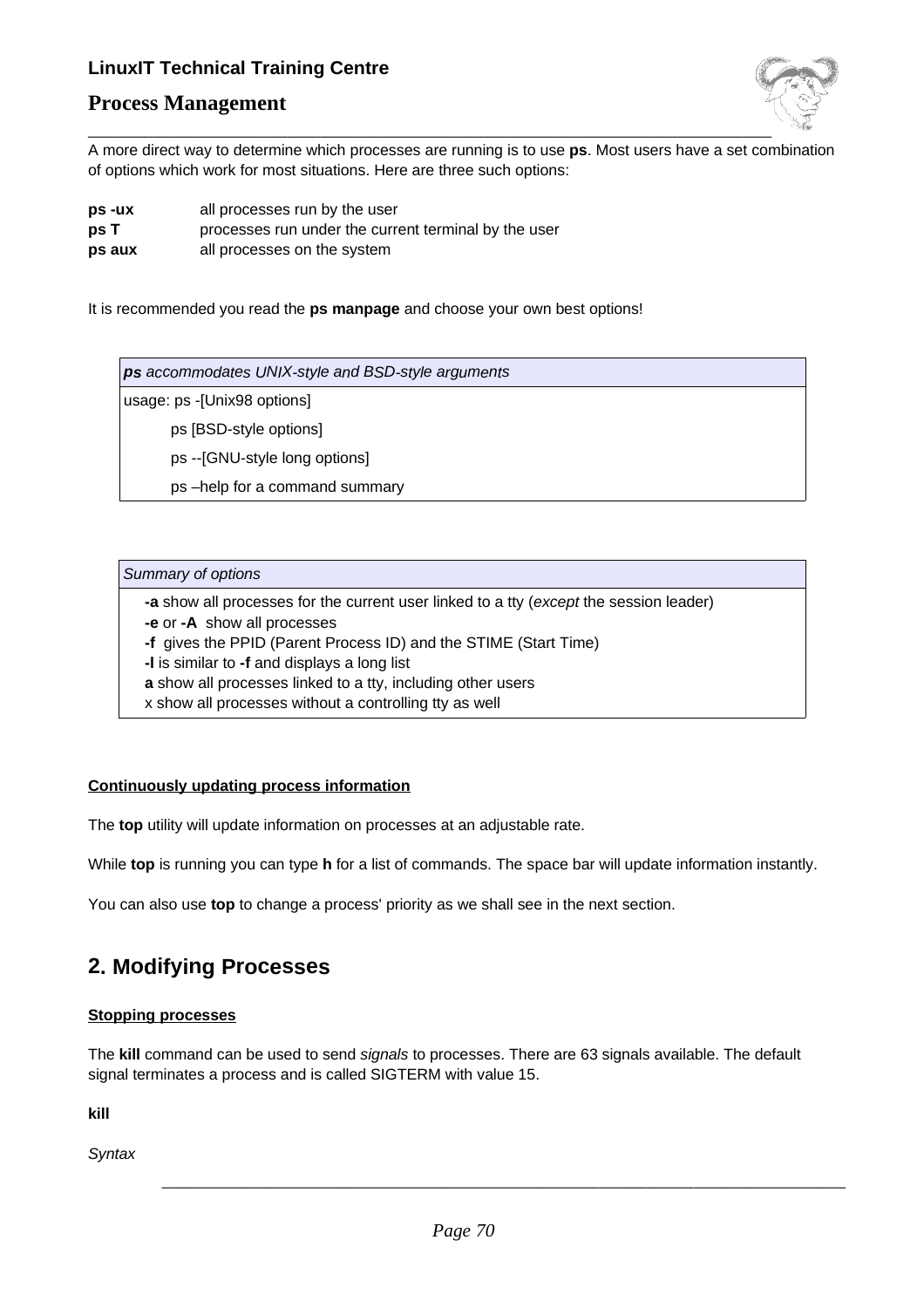A more direct way to determine which processes are running is to use **ps**. Most users have a set combination of options which work for most situations. Here are three such options:

| | |
|---|---|
| **ps -ux** | all processes run by the user |
| **ps T** | processes run under the current terminal by the user |
| **ps aux** | all processes on the system |

It is recommended you read the **ps manpage** and choose your own best options!

| ***ps** accommodates UNIX-style and BSD-style arguments* |
|---|
| usage: ps -[Unix98 options] |
| ps [BSD-style options] |
| ps --[GNU-style long options] |
| ps –help for a command summary |

| *Summary of options* |
|---|
| **-a** show all processes for the current user linked to a tty (*except* the session leader) |
| **-e** or **-A** show all processes |
| **-f** gives the PPID (Parent Process ID) and the STIME (Start Time) |
| **-l** is similar to **-f** and displays a long list |
| **a** show all processes linked to a tty, including other users |
| x show all processes without a controlling tty as well |

**Continuously updating process information**

The **top** utility will update information on processes at an adjustable rate.

While **top** is running you can type **h** for a list of commands. The space bar will update information instantly.

You can also use **top** to change a process' priority as we shall see in the next section.

## 2. Modifying Processes

**Stopping processes**

The **kill** command can be used to send *signals* to processes. There are 63 signals available. The default signal terminates a process and is called SIGTERM with value 15.

**kill**

*Syntax*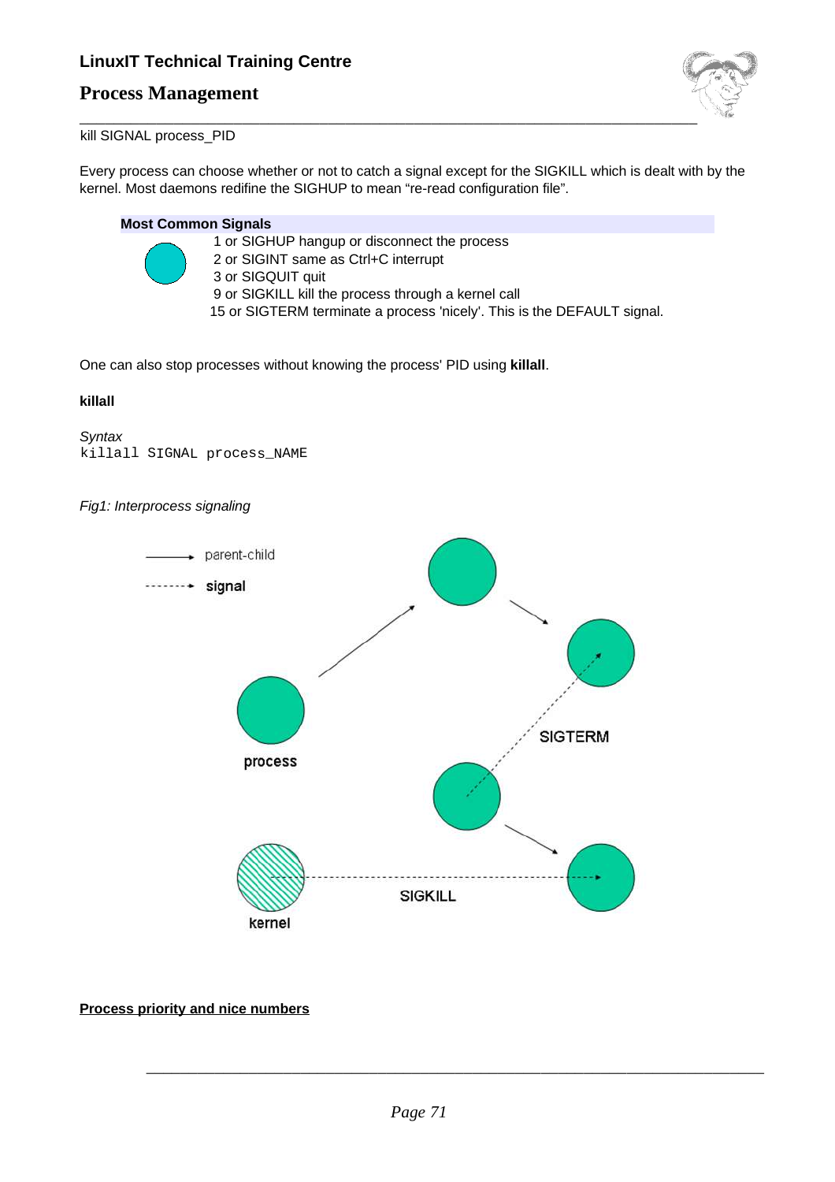kill SIGNAL process_PID

Every process can choose whether or not to catch a signal except for the SIGKILL which is dealt with by the kernel. Most daemons redifine the SIGHUP to mean “re-read configuration file”.

**Most Common Signals**

1 or SIGHUP hangup or disconnect the process
2 or SIGINT same as Ctrl+C interrupt
3 or SIGQUIT quit
9 or SIGKILL kill the process through a kernel call
15 or SIGTERM terminate a process 'nicely'. This is the DEFAULT signal.

One can also stop processes without knowing the process' PID using **killall**.

**killall**

*Syntax*
```
killall SIGNAL process_NAME
```

*Fig1: Interprocess signaling*

**Process priority and nice numbers**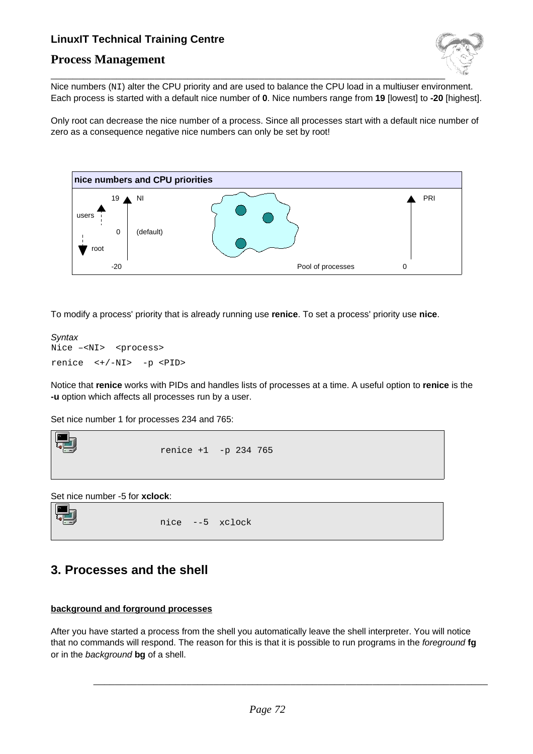Nice numbers (`NI`) alter the CPU priority and are used to balance the CPU load in a multiuser environment. Each process is started with a default nice number of **0**. Nice numbers range from **19** [lowest] to **-20** [highest].

Only root can decrease the nice number of a process. Since all processes start with a default nice number of zero as a consequence negative nice numbers can only be set by root!

**nice numbers and CPU priorities**

19 NI, users, 0 (default), root, -20, Pool of processes, PRI, 0

To modify a process' priority that is already running use **renice**. To set a process' priority use **nice**.

*Syntax*

```
Nice –<NI>  <process>
renice  <+/-NI>  -p <PID>
```

Notice that **renice** works with PIDs and handles lists of processes at a time. A useful option to **renice** is the **-u** option which affects all processes run by a user.

Set nice number 1 for processes 234 and 765:

```
renice +1  -p 234 765
```

Set nice number -5 for **xclock**:

```
nice  --5  xclock
```

## 3. Processes and the shell

**background and forground processes**

After you have started a process from the shell you automatically leave the shell interpreter. You will notice that no commands will respond. The reason for this is that it is possible to run programs in the *foreground* **fg** or in the *background* **bg** of a shell.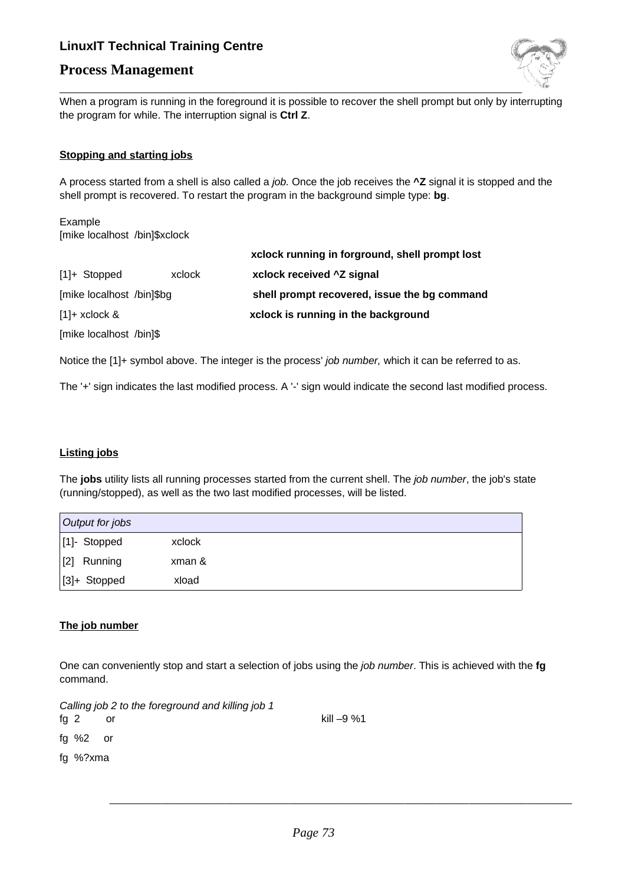When a program is running in the foreground it is possible to recover the shell prompt but only by interrupting the program for while. The interruption signal is **Ctrl Z**.

### Stopping and starting jobs

A process started from a shell is also called a *job.* Once the job receives the **^Z** signal it is stopped and the shell prompt is recovered. To restart the program in the background simple type: **bg**.

Example

| | |
|---|---|
| [mike localhost /bin]$xclock | |
| | **xclock running in forground, shell prompt lost** |
| [1]+ Stopped xclock | **xclock received ^Z signal** |
| [mike localhost /bin]$bg | **shell prompt recovered, issue the bg command** |
| [1]+ xclock & | **xclock is running in the background** |
| [mike localhost /bin]$ | |

Notice the [1]+ symbol above. The integer is the process' *job number,* which it can be referred to as.

The '+' sign indicates the last modified process. A '-' sign would indicate the second last modified process.

### Listing jobs

The **jobs** utility lists all running processes started from the current shell. The *job number*, the job's state (running/stopped), as well as the two last modified processes, will be listed.

| *Output for jobs* | |
|---|---|
| [1]- Stopped | xclock |
| [2] Running | xman & |
| [3]+ Stopped | xload |

### The job number

One can conveniently stop and start a selection of jobs using the *job number*. This is achieved with the **fg** command.

*Calling job 2 to the foreground and killing job 1*

```
fg 2     or                                kill –9 %1
fg %2    or
fg %?xma
```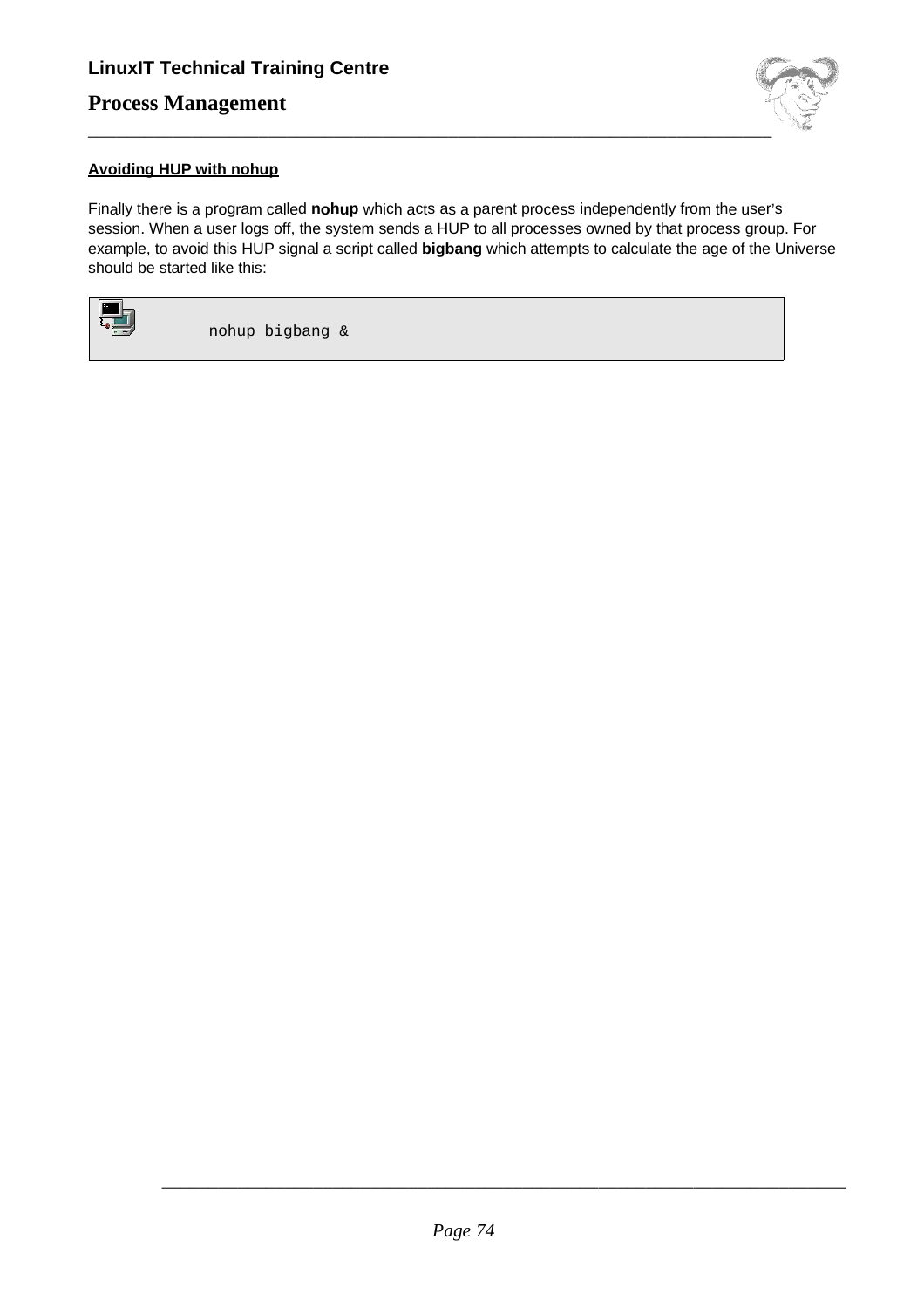## Avoiding HUP with nohup

Finally there is a program called **nohup** which acts as a parent process independently from the user's session. When a user logs off, the system sends a HUP to all processes owned by that process group. For example, to avoid this HUP signal a script called **bigbang** which attempts to calculate the age of the Universe should be started like this:

```
nohup bigbang &
```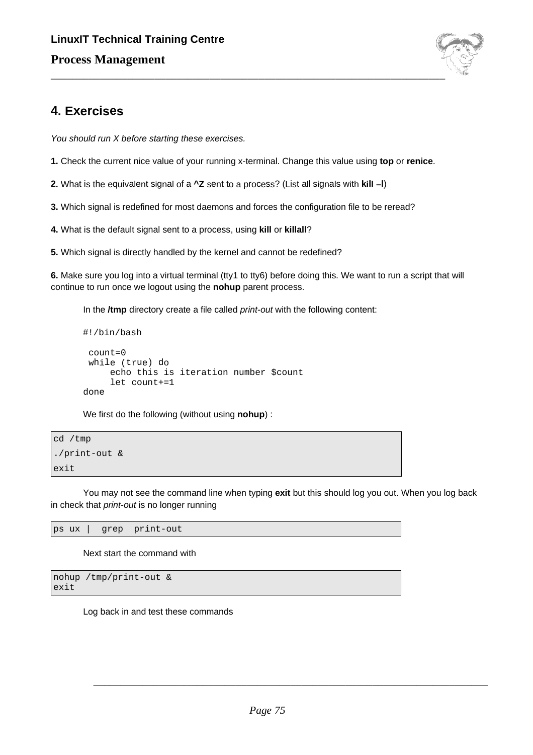## 4. Exercises

*You should run X before starting these exercises.*

**1.** Check the current nice value of your running x-terminal. Change this value using **top** or **renice**.

**2.** What is the equivalent signal of a **^Z** sent to a process? (List all signals with **kill –l**)

**3.** Which signal is redefined for most daemons and forces the configuration file to be reread?

**4.** What is the default signal sent to a process, using **kill** or **killall**?

**5.** Which signal is directly handled by the kernel and cannot be redefined?

**6.** Make sure you log into a virtual terminal (tty1 to tty6) before doing this. We want to run a script that will continue to run once we logout using the **nohup** parent process.

In the **/tmp** directory create a file called *print-out* with the following content:

```
#!/bin/bash

 count=0
 while (true) do
      echo this is iteration number $count
      let count+=1
done
```

We first do the following (without using **nohup**) :

```
cd /tmp
./print-out &
exit
```

You may not see the command line when typing **exit** but this should log you out. When you log back in check that *print-out* is no longer running

```
ps ux |  grep  print-out
```

Next start the command with

```
nohup /tmp/print-out &
exit
```

Log back in and test these commands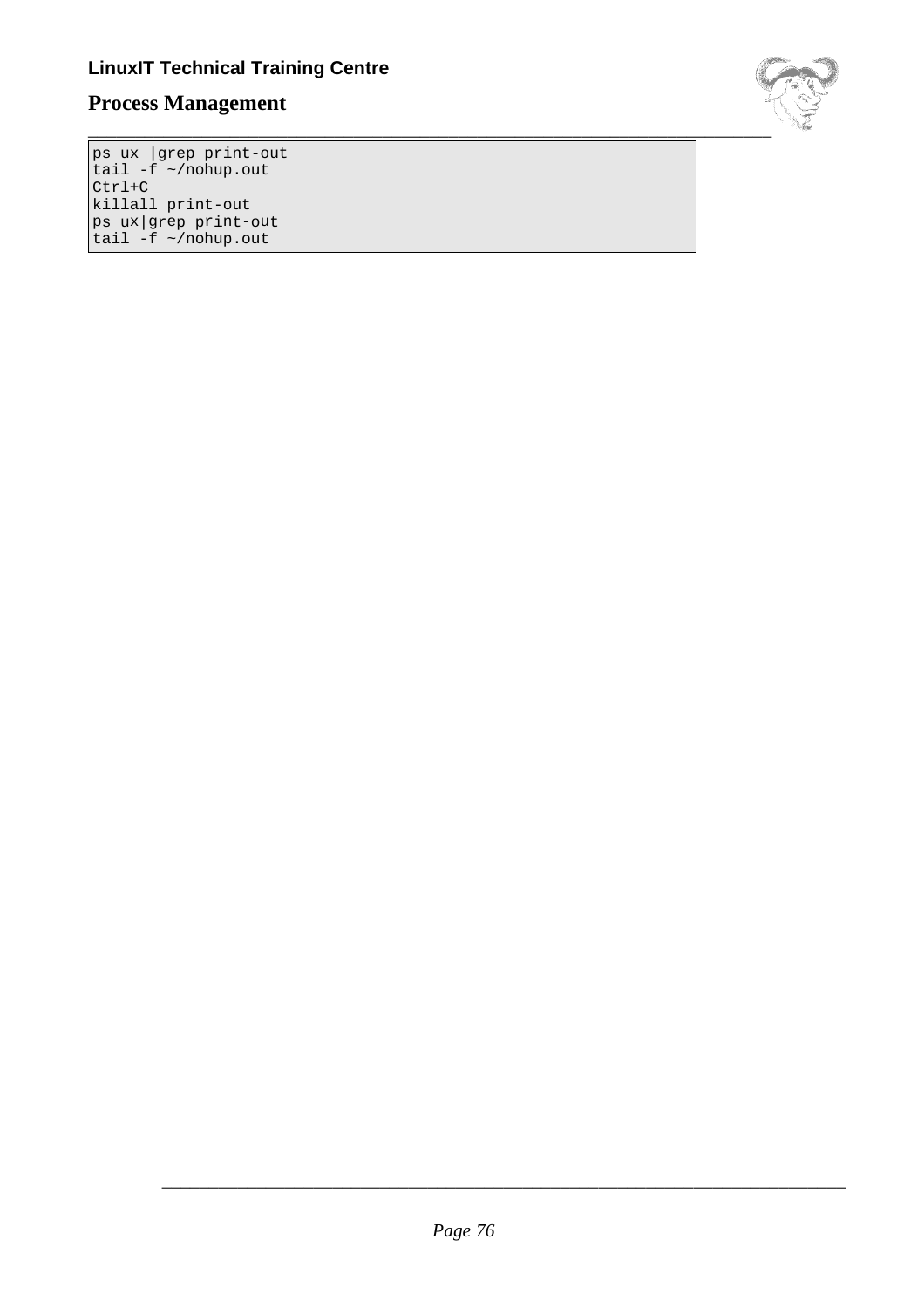```
ps ux |grep print-out
tail -f ~/nohup.out
Ctrl+C
killall print-out
ps ux|grep print-out
tail -f ~/nohup.out
```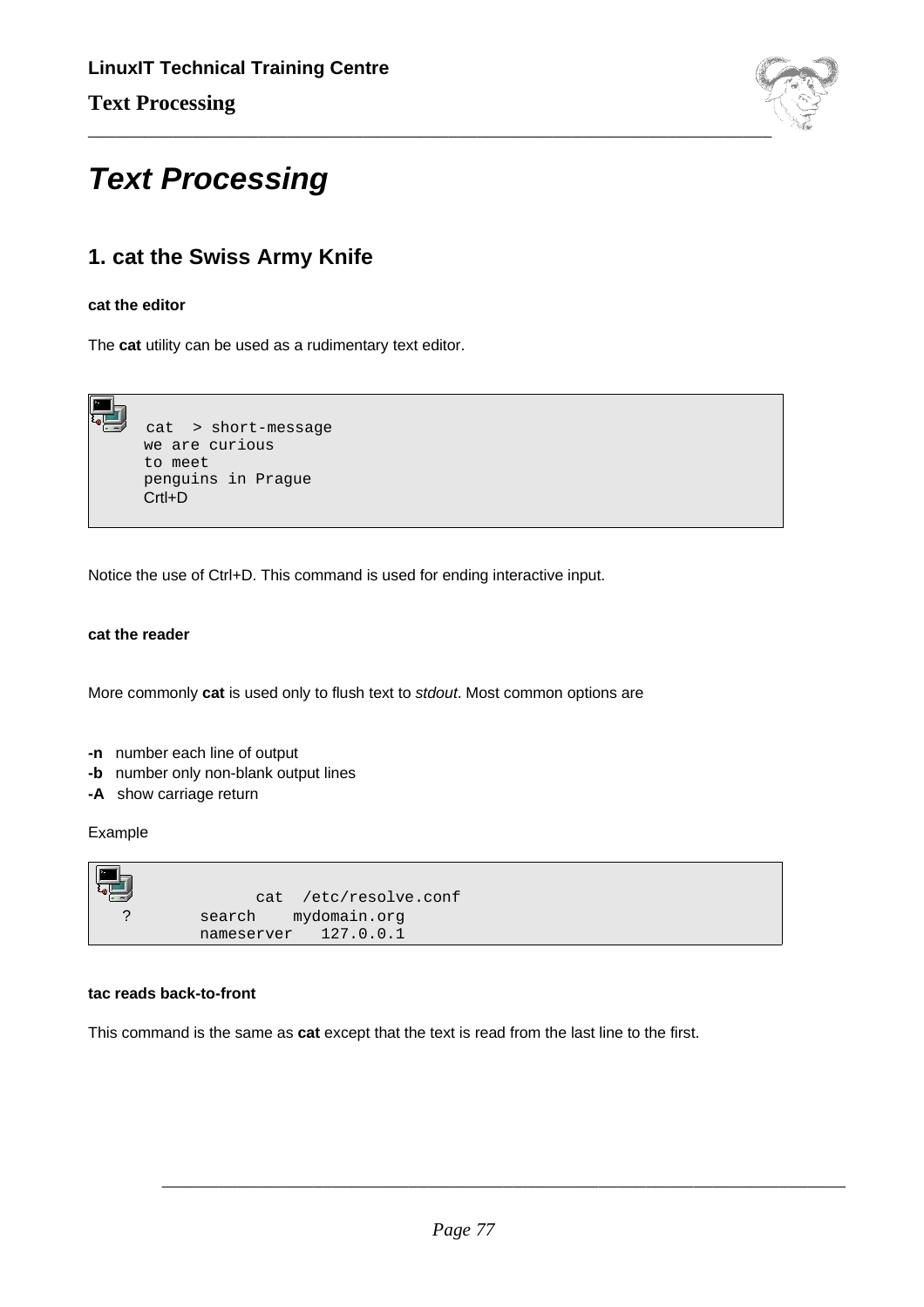# Text Processing

## 1. cat the Swiss Army Knife

**cat the editor**

The **cat** utility can be used as a rudimentary text editor.

```
cat  > short-message
we are curious
to meet
penguins in Prague
Crtl+D
```

Notice the use of Ctrl+D. This command is used for ending interactive input.

**cat the reader**

More commonly **cat** is used only to flush text to *stdout*. Most common options are

**-n** number each line of output
**-b** number only non-blank output lines
**-A** show carriage return

Example

```
          cat  /etc/resolve.conf
 ?      search    mydomain.org
        nameserver   127.0.0.1
```

**tac reads back-to-front**

This command is the same as **cat** except that the text is read from the last line to the first.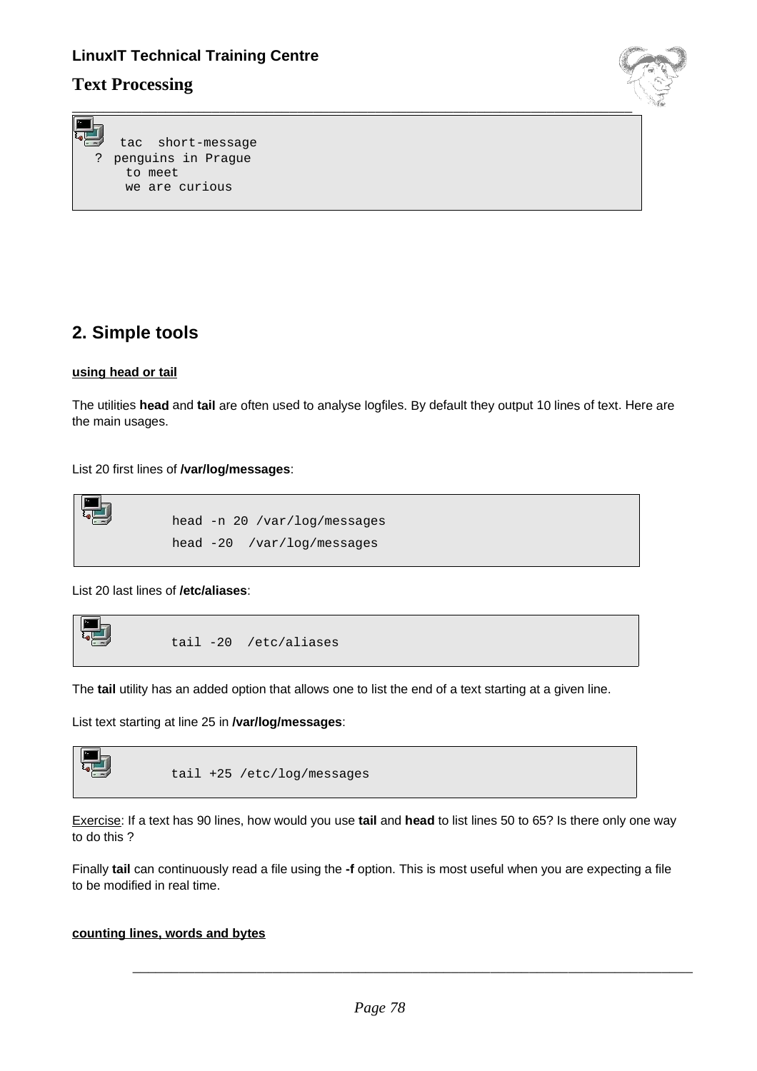```
tac  short-message
? penguins in Prague
    to meet
    we are curious
```

## 2. Simple tools

**using head or tail**

The utilities **head** and **tail** are often used to analyse logfiles. By default they output 10 lines of text. Here are the main usages.

List 20 first lines of **/var/log/messages**:

```
head -n 20 /var/log/messages
head -20  /var/log/messages
```

List 20 last lines of **/etc/aliases**:

```
tail -20  /etc/aliases
```

The **tail** utility has an added option that allows one to list the end of a text starting at a given line.

List text starting at line 25 in **/var/log/messages**:

```
tail +25 /etc/log/messages
```

Exercise: If a text has 90 lines, how would you use **tail** and **head** to list lines 50 to 65? Is there only one way to do this ?

Finally **tail** can continuously read a file using the **-f** option. This is most useful when you are expecting a file to be modified in real time.

**counting lines, words and bytes**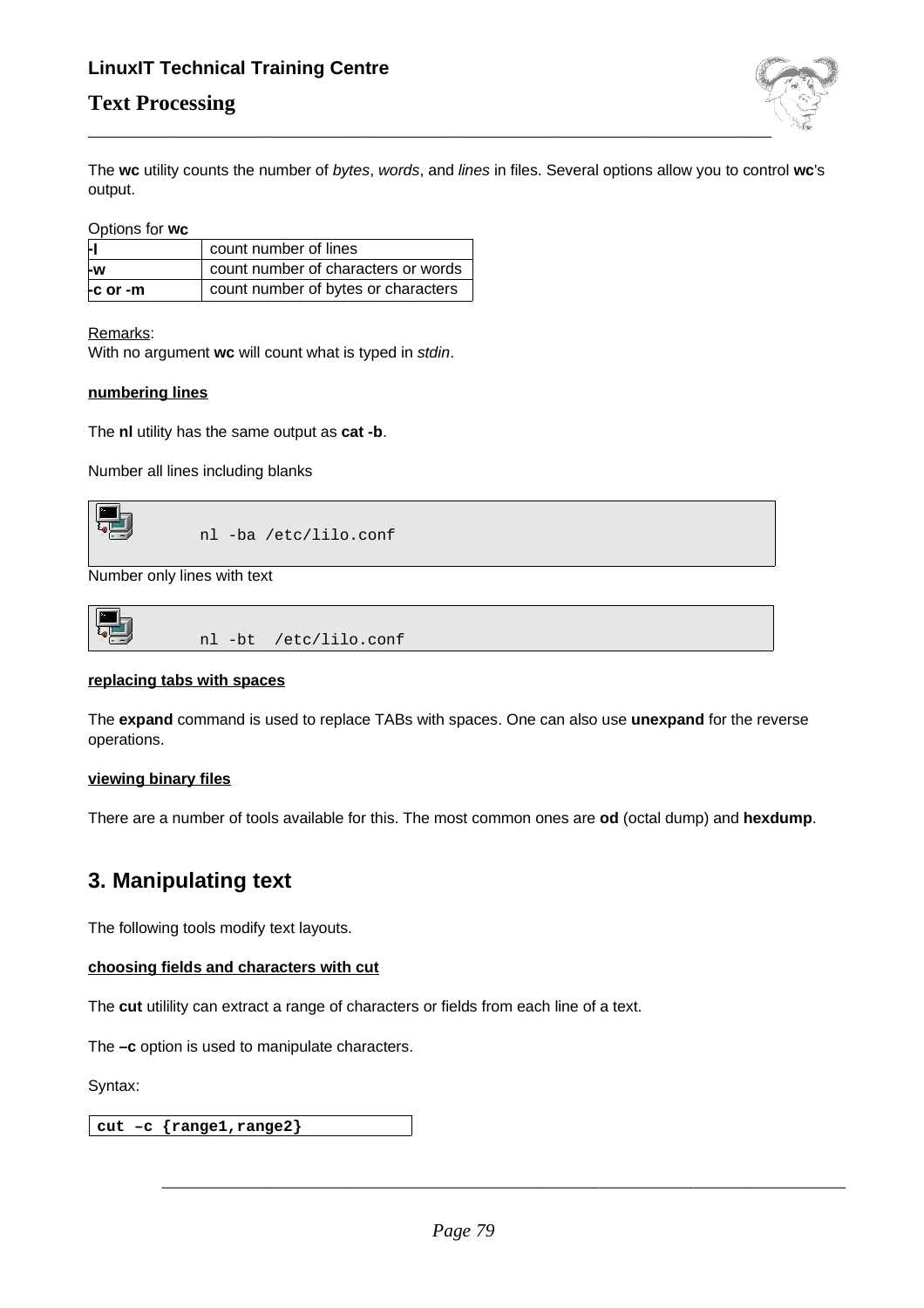The **wc** utility counts the number of *bytes*, *words*, and *lines* in files. Several options allow you to control **wc**'s output.

Options for **wc**

| | |
|---|---|
| **-l** | count number of lines |
| **-w** | count number of characters or words |
| **-c or -m** | count number of bytes or characters |

Remarks:
With no argument **wc** will count what is typed in *stdin*.

**numbering lines**

The **nl** utility has the same output as **cat -b**.

Number all lines including blanks

```
nl -ba /etc/lilo.conf
```

Number only lines with text

```
nl -bt  /etc/lilo.conf
```

**replacing tabs with spaces**

The **expand** command is used to replace TABs with spaces. One can also use **unexpand** for the reverse operations.

**viewing binary files**

There are a number of tools available for this. The most common ones are **od** (octal dump) and **hexdump**.

## 3. Manipulating text

The following tools modify text layouts.

**choosing fields and characters with cut**

The **cut** utilility can extract a range of characters or fields from each line of a text.

The **–c** option is used to manipulate characters.

Syntax:

```
cut –c {range1,range2}
```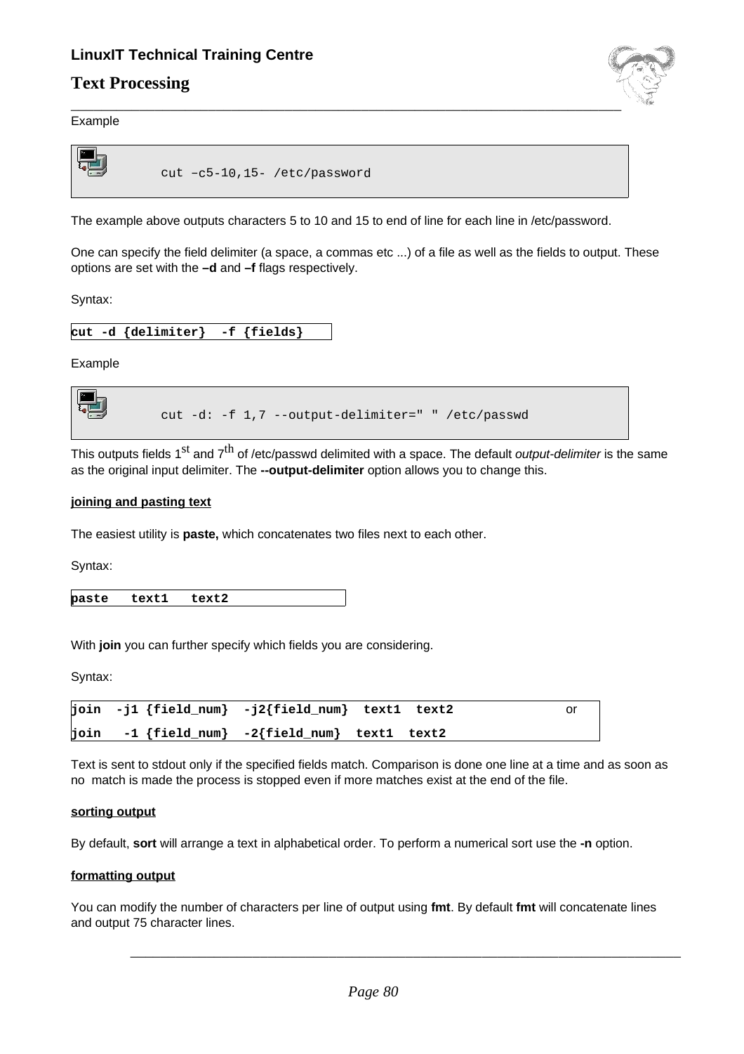Example

```
cut –c5-10,15- /etc/password
```

The example above outputs characters 5 to 10 and 15 to end of line for each line in /etc/password.

One can specify the field delimiter (a space, a commas etc ...) of a file as well as the fields to output. These options are set with the **–d** and **–f** flags respectively.

Syntax:

```
cut -d {delimiter}  -f {fields}
```

Example

```
cut -d: -f 1,7 --output-delimiter=" " /etc/passwd
```

This outputs fields 1st and 7th of /etc/passwd delimited with a space. The default *output-delimiter* is the same as the original input delimiter. The **--output-delimiter** option allows you to change this.

**joining and pasting text**

The easiest utility is **paste,** which concatenates two files next to each other.

Syntax:

```
paste   text1   text2
```

With **join** you can further specify which fields you are considering.

Syntax:

```
join  -j1 {field_num}  -j2{field_num}  text1  text2          or
join   -1 {field_num}  -2{field_num}  text1  text2
```

Text is sent to stdout only if the specified fields match. Comparison is done one line at a time and as soon as no match is made the process is stopped even if more matches exist at the end of the file.

**sorting output**

By default, **sort** will arrange a text in alphabetical order. To perform a numerical sort use the **-n** option.

**formatting output**

You can modify the number of characters per line of output using **fmt**. By default **fmt** will concatenate lines and output 75 character lines.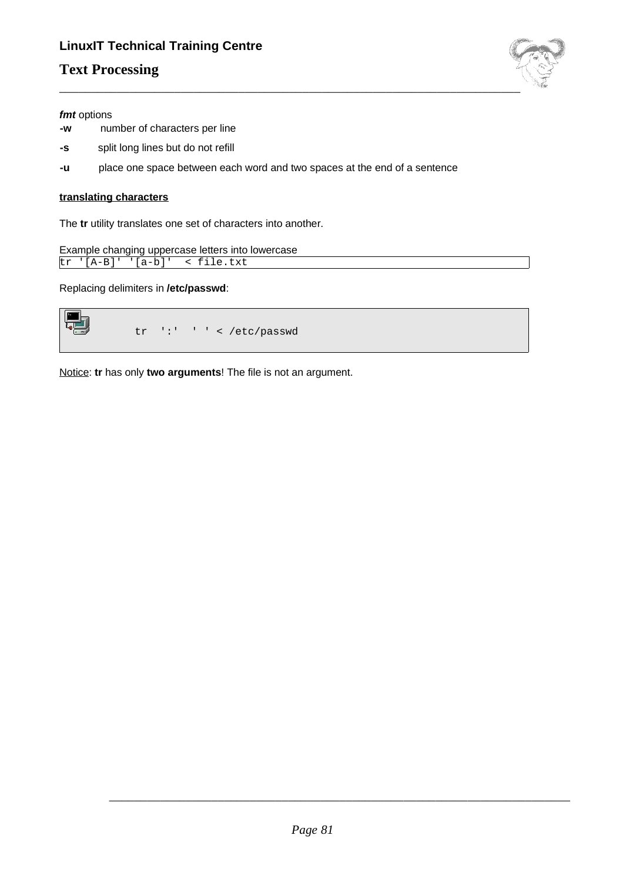***fmt*** options

**-w** number of characters per line

**-s** split long lines but do not refill

**-u** place one space between each word and two spaces at the end of a sentence

**translating characters**

The **tr** utility translates one set of characters into another.

Example changing uppercase letters into lowercase

```
tr '[A-B]' '[a-b]'  < file.txt
```

Replacing delimiters in **/etc/passwd**:

```
tr  ':'  ' ' < /etc/passwd
```

Notice: **tr** has only **two arguments**! The file is not an argument.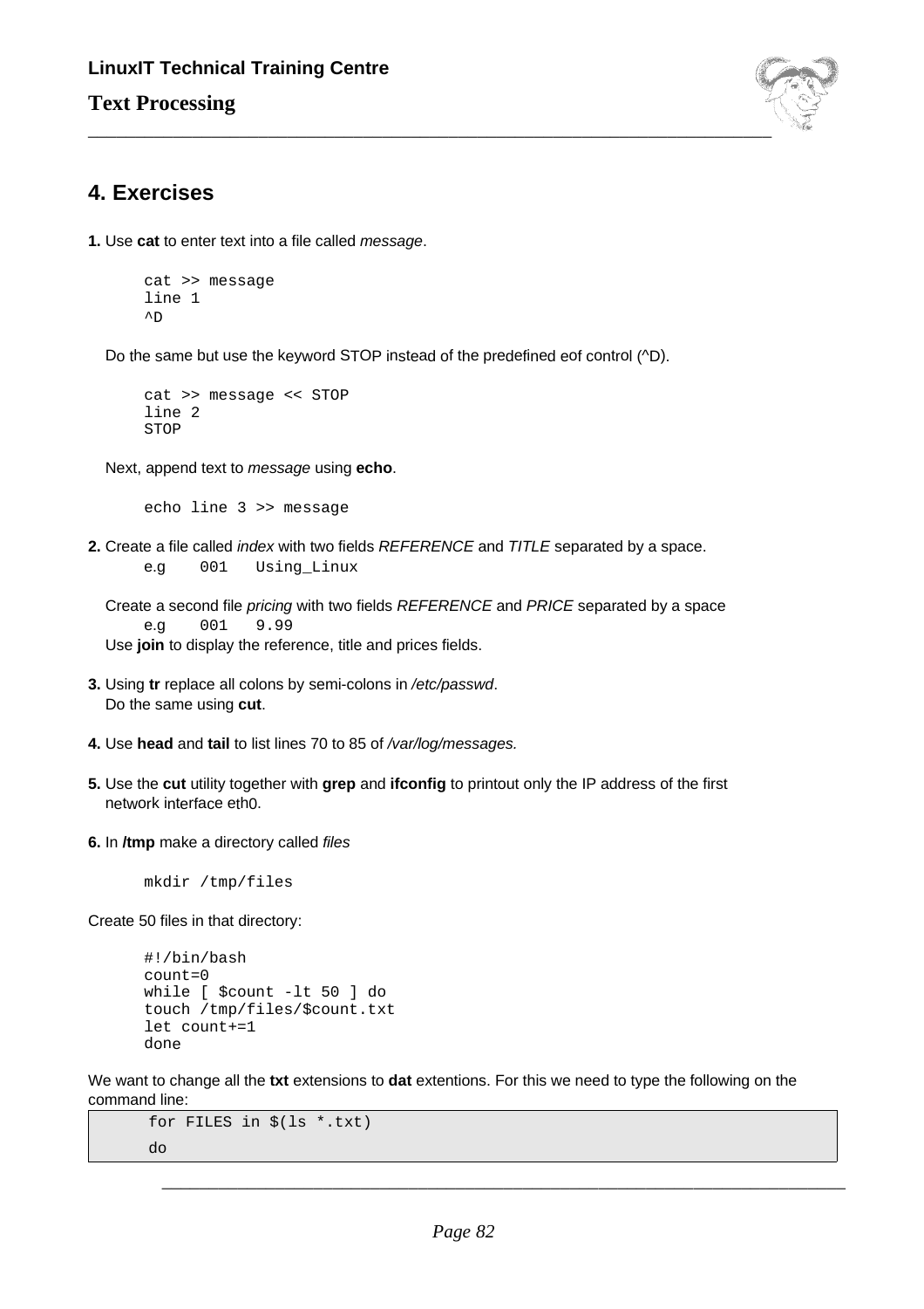## 4. Exercises

**1.** Use **cat** to enter text into a file called *message*.

```
cat >> message
line 1
^D
```

Do the same but use the keyword STOP instead of the predefined eof control (^D).

```
cat >> message << STOP
line 2
STOP
```

Next, append text to *message* using **echo**.

```
echo line 3 >> message
```

**2.** Create a file called *index* with two fields *REFERENCE* and *TITLE* separated by a space.

e.g `001   Using_Linux`

Create a second file *pricing* with two fields *REFERENCE* and *PRICE* separated by a space

e.g `001   9.99`

Use **join** to display the reference, title and prices fields.

**3.** Using **tr** replace all colons by semi-colons in */etc/passwd*.
Do the same using **cut**.

**4.** Use **head** and **tail** to list lines 70 to 85 of */var/log/messages.*

**5.** Use the **cut** utility together with **grep** and **ifconfig** to printout only the IP address of the first network interface eth0.

**6.** In **/tmp** make a directory called *files*

```
mkdir /tmp/files
```

Create 50 files in that directory:

```
#!/bin/bash
count=0
while [ $count -lt 50 ] do
touch /tmp/files/$count.txt
let count+=1
done
```

We want to change all the **txt** extensions to **dat** extentions. For this we need to type the following on the command line:

```
for FILES in $(ls *.txt)
do
```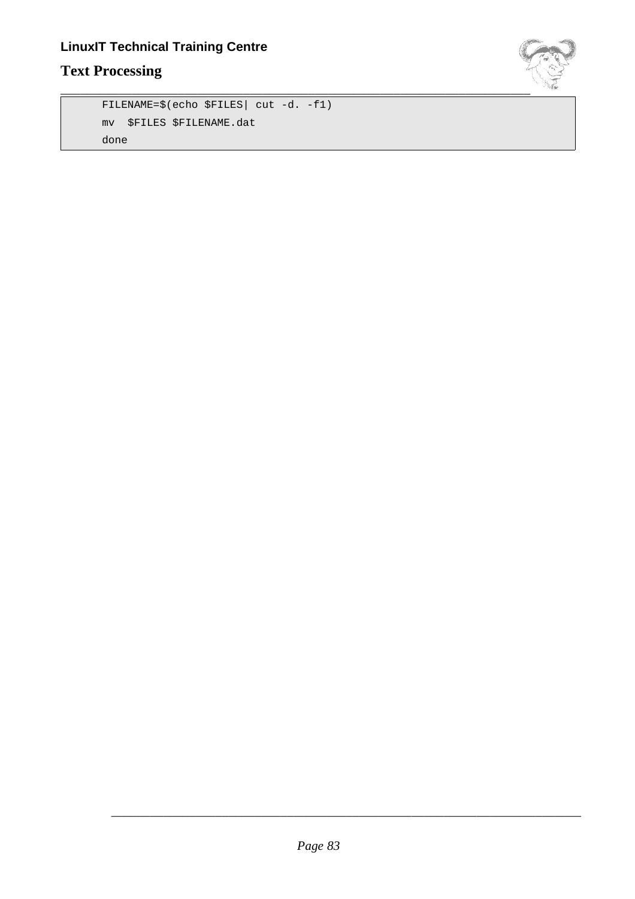```
FILENAME=$(echo $FILES| cut -d. -f1)
mv  $FILES $FILENAME.dat
done
```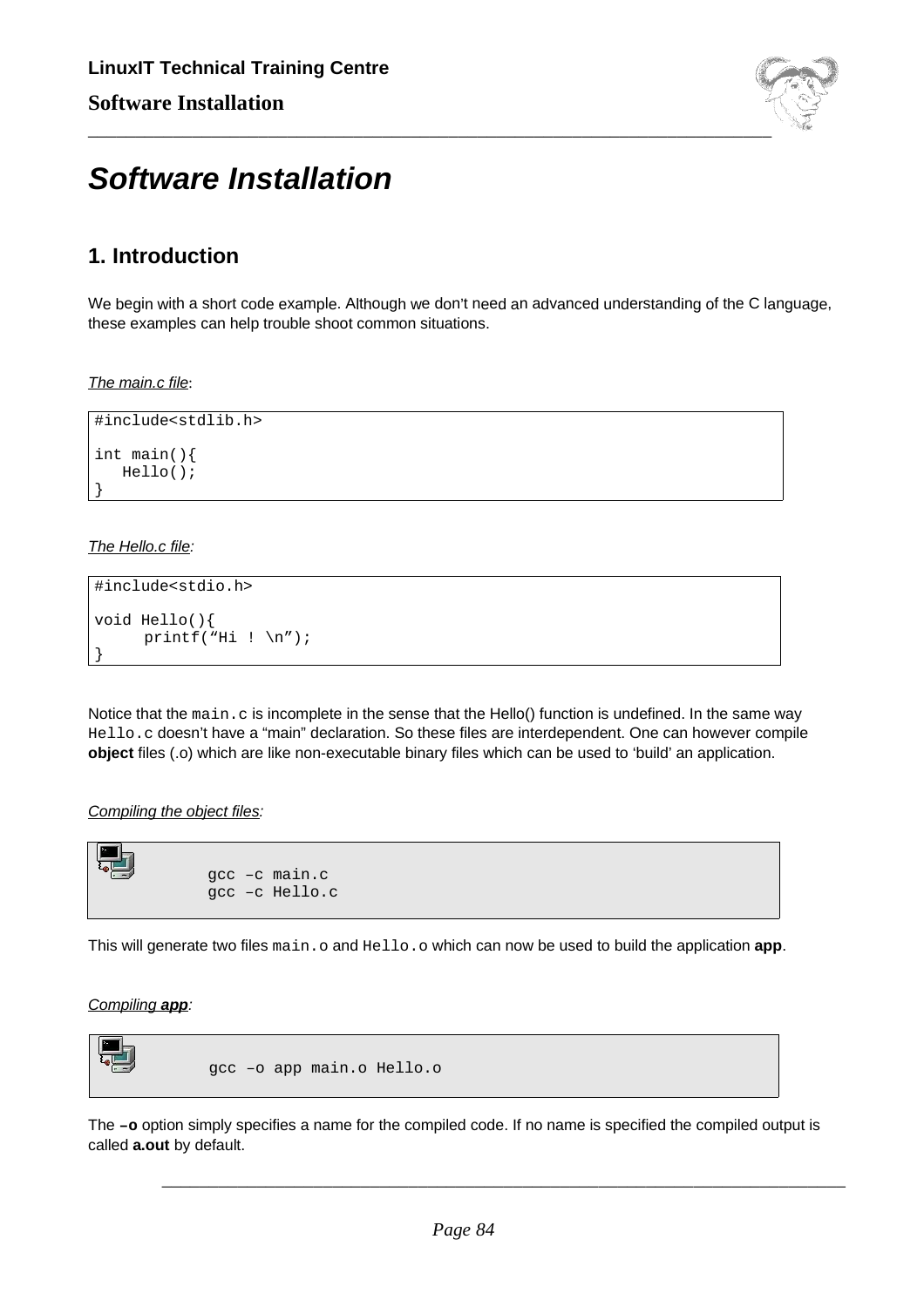# Software Installation

## 1. Introduction

We begin with a short code example. Although we don't need an advanced understanding of the C language, these examples can help trouble shoot common situations.

*The main.c file*:

```
#include<stdlib.h>

int main(){
   Hello();
}
```

*The Hello.c file:*

```
#include<stdio.h>

void Hello(){
     printf("Hi ! \n");
}
```

Notice that the `main.c` is incomplete in the sense that the Hello() function is undefined. In the same way `Hello.c` doesn't have a "main" declaration. So these files are interdependent. One can however compile **object** files (.o) which are like non-executable binary files which can be used to 'build' an application.

*Compiling the object files:*

```
gcc –c main.c
gcc –c Hello.c
```

This will generate two files `main.o` and `Hello.o` which can now be used to build the application **app**.

*Compiling **app**:*

```
gcc –o app main.o Hello.o
```

The **–o** option simply specifies a name for the compiled code. If no name is specified the compiled output is called **a.out** by default.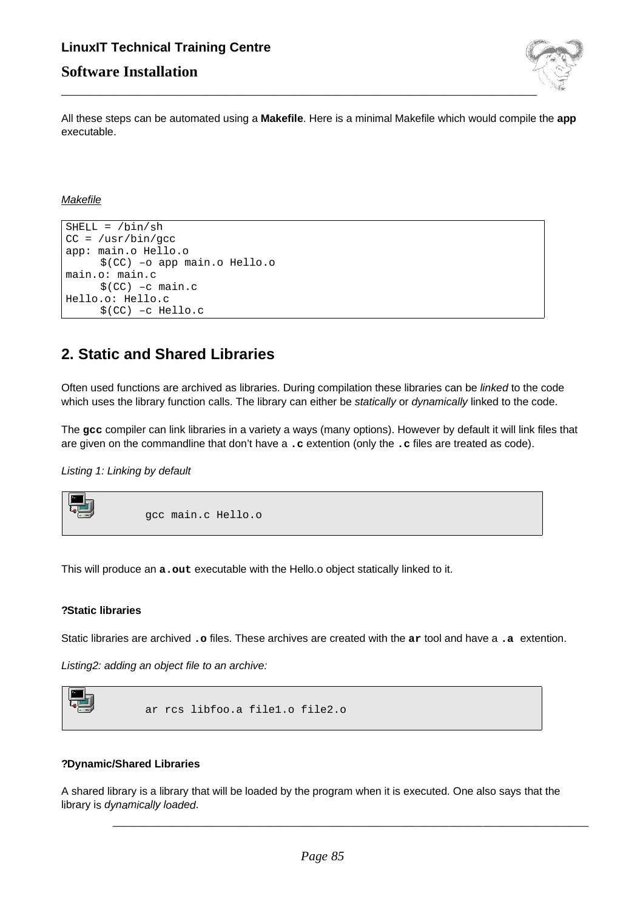All these steps can be automated using a **Makefile**. Here is a minimal Makefile which would compile the **app** executable.

*Makefile*

```
SHELL = /bin/sh
CC = /usr/bin/gcc
app: main.o Hello.o
	$(CC) –o app main.o Hello.o
main.o: main.c
	$(CC) –c main.c
Hello.o: Hello.c
	$(CC) –c Hello.c
```

## 2. Static and Shared Libraries

Often used functions are archived as libraries. During compilation these libraries can be *linked* to the code which uses the library function calls. The library can either be *statically* or *dynamically* linked to the code.

The **gcc** compiler can link libraries in a variety a ways (many options). However by default it will link files that are given on the commandline that don't have a **.c** extention (only the **.c** files are treated as code).

*Listing 1: Linking by default*

```
gcc main.c Hello.o
```

This will produce an **a.out** executable with the Hello.o object statically linked to it.

**?Static libraries**

Static libraries are archived **.o** files. These archives are created with the **ar** tool and have a **.a** extention.

*Listing2: adding an object file to an archive:*

```
ar rcs libfoo.a file1.o file2.o
```

**?Dynamic/Shared Libraries**

A shared library is a library that will be loaded by the program when it is executed. One also says that the library is *dynamically loaded*.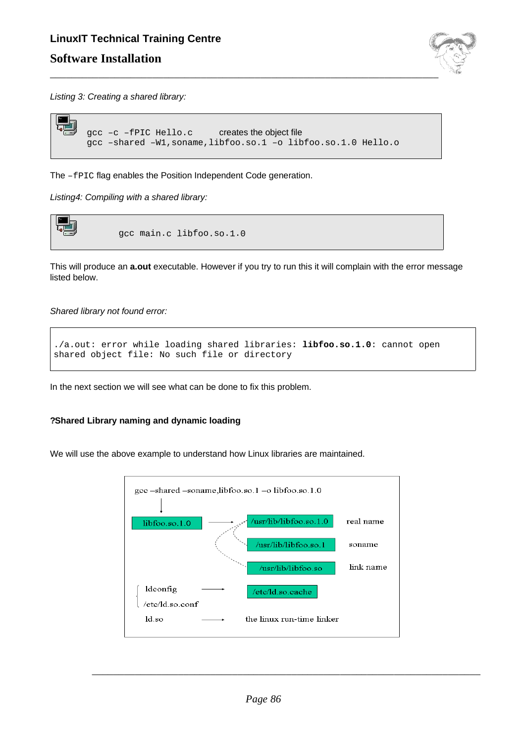*Listing 3: Creating a shared library:*

```
gcc –c –fPIC Hello.c      creates the object file
gcc –shared –Wl,soname,libfoo.so.1 –o libfoo.so.1.0 Hello.o
```

The `–fPIC` flag enables the Position Independent Code generation.

*Listing4: Compiling with a shared library:*

```
gcc main.c libfoo.so.1.0
```

This will produce an **a.out** executable. However if you try to run this it will complain with the error message listed below.

*Shared library not found error:*

```
./a.out: error while loading shared libraries: libfoo.so.1.0: cannot open
shared object file: No such file or directory
```

In the next section we will see what can be done to fix this problem.

#### ?Shared Library naming and dynamic loading

We will use the above example to understand how Linux libraries are maintained.

```
gcc –shared –soname,libfoo.so.1 –o libfoo.so.1.0
        |
        v
libfoo.so.1.0  ------>  /usr/lib/libfoo.so.1.0    real name
                        /usr/lib/libfoo.so.1      soname
                        /usr/lib/libfoo.so        link name

{ ldconfig      ------>  /etc/ld.so.cache
{ /etc/ld.so.conf

ld.so           ------>  the linux run-time linker
```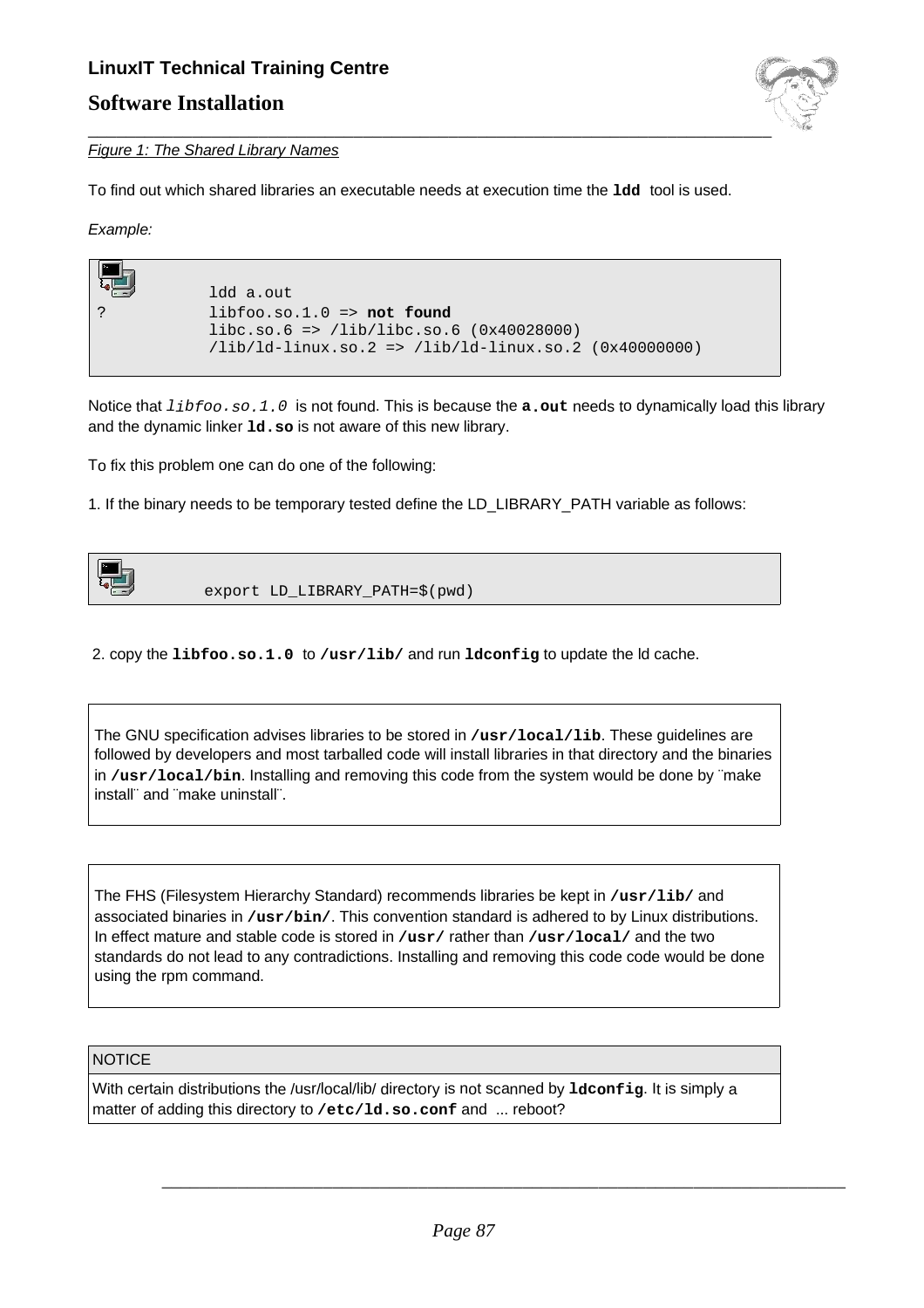*Figure 1: The Shared Library Names*

To find out which shared libraries an executable needs at execution time the **ldd** tool is used.

*Example:*

```
        ldd a.out
?       libfoo.so.1.0 => not found
        libc.so.6 => /lib/libc.so.6 (0x40028000)
        /lib/ld-linux.so.2 => /lib/ld-linux.so.2 (0x40000000)
```

Notice that *libfoo.so.1.0* is not found. This is because the **a.out** needs to dynamically load this library and the dynamic linker **ld.so** is not aware of this new library.

To fix this problem one can do one of the following:

1. If the binary needs to be temporary tested define the LD_LIBRARY_PATH variable as follows:

```
export LD_LIBRARY_PATH=$(pwd)
```

2. copy the **libfoo.so.1.0** to **/usr/lib/** and run **ldconfig** to update the ld cache.

The GNU specification advises libraries to be stored in **/usr/local/lib**. These guidelines are followed by developers and most tarballed code will install libraries in that directory and the binaries in **/usr/local/bin**. Installing and removing this code from the system would be done by ¨make install¨ and ¨make uninstall¨.

The FHS (Filesystem Hierarchy Standard) recommends libraries be kept in **/usr/lib/** and associated binaries in **/usr/bin/**. This convention standard is adhered to by Linux distributions. In effect mature and stable code is stored in **/usr/** rather than **/usr/local/** and the two standards do not lead to any contradictions. Installing and removing this code code would be done using the rpm command.

NOTICE

With certain distributions the /usr/local/lib/ directory is not scanned by **ldconfig**. It is simply a matter of adding this directory to **/etc/ld.so.conf** and ... reboot?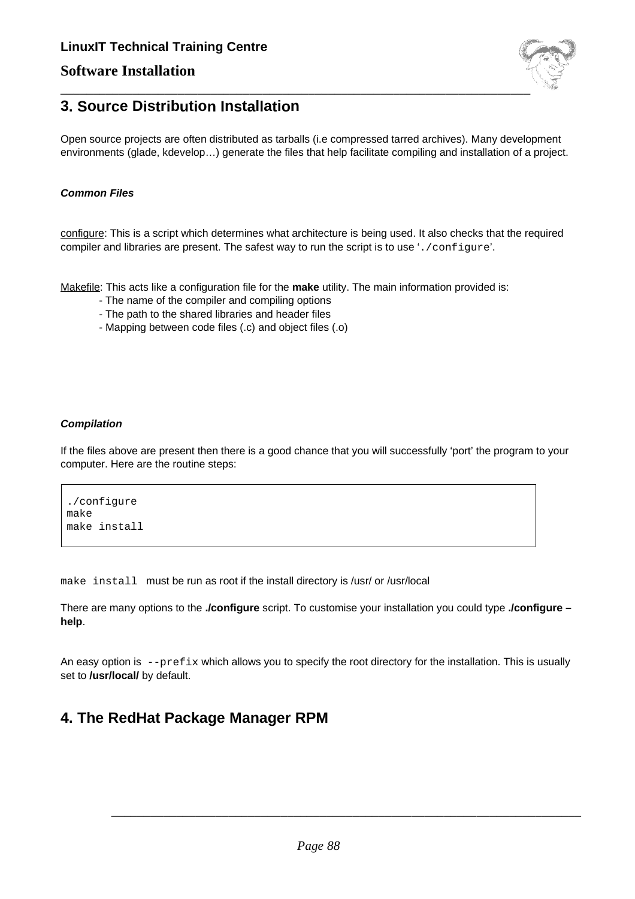## 3. Source Distribution Installation

Open source projects are often distributed as tarballs (i.e compressed tarred archives). Many development environments (glade, kdevelop…) generate the files that help facilitate compiling and installation of a project.

***Common Files***

configure: This is a script which determines what architecture is being used. It also checks that the required compiler and libraries are present. The safest way to run the script is to use '`./configure`'.

Makefile: This acts like a configuration file for the **make** utility. The main information provided is:

- The name of the compiler and compiling options
- The path to the shared libraries and header files
- Mapping between code files (.c) and object files (.o)

***Compilation***

If the files above are present then there is a good chance that you will successfully 'port' the program to your computer. Here are the routine steps:

```
./configure
make
make install
```

`make install` must be run as root if the install directory is /usr/ or /usr/local

There are many options to the **./configure** script. To customise your installation you could type **./configure –help**.

An easy option is `--prefix` which allows you to specify the root directory for the installation. This is usually set to **/usr/local/** by default.

## 4. The RedHat Package Manager RPM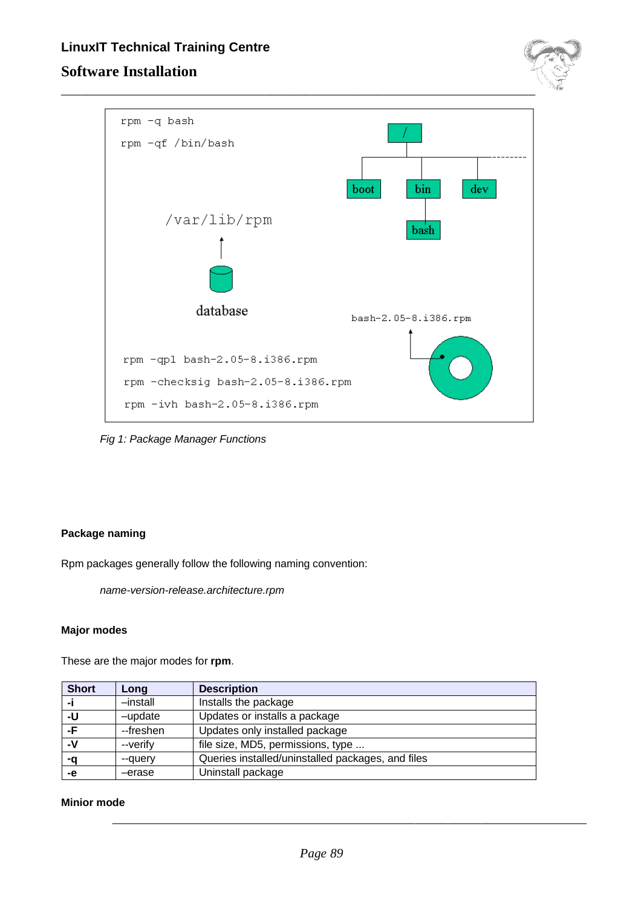*Fig 1: Package Manager Functions*

#### Package naming

Rpm packages generally follow the following naming convention:

> *name-version-release.architecture.rpm*

#### Major modes

These are the major modes for **rpm**.

| Short | Long | Description |
|---|---|---|
| **-i** | –install | Installs the package |
| **-U** | –update | Updates or installs a package |
| **-F** | --freshen | Updates only installed package |
| **-V** | --verify | file size, MD5, permissions, type ... |
| **-q** | --query | Queries installed/uninstalled packages, and files |
| **-e** | –erase | Uninstall package |

#### Minior mode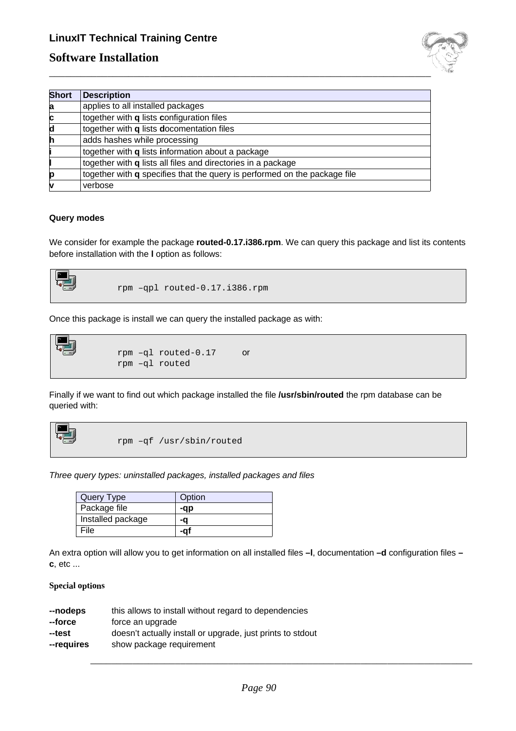| Short | Description |
|---|---|
| **a** | applies to all installed packages |
| **c** | together with **q** lists **c**onfiguration files |
| **d** | together with **q** lists **d**ocomentation files |
| **h** | adds hashes while processing |
| **i** | together with **q** lists **i**nformation about a package |
| **l** | together with **q** lists all files and directories in a package |
| **p** | together with **q** specifies that the query is performed on the package file |
| **v** | verbose |

#### Query modes

We consider for example the package **routed-0.17.i386.rpm**. We can query this package and list its contents before installation with the **l** option as follows:

```
rpm –qpl routed-0.17.i386.rpm
```

Once this package is install we can query the installed package as with:

```
rpm –ql routed-0.17     or
rpm –ql routed
```

Finally if we want to find out which package installed the file **/usr/sbin/routed** the rpm database can be queried with:

```
rpm –qf /usr/sbin/routed
```

*Three query types: uninstalled packages, installed packages and files*

| Query Type | Option |
|---|---|
| Package file | **-qp** |
| Installed package | **-q** |
| File | **-qf** |

An extra option will allow you to get information on all installed files **–l**, documentation **–d** configuration files **–c**, etc ...

#### Special options

**--nodeps** this allows to install without regard to dependencies
**--force** force an upgrade
**--test** doesn't actually install or upgrade, just prints to stdout
**--requires** show package requirement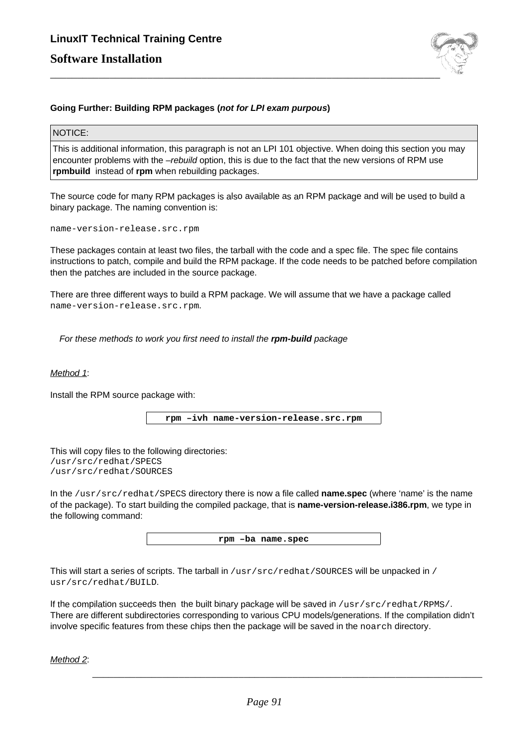**Going Further: Building RPM packages (*not for LPI exam purpous*)**

| NOTICE: |
| --- |
| This is additional information, this paragraph is not an LPI 101 objective. When doing this section you may encounter problems with the *–rebuild* option, this is due to the fact that the new versions of RPM use **rpmbuild** instead of **rpm** when rebuilding packages. |

The source code for many RPM packages is also available as an RPM package and will be used to build a binary package. The naming convention is:

```
name-version-release.src.rpm
```

These packages contain at least two files, the tarball with the code and a spec file. The spec file contains instructions to patch, compile and build the RPM package. If the code needs to be patched before compilation then the patches are included in the source package.

There are three different ways to build a RPM package. We will assume that we have a package called `name-version-release.src.rpm`.

*For these methods to work you first need to install the **rpm-build** package*

*Method 1*:

Install the RPM source package with:

```
rpm –ivh name-version-release.src.rpm
```

This will copy files to the following directories:
`/usr/src/redhat/SPECS`
`/usr/src/redhat/SOURCES`

In the `/usr/src/redhat/SPECS` directory there is now a file called **name.spec** (where 'name' is the name of the package). To start building the compiled package, that is **name-version-release.i386.rpm**, we type in the following command:

```
rpm –ba name.spec
```

This will start a series of scripts. The tarball in `/usr/src/redhat/SOURCES` will be unpacked in `/usr/src/redhat/BUILD`.

If the compilation succeeds then the built binary package will be saved in `/usr/src/redhat/RPMS/`. There are different subdirectories corresponding to various CPU models/generations. If the compilation didn't involve specific features from these chips then the package will be saved in the `noarch` directory.

*Method 2*: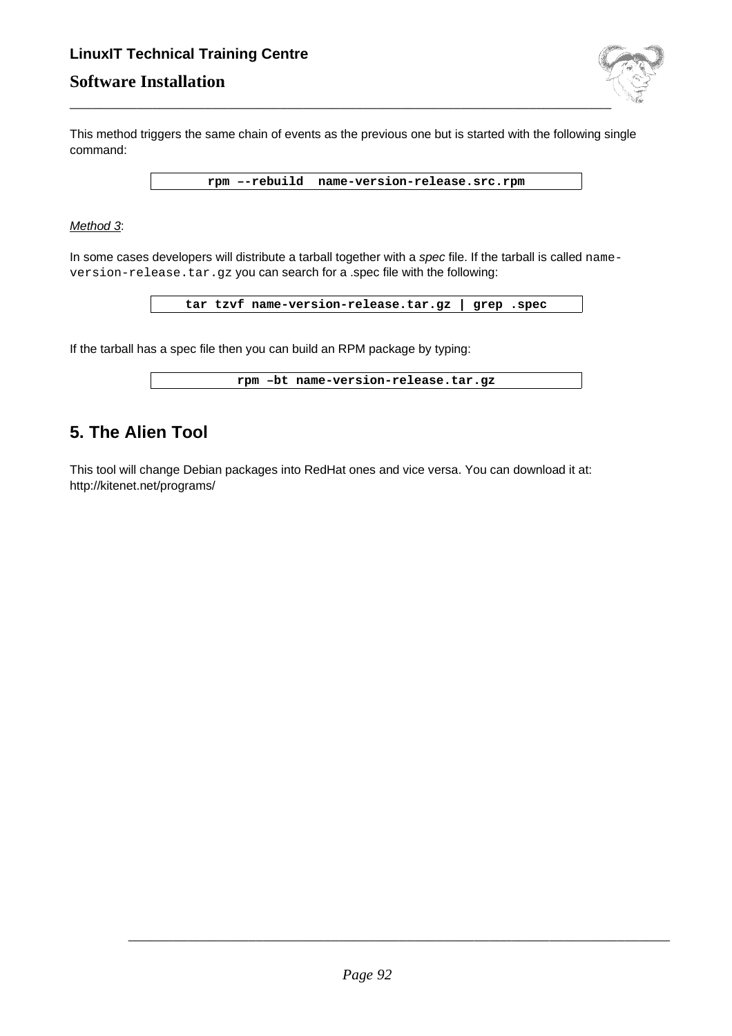This method triggers the same chain of events as the previous one but is started with the following single command:

```
rpm ––rebuild  name-version-release.src.rpm
```

*Method 3*:

In some cases developers will distribute a tarball together with a *spec* file. If the tarball is called `name-version-release.tar.gz` you can search for a .spec file with the following:

```
tar tzvf name-version-release.tar.gz | grep .spec
```

If the tarball has a spec file then you can build an RPM package by typing:

```
rpm –bt name-version-release.tar.gz
```

## 5. The Alien Tool

This tool will change Debian packages into RedHat ones and vice versa. You can download it at: http://kitenet.net/programs/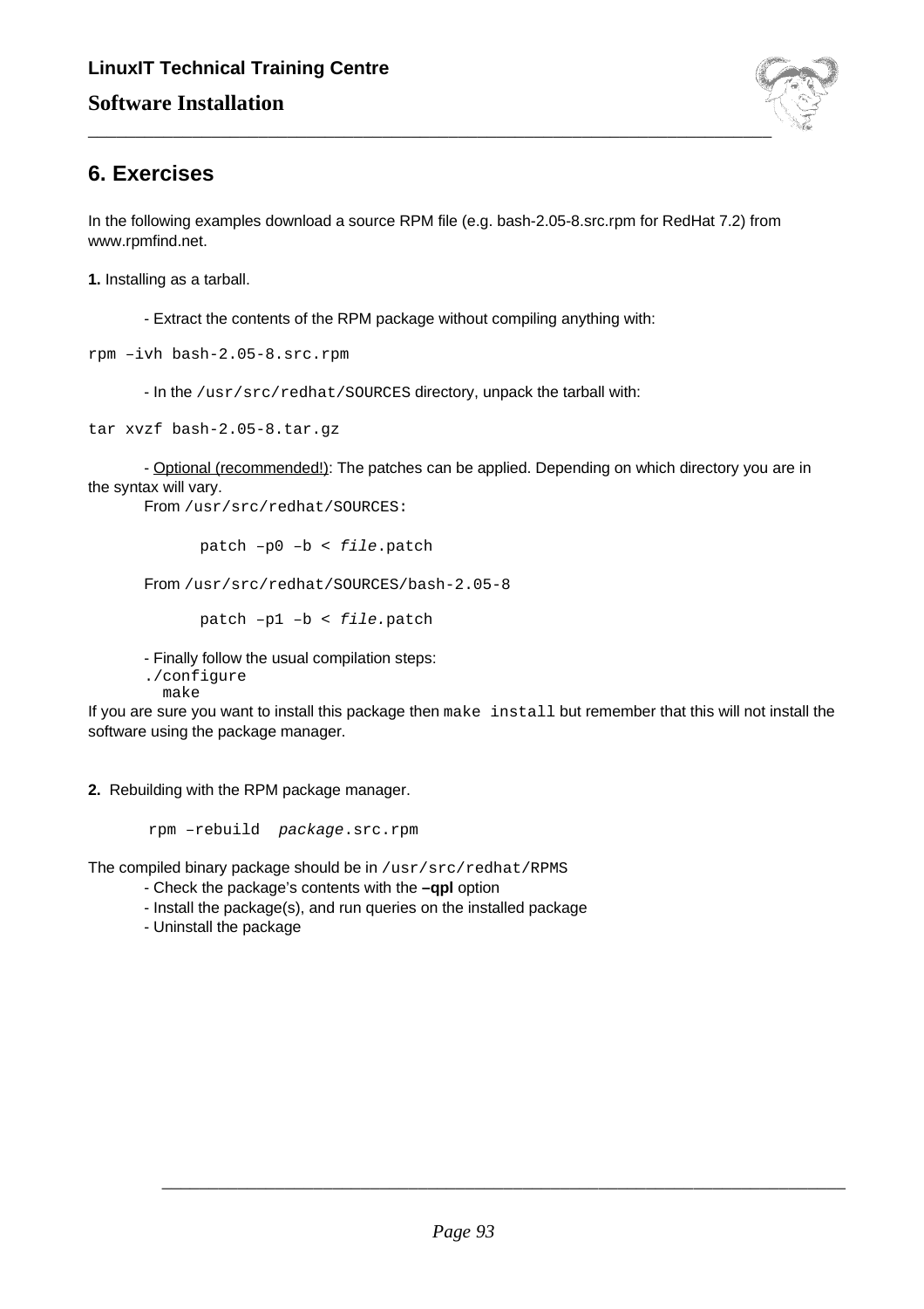## 6. Exercises

In the following examples download a source RPM file (e.g. bash-2.05-8.src.rpm for RedHat 7.2) from www.rpmfind.net.

**1.** Installing as a tarball.

- Extract the contents of the RPM package without compiling anything with:

```
rpm –ivh bash-2.05-8.src.rpm
```

- In the `/usr/src/redhat/SOURCES` directory, unpack the tarball with:

```
tar xvzf bash-2.05-8.tar.gz
```

- Optional (recommended!): The patches can be applied. Depending on which directory you are in the syntax will vary.

From `/usr/src/redhat/SOURCES:`

```
patch –p0 –b < file.patch
```

From `/usr/src/redhat/SOURCES/bash-2.05-8`

```
patch –p1 –b < file.patch
```

- Finally follow the usual compilation steps:

```
./configure
make
```

If you are sure you want to install this package then `make install` but remember that this will not install the software using the package manager.

**2.** Rebuilding with the RPM package manager.

```
rpm –rebuild  package.src.rpm
```

The compiled binary package should be in `/usr/src/redhat/RPMS`

- Check the package's contents with the **–qpl** option
- Install the package(s), and run queries on the installed package
- Uninstall the package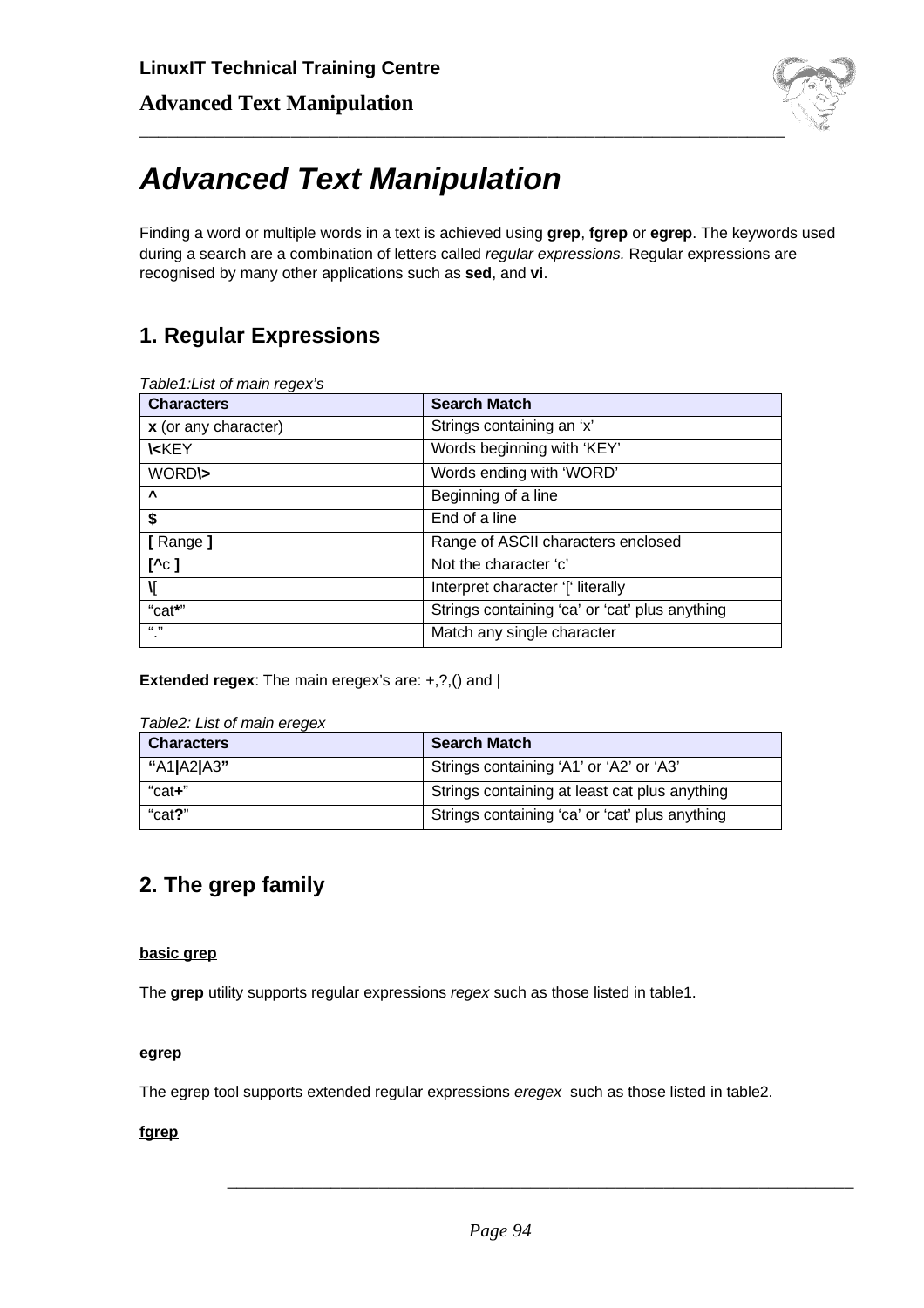# Advanced Text Manipulation

Finding a word or multiple words in a text is achieved using **grep**, **fgrep** or **egrep**. The keywords used during a search are a combination of letters called *regular expressions.* Regular expressions are recognised by many other applications such as **sed**, and **vi**.

## 1. Regular Expressions

*Table1:List of main regex's*

| Characters | Search Match |
|---|---|
| **x** (or any character) | Strings containing an 'x' |
| **\<**KEY | Words beginning with 'KEY' |
| WORD**\>** | Words ending with 'WORD' |
| **^** | Beginning of a line |
| **$** | End of a line |
| **[** Range **]** | Range of ASCII characters enclosed |
| **[^**c **]** | Not the character 'c' |
| **\[** | Interpret character '[' literally |
| "cat**\***" | Strings containing 'ca' or 'cat' plus anything |
| "." | Match any single character |

**Extended regex**: The main eregex's are: +,?,() and |

*Table2: List of main eregex*

| Characters | Search Match |
|---|---|
| **"**A1**\|**A2**\|**A3**"** | Strings containing 'A1' or 'A2' or 'A3' |
| "cat**+**" | Strings containing at least cat plus anything |
| "cat**?**" | Strings containing 'ca' or 'cat' plus anything |

## 2. The grep family

**basic grep**

The **grep** utility supports regular expressions *regex* such as those listed in table1.

**egrep**

The egrep tool supports extended regular expressions *eregex* such as those listed in table2.

**fgrep**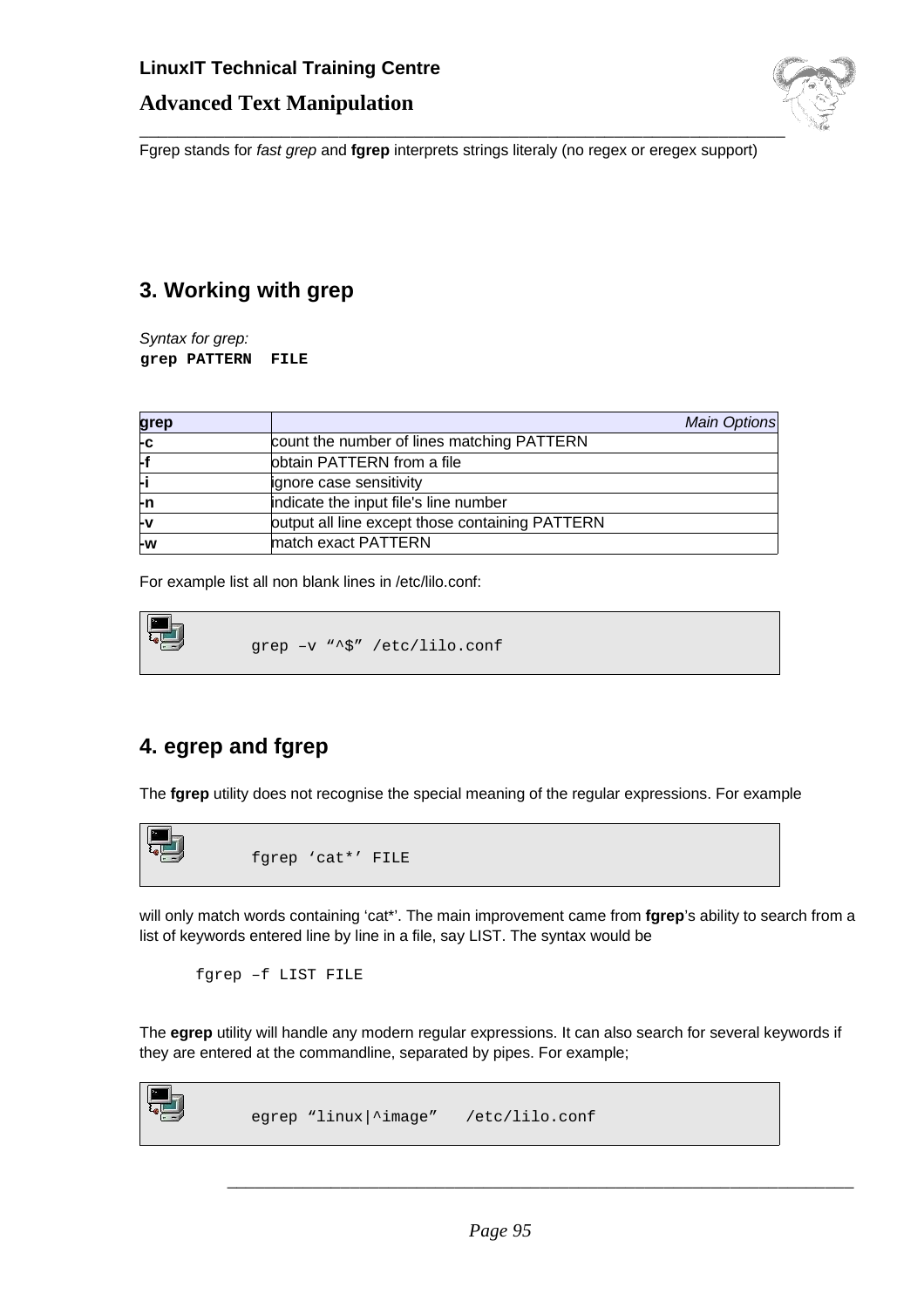Fgrep stands for *fast grep* and **fgrep** interprets strings literaly (no regex or eregex support)

## 3. Working with grep

*Syntax for grep:*
**grep PATTERN FILE**

| grep | *Main Options* |
|---|---|
| **-c** | count the number of lines matching PATTERN |
| **-f** | obtain PATTERN from a file |
| **-i** | ignore case sensitivity |
| **-n** | indicate the input file's line number |
| **-v** | output all line except those containing PATTERN |
| **-w** | match exact PATTERN |

For example list all non blank lines in /etc/lilo.conf:

```
grep –v “^$” /etc/lilo.conf
```

## 4. egrep and fgrep

The **fgrep** utility does not recognise the special meaning of the regular expressions. For example

```
fgrep ‘cat*’ FILE
```

will only match words containing ‘cat*’. The main improvement came from **fgrep**’s ability to search from a list of keywords entered line by line in a file, say LIST. The syntax would be

```
fgrep –f LIST FILE
```

The **egrep** utility will handle any modern regular expressions. It can also search for several keywords if they are entered at the commandline, separated by pipes. For example;

```
egrep “linux|^image”   /etc/lilo.conf
```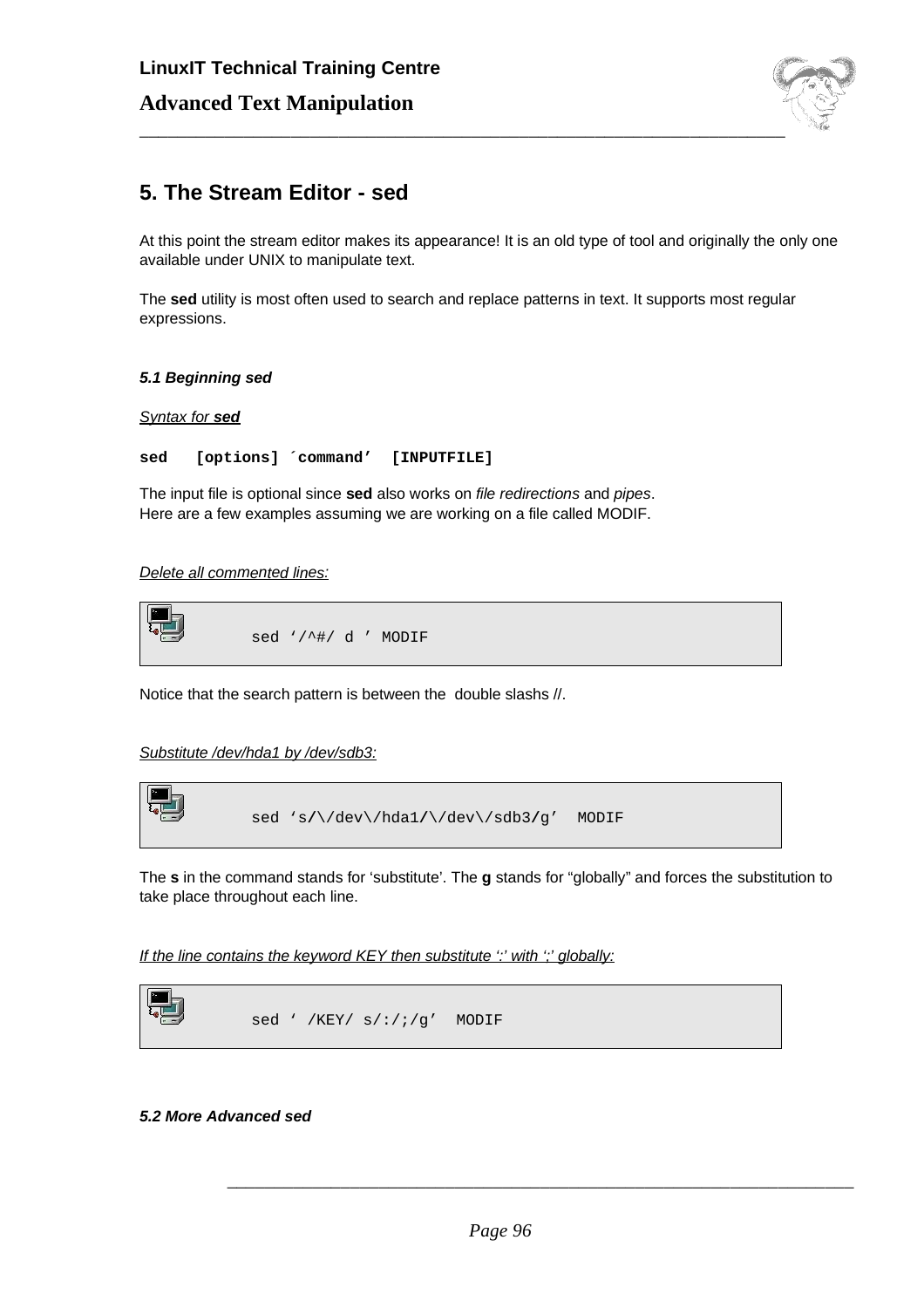# 5. The Stream Editor - sed

At this point the stream editor makes its appearance! It is an old type of tool and originally the only one available under UNIX to manipulate text.

The **sed** utility is most often used to search and replace patterns in text. It supports most regular expressions.

### *5.1 Beginning sed*

*Syntax for **sed***

**`sed   [options] ´command'  [INPUTFILE]`**

The input file is optional since **sed** also works on *file redirections* and *pipes*.
Here are a few examples assuming we are working on a file called MODIF.

*Delete all commented lines:*

```
sed '/^#/ d ' MODIF
```

Notice that the search pattern is between the double slashs //.

*Substitute /dev/hda1 by /dev/sdb3:*

```
sed 's/\/dev\/hda1/\/dev\/sdb3/g'  MODIF
```

The **s** in the command stands for 'substitute'. The **g** stands for "globally" and forces the substitution to take place throughout each line.

*If the line contains the keyword KEY then substitute ':' with ';' globally:*

```
sed ' /KEY/ s/:/;/g'  MODIF
```

### *5.2 More Advanced sed*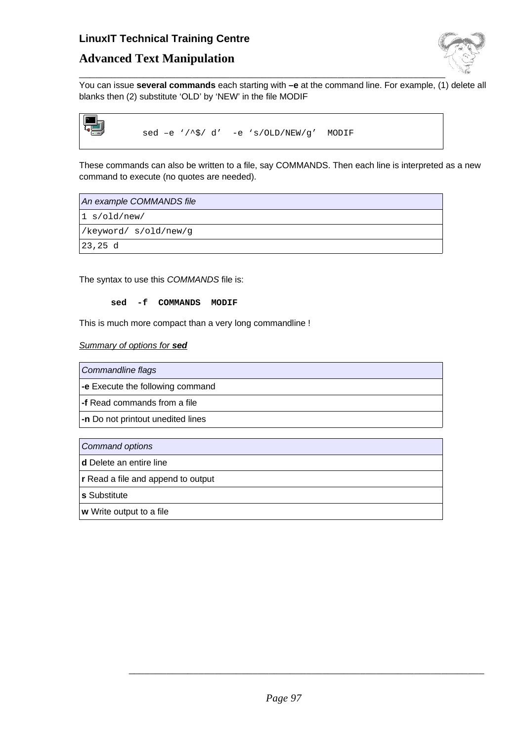You can issue **several commands** each starting with **–e** at the command line. For example, (1) delete all blanks then (2) substitute 'OLD' by 'NEW' in the file MODIF

```
sed –e '/^$/ d'  -e 's/OLD/NEW/g'  MODIF
```

These commands can also be written to a file, say COMMANDS. Then each line is interpreted as a new command to execute (no quotes are needed).

| *An example COMMANDS file* |
|---|
| `1 s/old/new/` |
| `/keyword/ s/old/new/g` |
| `23,25 d` |

The syntax to use this *COMMANDS* file is:

```
sed  -f  COMMANDS  MODIF
```

This is much more compact than a very long commandline !

*Summary of options for **sed***

| *Commandline flags* |
|---|
| **-e** Execute the following command |
| **-f** Read commands from a file |
| **-n** Do not printout unedited lines |

| *Command options* |
|---|
| **d** Delete an entire line |
| **r** Read a file and append to output |
| **s** Substitute |
| **w** Write output to a file |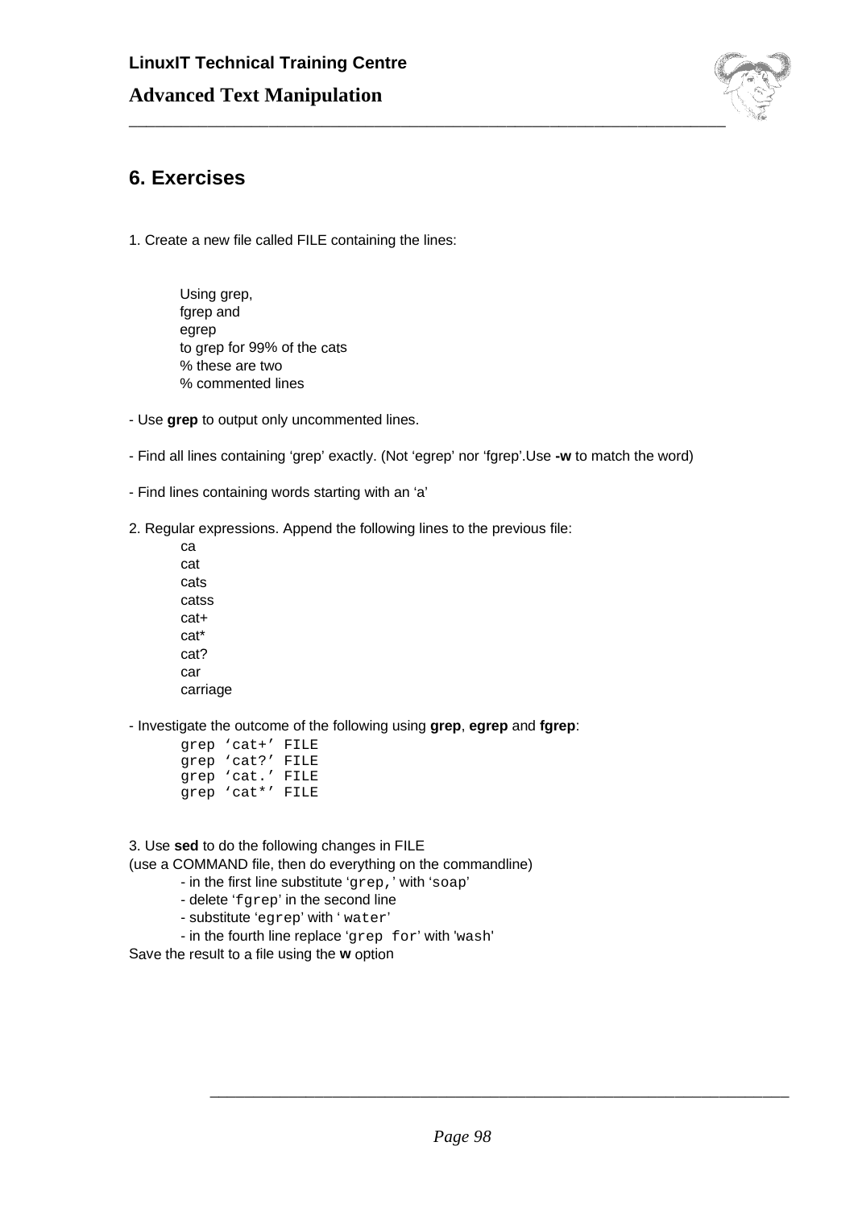## 6. Exercises

1. Create a new file called FILE containing the lines:

```
Using grep,
fgrep and
egrep
to grep for 99% of the cats
% these are two
% commented lines
```

- Use **grep** to output only uncommented lines.

- Find all lines containing 'grep' exactly. (Not 'egrep' nor 'fgrep'.Use **-w** to match the word)

- Find lines containing words starting with an 'a'

2. Regular expressions. Append the following lines to the previous file:

```
ca
cat
cats
catss
cat+
cat*
cat?
car
carriage
```

- Investigate the outcome of the following using **grep**, **egrep** and **fgrep**:

```
grep 'cat+' FILE
grep 'cat?' FILE
grep 'cat.' FILE
grep 'cat*' FILE
```

3. Use **sed** to do the following changes in FILE
(use a COMMAND file, then do everything on the commandline)
   - in the first line substitute '`grep,`' with '`soap`'
   - delete '`fgrep`' in the second line
   - substitute '`egrep`' with '`water`'
   - in the fourth line replace '`grep for`' with '`wash`'

Save the result to a file using the **w** option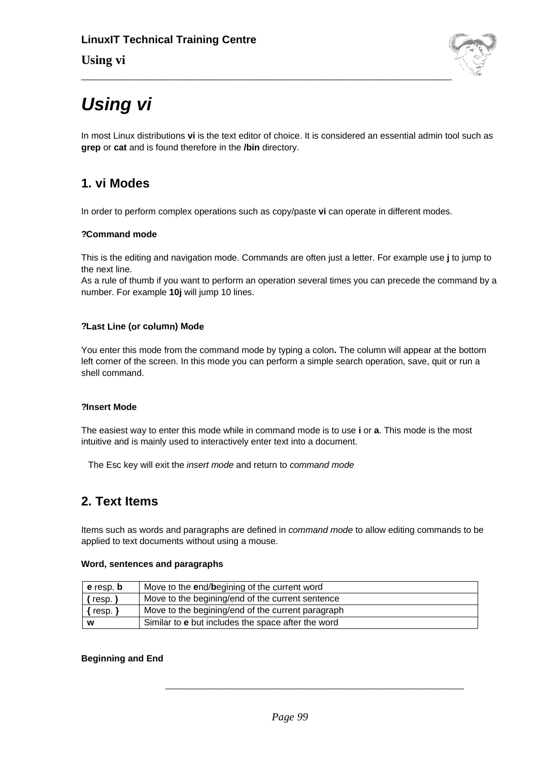# Using vi

In most Linux distributions **vi** is the text editor of choice. It is considered an essential admin tool such as **grep** or **cat** and is found therefore in the **/bin** directory.

## 1. vi Modes

In order to perform complex operations such as copy/paste **vi** can operate in different modes.

**?Command mode**

This is the editing and navigation mode. Commands are often just a letter. For example use **j** to jump to the next line.
As a rule of thumb if you want to perform an operation several times you can precede the command by a number. For example **10j** will jump 10 lines.

**?Last Line (or column) Mode**

You enter this mode from the command mode by typing a colon**.** The column will appear at the bottom left corner of the screen. In this mode you can perform a simple search operation, save, quit or run a shell command.

**?Insert Mode**

The easiest way to enter this mode while in command mode is to use **i** or **a**. This mode is the most intuitive and is mainly used to interactively enter text into a document.

The Esc key will exit the *insert mode* and return to *command mode*

## 2. Text Items

Items such as words and paragraphs are defined in *command mode* to allow editing commands to be applied to text documents without using a mouse.

**Word, sentences and paragraphs**

| | |
|---|---|
| **e** resp. **b** | Move to the **e**nd/**b**egining of the current word |
| **(** resp. **)** | Move to the begining/end of the current sentence |
| **{** resp. **}** | Move to the begining/end of the current paragraph |
| **w** | Similar to **e** but includes the space after the word |

**Beginning and End**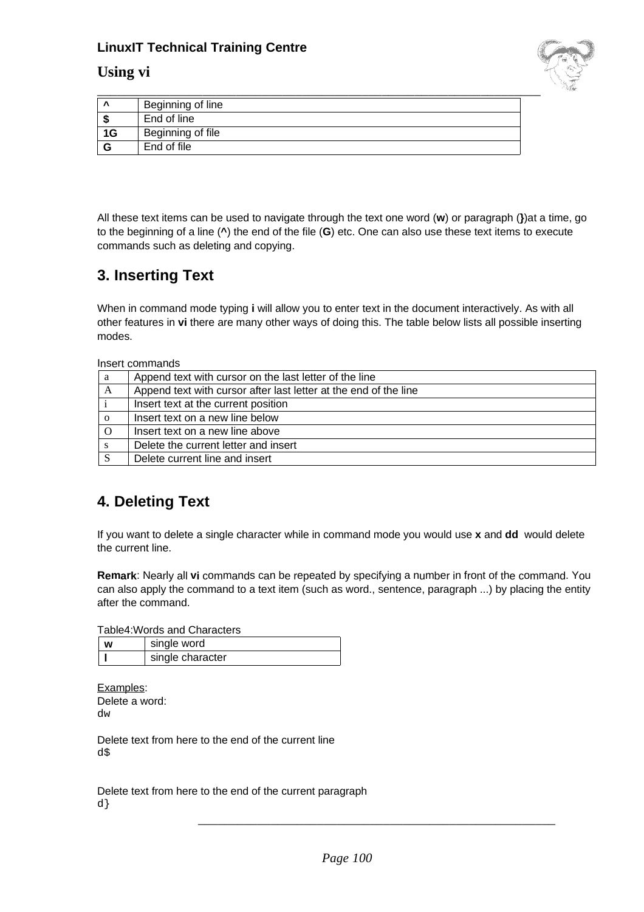| ^ | Beginning of line |
|---|---|
| $ | End of line |
| 1G | Beginning of file |
| G | End of file |

All these text items can be used to navigate through the text one word (**w**) or paragraph (**}**)at a time, go to the beginning of a line (**^**) the end of the file (**G**) etc. One can also use these text items to execute commands such as deleting and copying.

## 3. Inserting Text

When in command mode typing **i** will allow you to enter text in the document interactively. As with all other features in **vi** there are many other ways of doing this. The table below lists all possible inserting modes.

Insert commands

| a | Append text with cursor on the last letter of the line |
|---|---|
| A | Append text with cursor after last letter at the end of the line |
| i | Insert text at the current position |
| o | Insert text on a new line below |
| O | Insert text on a new line above |
| s | Delete the current letter and insert |
| S | Delete current line and insert |

## 4. Deleting Text

If you want to delete a single character while in command mode you would use **x** and **dd** would delete the current line.

**Remark**: Nearly all **vi** commands can be repeated by specifying a number in front of the command. You can also apply the command to a text item (such as word., sentence, paragraph ...) by placing the entity after the command.

Table4:Words and Characters

| w | single word |
|---|---|
| l | single character |

Examples:
Delete a word:
`dw`

Delete text from here to the end of the current line
`d$`

Delete text from here to the end of the current paragraph
`d}`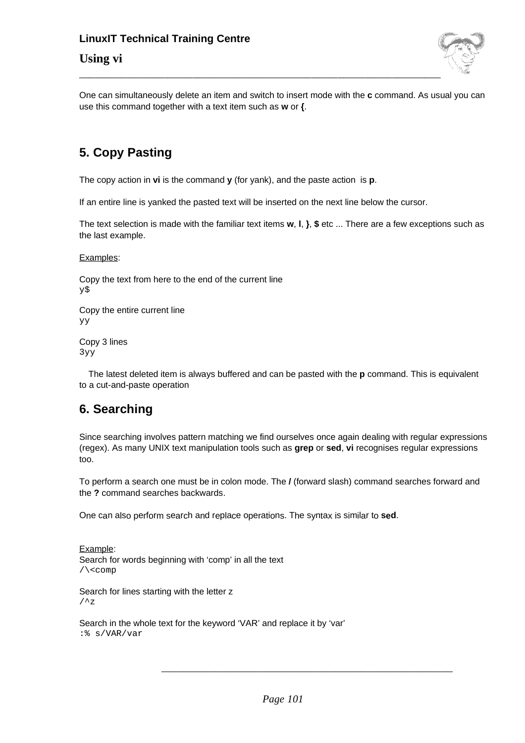One can simultaneously delete an item and switch to insert mode with the **c** command. As usual you can use this command together with a text item such as **w** or **{**.

## 5. Copy Pasting

The copy action in **vi** is the command **y** (for yank), and the paste action is **p**.

If an entire line is yanked the pasted text will be inserted on the next line below the cursor.

The text selection is made with the familiar text items **w**, **l**, **}**, **$** etc ... There are a few exceptions such as the last example.

Examples:

Copy the text from here to the end of the current line
```
y$
```

Copy the entire current line
```
yy
```

Copy 3 lines
```
3yy
```

The latest deleted item is always buffered and can be pasted with the **p** command. This is equivalent to a cut-and-paste operation

## 6. Searching

Since searching involves pattern matching we find ourselves once again dealing with regular expressions (regex). As many UNIX text manipulation tools such as **grep** or **sed**, **vi** recognises regular expressions too.

To perform a search one must be in colon mode. The **/** (forward slash) command searches forward and the **?** command searches backwards.

One can also perform search and replace operations. The syntax is similar to **sed**.

Example:
Search for words beginning with 'comp' in all the text
```
/\<comp
```

Search for lines starting with the letter z
```
/^z
```

Search in the whole text for the keyword 'VAR' and replace it by 'var'
```
:% s/VAR/var
```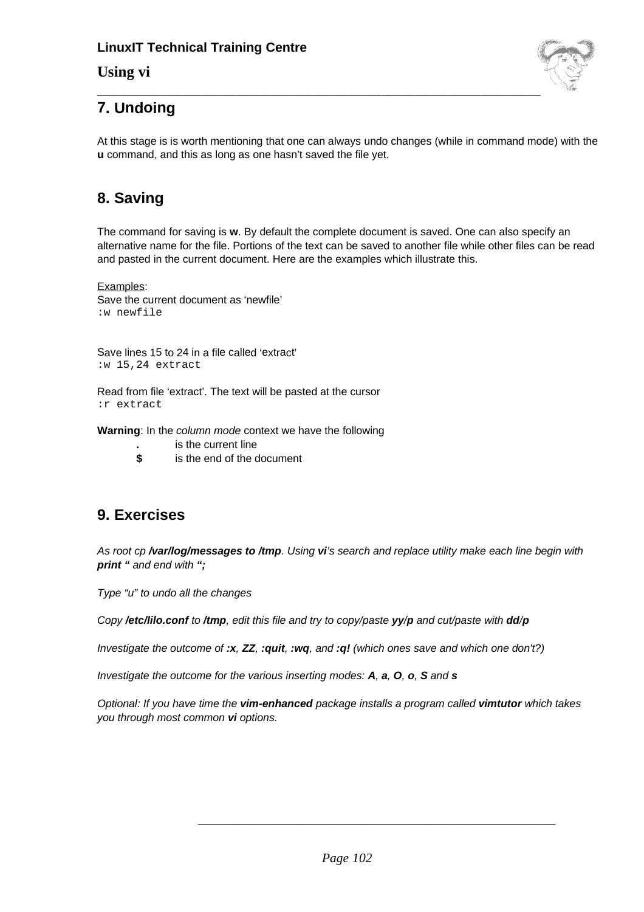## 7. Undoing

At this stage is is worth mentioning that one can always undo changes (while in command mode) with the **u** command, and this as long as one hasn't saved the file yet.

## 8. Saving

The command for saving is **w**. By default the complete document is saved. One can also specify an alternative name for the file. Portions of the text can be saved to another file while other files can be read and pasted in the current document. Here are the examples which illustrate this.

Examples:
Save the current document as 'newfile'
```
:w newfile
```

Save lines 15 to 24 in a file called 'extract'
```
:w 15,24 extract
```

Read from file 'extract'. The text will be pasted at the cursor
```
:r extract
```

**Warning**: In the *column mode* context we have the following

- **.** is the current line
- **$** is the end of the document

## 9. Exercises

*As root cp* ***/var/log/messages to /tmp****. Using* ***vi****'s search and replace utility make each line begin with* ***print "*** *and end with* ***";***

*Type "u" to undo all the changes*

*Copy* ***/etc/lilo.conf*** *to* ***/tmp****, edit this file and try to copy/paste* ***yy/p*** *and cut/paste with* ***dd/p***

*Investigate the outcome of* ***:x****,* ***ZZ****,* ***:quit****,* ***:wq****, and* ***:q!*** *(which ones save and which one don't?)*

*Investigate the outcome for the various inserting modes:* ***A****,* ***a****,* ***O****,* ***o****,* ***S*** *and* ***s***

*Optional: If you have time the* ***vim-enhanced*** *package installs a program called* ***vimtutor*** *which takes you through most common* ***vi*** *options.*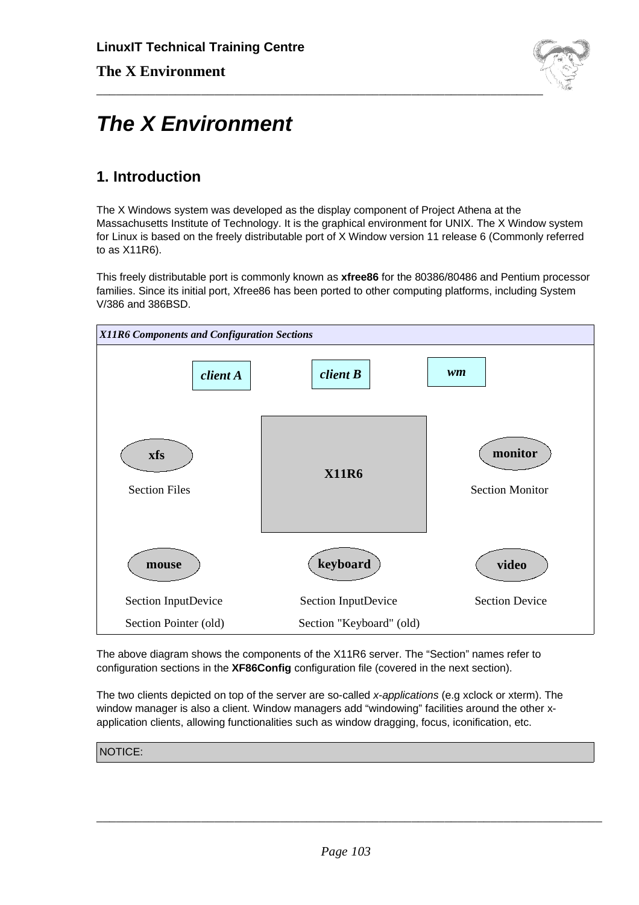# The X Environment

## 1. Introduction

The X Windows system was developed as the display component of Project Athena at the Massachusetts Institute of Technology. It is the graphical environment for UNIX. The X Window system for Linux is based on the freely distributable port of X Window version 11 release 6 (Commonly referred to as X11R6).

This freely distributable port is commonly known as **xfree86** for the 80386/80486 and Pentium processor families. Since its initial port, Xfree86 has been ported to other computing platforms, including System V/386 and 386BSD.

***X11R6 Components and Configuration Sections***

| | | |
|---|---|---|
| | *client A* &nbsp;&nbsp; *client B* | *wm* |
| **xfs**<br>Section Files | **X11R6** | **monitor**<br>Section Monitor |
| **mouse**<br>Section InputDevice<br>Section Pointer (old) | **keyboard**<br>Section InputDevice<br>Section "Keyboard" (old) | **video**<br>Section Device |

The above diagram shows the components of the X11R6 server. The "Section" names refer to configuration sections in the **XF86Config** configuration file (covered in the next section).

The two clients depicted on top of the server are so-called *x-applications* (e.g xclock or xterm). The window manager is also a client. Window managers add "windowing" facilities around the other x-application clients, allowing functionalities such as window dragging, focus, iconification, etc.

| NOTICE: |
|---|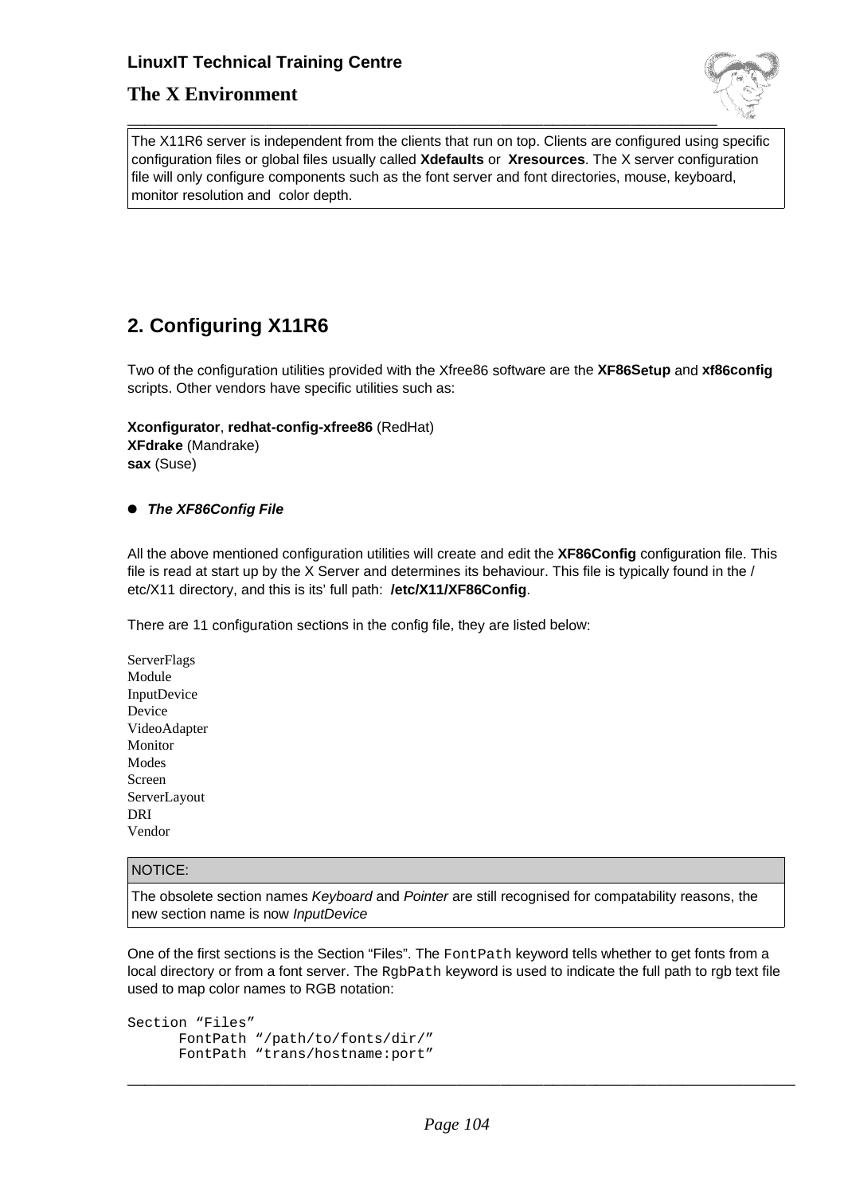The X11R6 server is independent from the clients that run on top. Clients are configured using specific configuration files or global files usually called **Xdefaults** or **Xresources**. The X server configuration file will only configure components such as the font server and font directories, mouse, keyboard, monitor resolution and color depth.

## 2. Configuring X11R6

Two of the configuration utilities provided with the Xfree86 software are the **XF86Setup** and **xf86config** scripts. Other vendors have specific utilities such as:

**Xconfigurator**, **redhat-config-xfree86** (RedHat)
**XFdrake** (Mandrake)
**sax** (Suse)

- ***The XF86Config File***

All the above mentioned configuration utilities will create and edit the **XF86Config** configuration file. This file is read at start up by the X Server and determines its behaviour. This file is typically found in the /etc/X11 directory, and this is its' full path: **/etc/X11/XF86Config**.

There are 11 configuration sections in the config file, they are listed below:

ServerFlags
Module
InputDevice
Device
VideoAdapter
Monitor
Modes
Screen
ServerLayout
DRI
Vendor

| NOTICE: |
|---|
| The obsolete section names *Keyboard* and *Pointer* are still recognised for compatability reasons, the new section name is now *InputDevice* |

One of the first sections is the Section "Files". The `FontPath` keyword tells whether to get fonts from a local directory or from a font server. The `RgbPath` keyword is used to indicate the full path to rgb text file used to map color names to RGB notation:

```
Section "Files"
      FontPath "/path/to/fonts/dir/"
      FontPath "trans/hostname:port"
```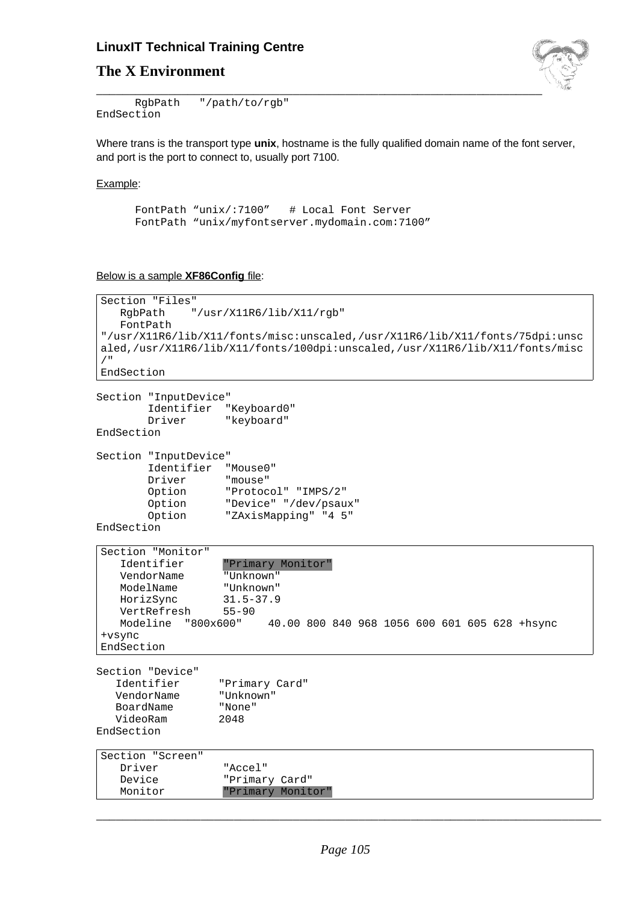```
      RgbPath   "/path/to/rgb"
EndSection
```

Where trans is the transport type **unix**, hostname is the fully qualified domain name of the font server, and port is the port to connect to, usually port 7100.

Example:

```
      FontPath “unix/:7100”   # Local Font Server
      FontPath “unix/myfontserver.mydomain.com:7100”
```

Below is a sample **XF86Config** file:

```
Section "Files"
   RgbPath    "/usr/X11R6/lib/X11/rgb"
   FontPath
"/usr/X11R6/lib/X11/fonts/misc:unscaled,/usr/X11R6/lib/X11/fonts/75dpi:unscaled,/usr/X11R6/lib/X11/fonts/100dpi:unscaled,/usr/X11R6/lib/X11/fonts/misc/"
EndSection
```

```
Section "InputDevice"
        Identifier  "Keyboard0"
        Driver      "keyboard"
EndSection

Section "InputDevice"
        Identifier  "Mouse0"
        Driver      "mouse"
        Option      "Protocol" "IMPS/2"
        Option      "Device" "/dev/psaux"
        Option      "ZAxisMapping" "4 5"
EndSection
```

```
Section "Monitor"
   Identifier      "Primary Monitor"
   VendorName      "Unknown"
   ModelName       "Unknown"
   HorizSync       31.5-37.9
   VertRefresh     55-90
   Modeline  "800x600"    40.00 800 840 968 1056 600 601 605 628 +hsync
+vsync
EndSection
```

```
Section "Device"
   Identifier      "Primary Card"
   VendorName      "Unknown"
   BoardName       "None"
   VideoRam        2048
EndSection
```

```
Section "Screen"
   Driver          "Accel"
   Device          "Primary Card"
   Monitor         "Primary Monitor"
```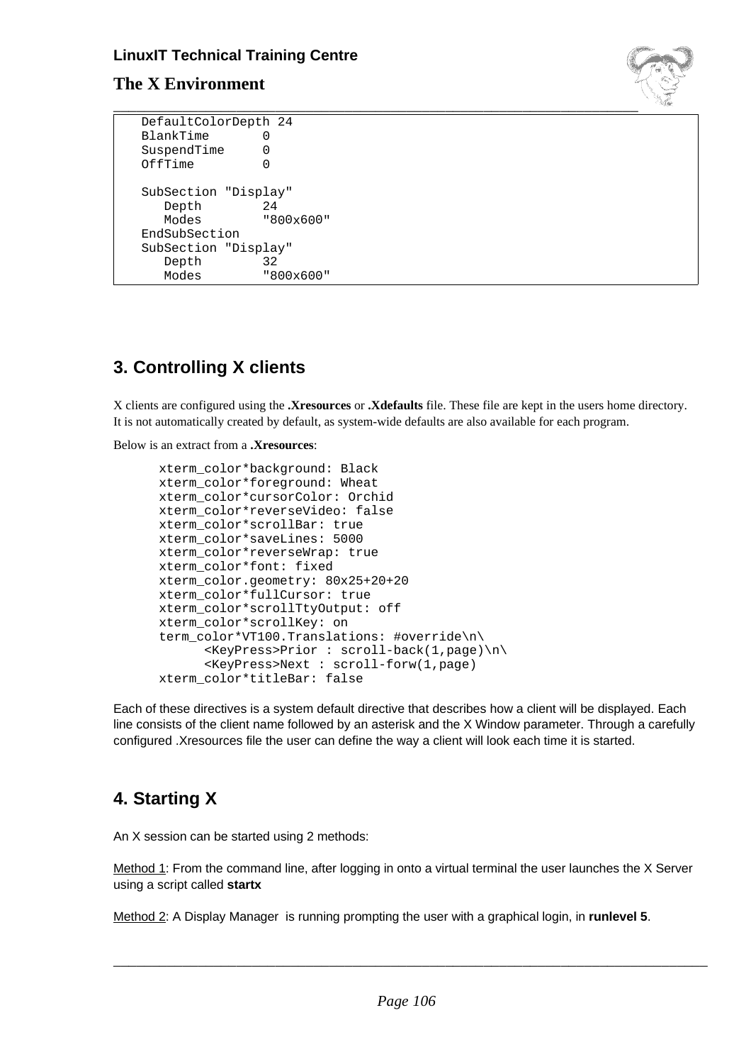```
DefaultColorDepth 24
BlankTime       0
SuspendTime     0
OffTime         0

SubSection "Display"
   Depth        24
   Modes        "800x600"
EndSubSection
SubSection "Display"
   Depth        32
   Modes        "800x600"
```

## 3. Controlling X clients

X clients are configured using the **.Xresources** or **.Xdefaults** file. These file are kept in the users home directory. It is not automatically created by default, as system-wide defaults are also available for each program.

Below is an extract from a **.Xresources**:

```
xterm_color*background: Black
xterm_color*foreground: Wheat
xterm_color*cursorColor: Orchid
xterm_color*reverseVideo: false
xterm_color*scrollBar: true
xterm_color*saveLines: 5000
xterm_color*reverseWrap: true
xterm_color*font: fixed
xterm_color.geometry: 80x25+20+20
xterm_color*fullCursor: true
xterm_color*scrollTtyOutput: off
xterm_color*scrollKey: on
term_color*VT100.Translations: #override\n\
      <KeyPress>Prior : scroll-back(1,page)\n\
      <KeyPress>Next : scroll-forw(1,page)
xterm_color*titleBar: false
```

Each of these directives is a system default directive that describes how a client will be displayed. Each line consists of the client name followed by an asterisk and the X Window parameter. Through a carefully configured .Xresources file the user can define the way a client will look each time it is started.

## 4. Starting X

An X session can be started using 2 methods:

Method 1: From the command line, after logging in onto a virtual terminal the user launches the X Server using a script called **startx**

Method 2: A Display Manager is running prompting the user with a graphical login, in **runlevel 5**.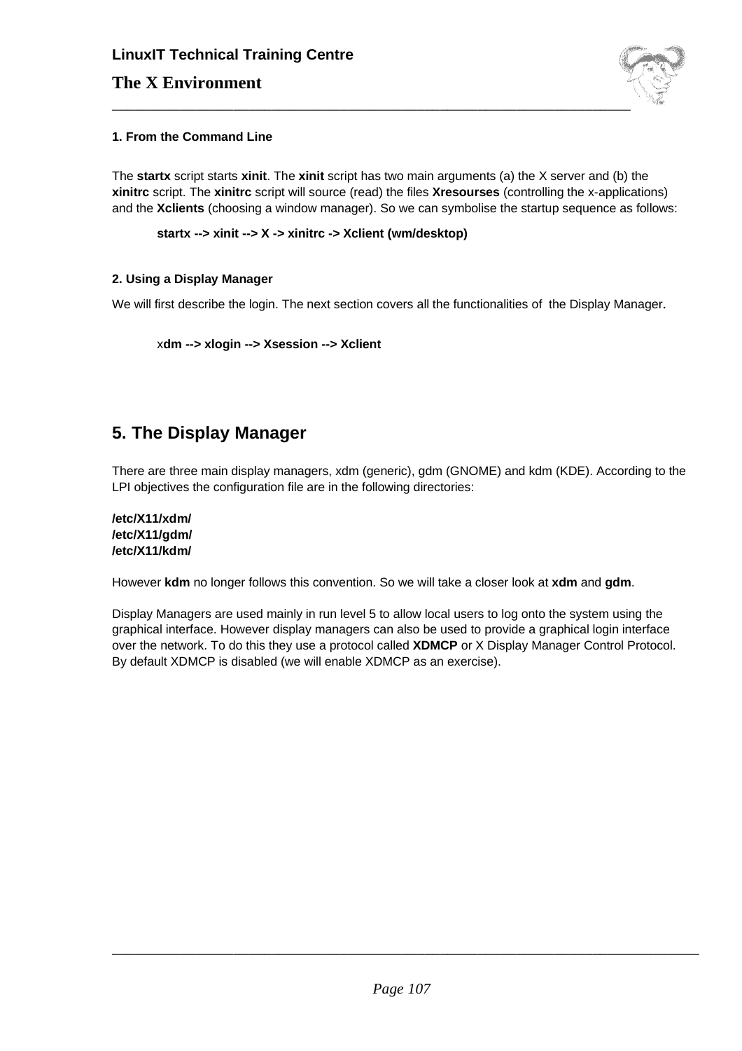### 1. From the Command Line

The **startx** script starts **xinit**. The **xinit** script has two main arguments (a) the X server and (b) the **xinitrc** script. The **xinitrc** script will source (read) the files **Xresourses** (controlling the x-applications) and the **Xclients** (choosing a window manager). So we can symbolise the startup sequence as follows:

> **startx --> xinit --> X -> xinitrc -> Xclient (wm/desktop)**

### 2. Using a Display Manager

We will first describe the login. The next section covers all the functionalities of the Display Manager.

> x**dm --> xlogin --> Xsession --> Xclient**

## 5. The Display Manager

There are three main display managers, xdm (generic), gdm (GNOME) and kdm (KDE). According to the LPI objectives the configuration file are in the following directories:

**/etc/X11/xdm/**
**/etc/X11/gdm/**
**/etc/X11/kdm/**

However **kdm** no longer follows this convention. So we will take a closer look at **xdm** and **gdm**.

Display Managers are used mainly in run level 5 to allow local users to log onto the system using the graphical interface. However display managers can also be used to provide a graphical login interface over the network. To do this they use a protocol called **XDMCP** or X Display Manager Control Protocol. By default XDMCP is disabled (we will enable XDMCP as an exercise).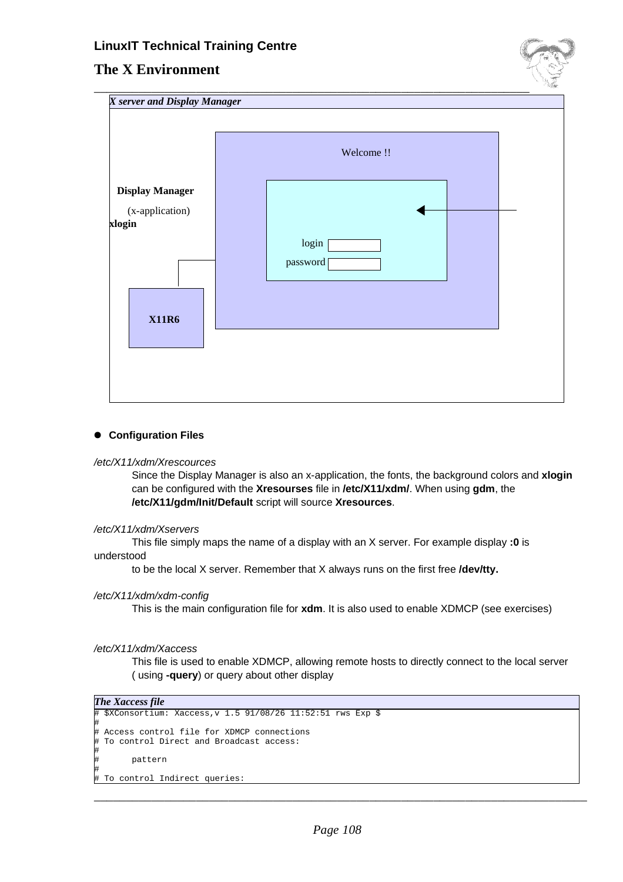*X server and Display Manager*

Welcome !!

**Display Manager**

(x-application)

**xlogin**

login

password

**X11R6**

- **Configuration Files**

*/etc/X11/xdm/Xrescources*

Since the Display Manager is also an x-application, the fonts, the background colors and **xlogin** can be configured with the **Xresourses** file in **/etc/X11/xdm/**. When using **gdm**, the **/etc/X11/gdm/Init/Default** script will source **Xresources**.

*/etc/X11/xdm/Xservers*

This file simply maps the name of a display with an X server. For example display **:0** is understood to be the local X server. Remember that X always runs on the first free **/dev/tty.**

*/etc/X11/xdm/xdm-config*

This is the main configuration file for **xdm**. It is also used to enable XDMCP (see exercises)

*/etc/X11/xdm/Xaccess*

This file is used to enable XDMCP, allowing remote hosts to directly connect to the local server ( using **-query**) or query about other display

*The Xaccess file*

```
# $XConsortium: Xaccess,v 1.5 91/08/26 11:52:51 rws Exp $
#
# Access control file for XDMCP connections
# To control Direct and Broadcast access:
#
#       pattern
#
# To control Indirect queries:
```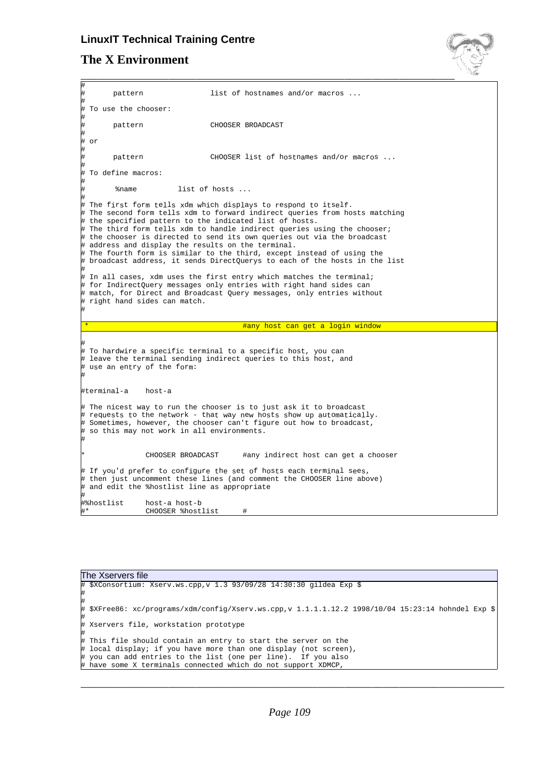```
#
#      pattern               list of hostnames and/or macros ...
#
# To use the chooser:
#
#      pattern               CHOOSER BROADCAST
#
# or
#
#      pattern               CHOOSER list of hostnames and/or macros ...
#
# To define macros:
#
#       %name         list of hosts ...
#
# The first form tells xdm which displays to respond to itself.
# The second form tells xdm to forward indirect queries from hosts matching
# the specified pattern to the indicated list of hosts.
# The third form tells xdm to handle indirect queries using the chooser;
# the chooser is directed to send its own queries out via the broadcast
# address and display the results on the terminal.
# The fourth form is similar to the third, except instead of using the
# broadcast address, it sends DirectQuerys to each of the hosts in the list
#
# In all cases, xdm uses the first entry which matches the terminal;
# for IndirectQuery messages only entries with right hand sides can
# match, for Direct and Broadcast Query messages, only entries without
# right hand sides can match.
#

 *                                      #any host can get a login window

#
# To hardwire a specific terminal to a specific host, you can
# leave the terminal sending indirect queries to this host, and
# use an entry of the form:
#

#terminal-a    host-a

# The nicest way to run the chooser is to just ask it to broadcast
# requests to the network - that way new hosts show up automatically.
# Sometimes, however, the chooser can't figure out how to broadcast,
# so this may not work in all environments.
#

*              CHOOSER BROADCAST     #any indirect host can get a chooser

# If you'd prefer to configure the set of hosts each terminal sees,
# then just uncomment these lines (and comment the CHOOSER line above)
# and edit the %hostlist line as appropriate
#
#%hostlist     host-a host-b
#*             CHOOSER %hostlist     #
```

The Xservers file

```
# $XConsortium: Xserv.ws.cpp,v 1.3 93/09/28 14:30:30 gildea Exp $
#
#
# $XFree86: xc/programs/xdm/config/Xserv.ws.cpp,v 1.1.1.1.12.2 1998/10/04 15:23:14 hohndel Exp $
#
# Xservers file, workstation prototype
#
# This file should contain an entry to start the server on the
# local display; if you have more than one display (not screen),
# you can add entries to the list (one per line).  If you also
# have some X terminals connected which do not support XDMCP,
```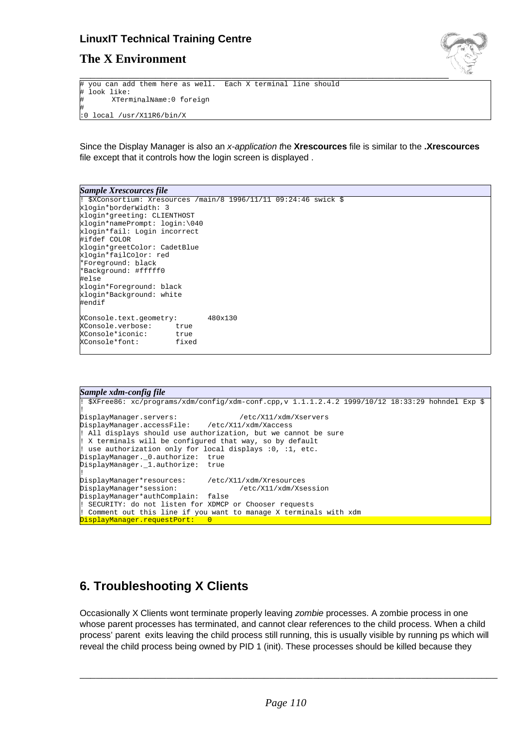```
# you can add them here as well.  Each X terminal line should
# look like:
#       XTerminalName:0 foreign
#
:0 local /usr/X11R6/bin/X
```

Since the Display Manager is also an *x-application t*he **Xrescources** file is similar to the **.Xrescources** file except that it controls how the login screen is displayed .

***Sample Xrescources file***

```
! $XConsortium: Xresources /main/8 1996/11/11 09:24:46 swick $
xlogin*borderWidth: 3
xlogin*greeting: CLIENTHOST
xlogin*namePrompt: login:\040
xlogin*fail: Login incorrect
#ifdef COLOR
xlogin*greetColor: CadetBlue
xlogin*failColor: red
*Foreground: black
*Background: #fffff0
#else
xlogin*Foreground: black
xlogin*Background: white
#endif

XConsole.text.geometry:       480x130
XConsole.verbose:       true
XConsole*iconic:        true
XConsole*font:          fixed
```

***Sample xdm-config file***

```
! $XFree86: xc/programs/xdm/config/xdm-conf.cpp,v 1.1.1.2.4.2 1999/10/12 18:33:29 hohndel Exp $
!
DisplayManager.servers:               /etc/X11/xdm/Xservers
DisplayManager.accessFile:    /etc/X11/xdm/Xaccess
! All displays should use authorization, but we cannot be sure
! X terminals will be configured that way, so by default
! use authorization only for local displays :0, :1, etc.
DisplayManager._0.authorize:  true
DisplayManager._1.authorize:  true
!
DisplayManager*resources:     /etc/X11/xdm/Xresources
DisplayManager*session:               /etc/X11/xdm/Xsession
DisplayManager*authComplain:  false
! SECURITY: do not listen for XDMCP or Chooser requests
! Comment out this line if you want to manage X terminals with xdm
DisplayManager.requestPort:   0
```

## 6. Troubleshooting X Clients

Occasionally X Clients wont terminate properly leaving *zombie* processes. A zombie process in one whose parent processes has terminated, and cannot clear references to the child process. When a child process' parent exits leaving the child process still running, this is usually visible by running ps which will reveal the child process being owned by PID 1 (init). These processes should be killed because they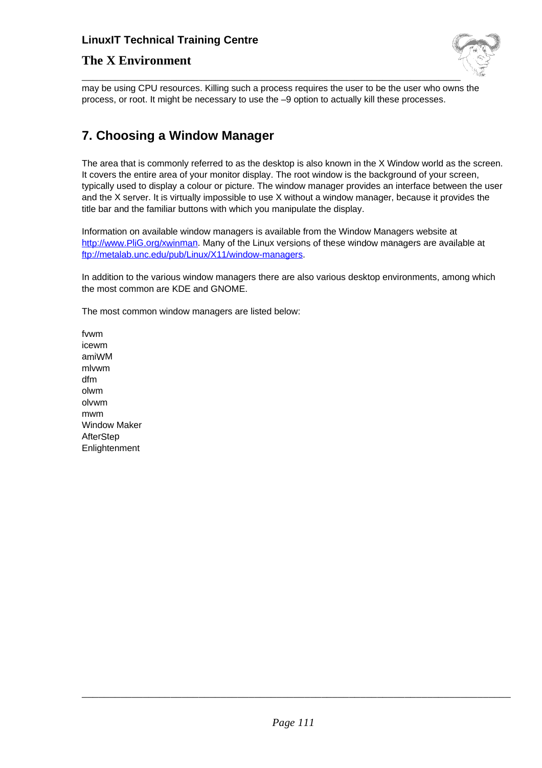may be using CPU resources. Killing such a process requires the user to be the user who owns the process, or root. It might be necessary to use the –9 option to actually kill these processes.

## 7. Choosing a Window Manager

The area that is commonly referred to as the desktop is also known in the X Window world as the screen. It covers the entire area of your monitor display. The root window is the background of your screen, typically used to display a colour or picture. The window manager provides an interface between the user and the X server. It is virtually impossible to use X without a window manager, because it provides the title bar and the familiar buttons with which you manipulate the display.

Information on available window managers is available from the Window Managers website at [http://www.PliG.org/xwinman](http://www.PliG.org/xwinman). Many of the Linux versions of these window managers are available at [ftp://metalab.unc.edu/pub/Linux/X11/window-managers](ftp://metalab.unc.edu/pub/Linux/X11/window-managers).

In addition to the various window managers there are also various desktop environments, among which the most common are KDE and GNOME.

The most common window managers are listed below:

fvwm
icewm
amiWM
mlvwm
dfm
olwm
olvwm
mwm
Window Maker
AfterStep
Enlightenment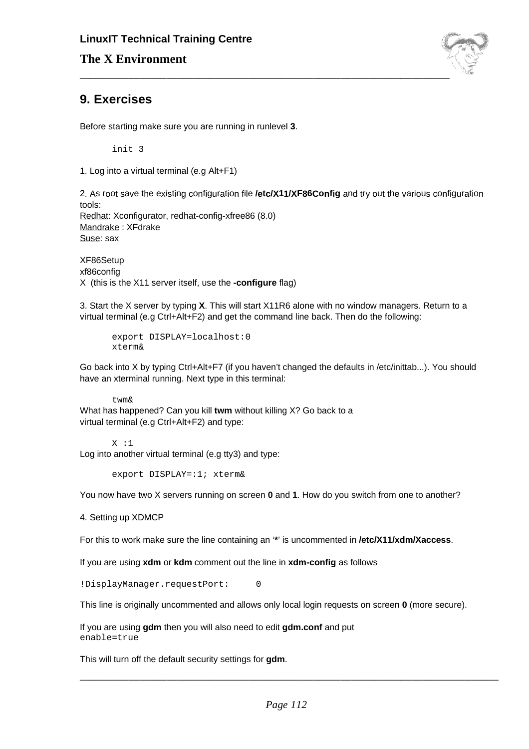## 9. Exercises

Before starting make sure you are running in runlevel **3**.

```
init 3
```

1. Log into a virtual terminal (e.g Alt+F1)

2. As root save the existing configuration file **/etc/X11/XF86Config** and try out the various configuration tools:
Redhat: Xconfigurator, redhat-config-xfree86 (8.0)
Mandrake : XFdrake
Suse: sax

XF86Setup
xf86config
X (this is the X11 server itself, use the **-configure** flag)

3. Start the X server by typing **X**. This will start X11R6 alone with no window managers. Return to a virtual terminal (e.g Ctrl+Alt+F2) and get the command line back. Then do the following:

```
export DISPLAY=localhost:0
xterm&
```

Go back into X by typing Ctrl+Alt+F7 (if you haven't changed the defaults in /etc/inittab...). You should have an xterminal running. Next type in this terminal:

```
twm&
```

What has happened? Can you kill **twm** without killing X? Go back to a virtual terminal (e.g Ctrl+Alt+F2) and type:

```
X :1
```

Log into another virtual terminal (e.g tty3) and type:

```
export DISPLAY=:1; xterm&
```

You now have two X servers running on screen **0** and **1**. How do you switch from one to another?

4. Setting up XDMCP

For this to work make sure the line containing an '**\***' is uncommented in **/etc/X11/xdm/Xaccess**.

If you are using **xdm** or **kdm** comment out the line in **xdm-config** as follows

```
!DisplayManager.requestPort:     0
```

This line is originally uncommented and allows only local login requests on screen **0** (more secure).

If you are using **gdm** then you will also need to edit **gdm.conf** and put
`enable=true`

This will turn off the default security settings for **gdm**.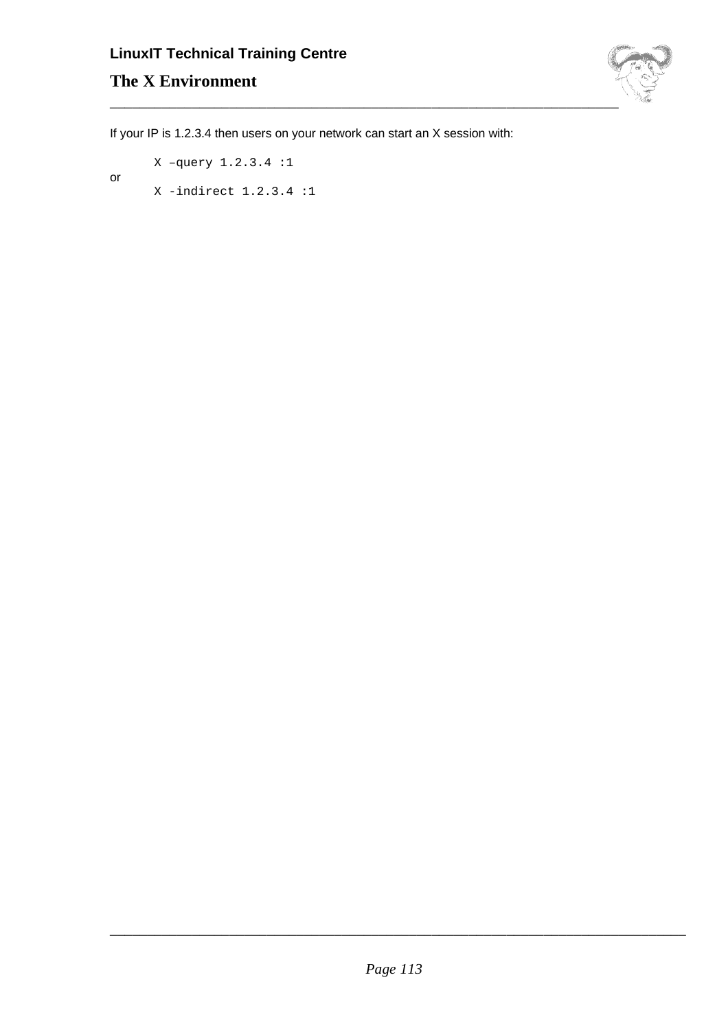If your IP is 1.2.3.4 then users on your network can start an X session with:

```
X –query 1.2.3.4 :1
```

or

```
X -indirect 1.2.3.4 :1
```